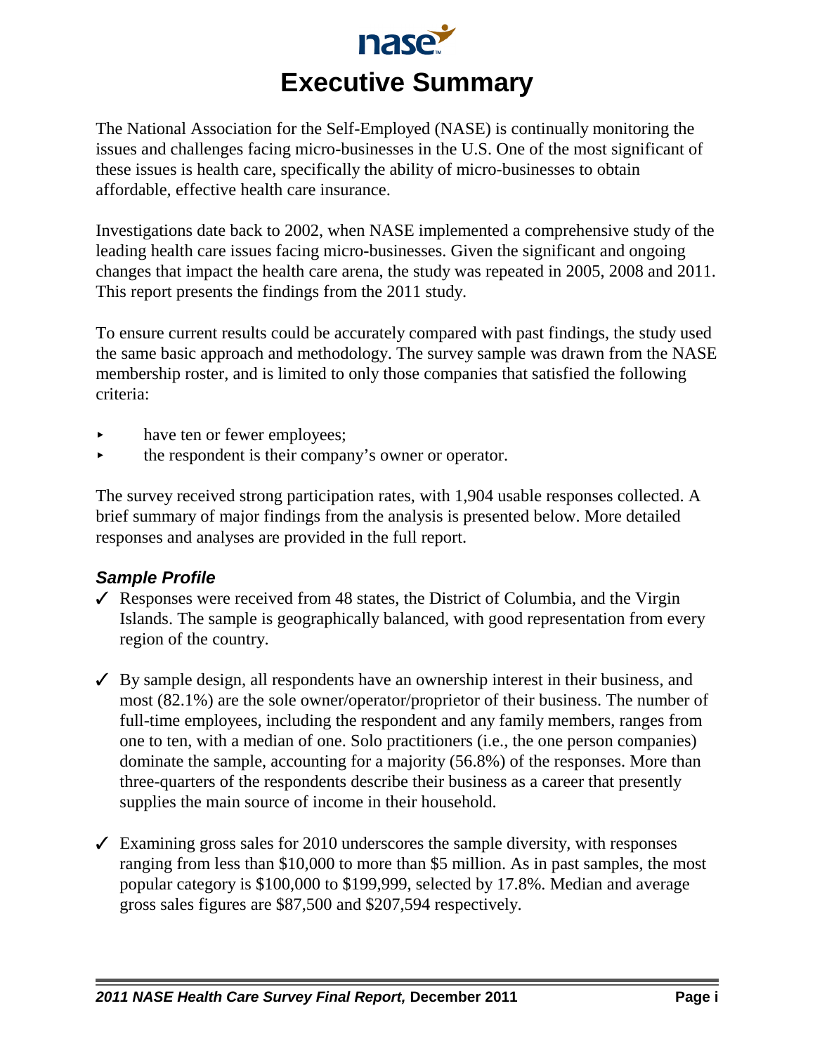# Executive Summary

The National Association for the Self-Employed (NASE) is continually monitoring the issues and challenges facing micro-businesses in the U.S. One of the most significant of these issues is health care, specifically the ability of micro-businesses to obtain affordable, effective health care insurance.

Investigations date back to 2002, when NASE implemented a comprehensive study of the leading health care issues facing micro-businesses. Given the significant and ongoing changes that impact the health care arena, the study was repeated in 2005, 2008 and 2011. This report presents the findings from the 2011 study.

To ensure current results could be accurately compared with past findings, the study used the same basic approach and methodology. The survey sample was drawn from the NASE membership roster, and is limited to only those companies that satisfied the following criteria:

- have ten or fewer employees;
- the respondent is their company's owner or operator.

The survey received strong participation rates, with 1,904 usable responses collected. A brief summary of major findings from the analysis is presented below. More detailed responses and analyses are provided in the full report.

### *Sample Profile*

- ✓ Responses were received from 48 states, the District of Columbia, and the Virgin Islands. The sample is geographically balanced, with good representation from every region of the country.

- ✓ By sample design, all respondents have an ownership interest in their business, and most (82.1%) are the sole owner/operator/proprietor of their business. The number of full-time employees, including the respondent and any family members, ranges from one to ten, with a median of one. Solo practitioners (i.e., the one person companies) dominate the sample, accounting for a majority (56.8%) of the responses. More than three-quarters of the respondents describe their business as a career that presently supplies the main source of income in their household.

- ✓ Examining gross sales for 2010 underscores the sample diversity, with responses ranging from less than $10,000 to more than $5 million. As in past samples, the most popular category is $100,000 to $199,999, selected by 17.8%. Median and average gross sales figures are $87,500 and $207,594 respectively.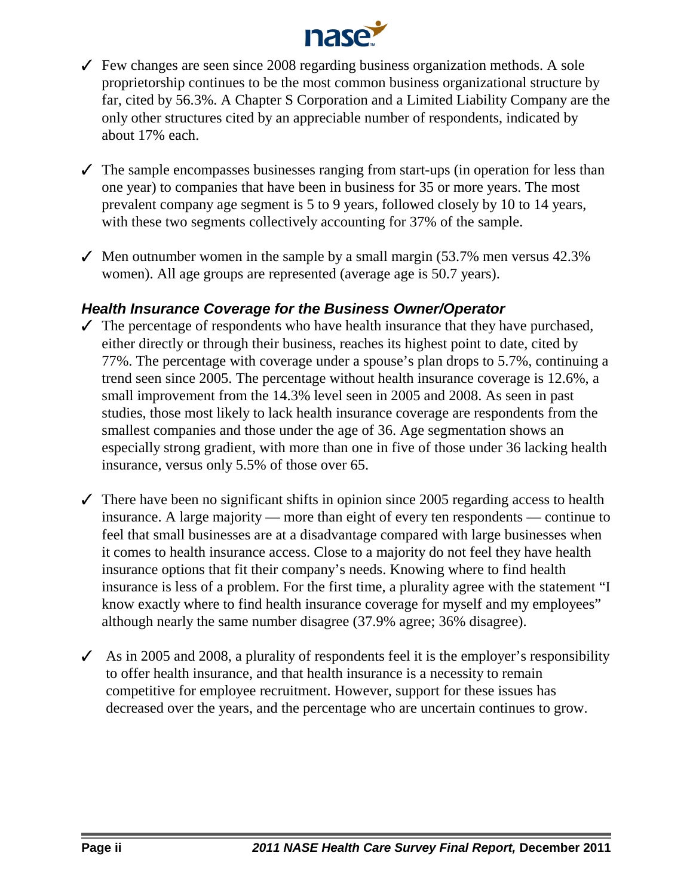- ✓ Few changes are seen since 2008 regarding business organization methods. A sole proprietorship continues to be the most common business organizational structure by far, cited by 56.3%. A Chapter S Corporation and a Limited Liability Company are the only other structures cited by an appreciable number of respondents, indicated by about 17% each.

- ✓ The sample encompasses businesses ranging from start-ups (in operation for less than one year) to companies that have been in business for 35 or more years. The most prevalent company age segment is 5 to 9 years, followed closely by 10 to 14 years, with these two segments collectively accounting for 37% of the sample.

- ✓ Men outnumber women in the sample by a small margin (53.7% men versus 42.3% women). All age groups are represented (average age is 50.7 years).

### *Health Insurance Coverage for the Business Owner/Operator*

- ✓ The percentage of respondents who have health insurance that they have purchased, either directly or through their business, reaches its highest point to date, cited by 77%. The percentage with coverage under a spouse's plan drops to 5.7%, continuing a trend seen since 2005. The percentage without health insurance coverage is 12.6%, a small improvement from the 14.3% level seen in 2005 and 2008. As seen in past studies, those most likely to lack health insurance coverage are respondents from the smallest companies and those under the age of 36. Age segmentation shows an especially strong gradient, with more than one in five of those under 36 lacking health insurance, versus only 5.5% of those over 65.

- ✓ There have been no significant shifts in opinion since 2005 regarding access to health insurance. A large majority — more than eight of every ten respondents — continue to feel that small businesses are at a disadvantage compared with large businesses when it comes to health insurance access. Close to a majority do not feel they have health insurance options that fit their company's needs. Knowing where to find health insurance is less of a problem. For the first time, a plurality agree with the statement "I know exactly where to find health insurance coverage for myself and my employees" although nearly the same number disagree (37.9% agree; 36% disagree).

- ✓ As in 2005 and 2008, a plurality of respondents feel it is the employer's responsibility to offer health insurance, and that health insurance is a necessity to remain competitive for employee recruitment. However, support for these issues has decreased over the years, and the percentage who are uncertain continues to grow.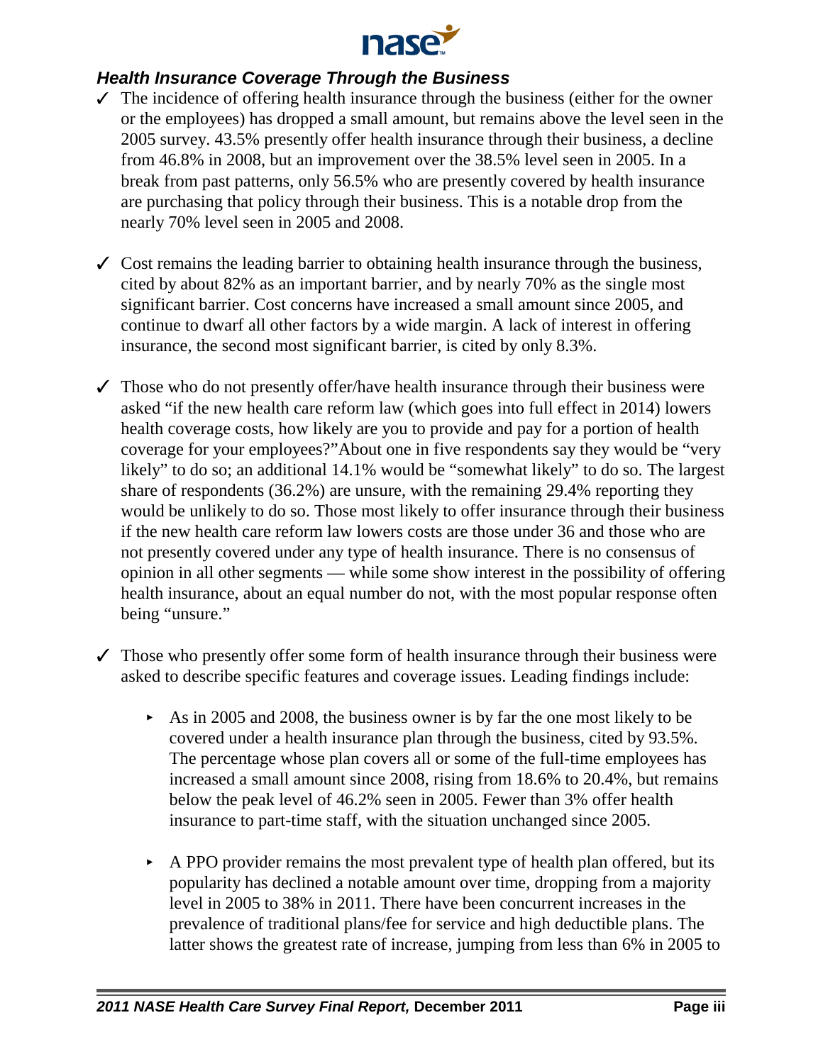### *Health Insurance Coverage Through the Business*

- ✓ The incidence of offering health insurance through the business (either for the owner or the employees) has dropped a small amount, but remains above the level seen in the 2005 survey. 43.5% presently offer health insurance through their business, a decline from 46.8% in 2008, but an improvement over the 38.5% level seen in 2005. In a break from past patterns, only 56.5% who are presently covered by health insurance are purchasing that policy through their business. This is a notable drop from the nearly 70% level seen in 2005 and 2008.

- ✓ Cost remains the leading barrier to obtaining health insurance through the business, cited by about 82% as an important barrier, and by nearly 70% as the single most significant barrier. Cost concerns have increased a small amount since 2005, and continue to dwarf all other factors by a wide margin. A lack of interest in offering insurance, the second most significant barrier, is cited by only 8.3%.

- ✓ Those who do not presently offer/have health insurance through their business were asked "if the new health care reform law (which goes into full effect in 2014) lowers health coverage costs, how likely are you to provide and pay for a portion of health coverage for your employees?"About one in five respondents say they would be "very likely" to do so; an additional 14.1% would be "somewhat likely" to do so. The largest share of respondents (36.2%) are unsure, with the remaining 29.4% reporting they would be unlikely to do so. Those most likely to offer insurance through their business if the new health care reform law lowers costs are those under 36 and those who are not presently covered under any type of health insurance. There is no consensus of opinion in all other segments — while some show interest in the possibility of offering health insurance, about an equal number do not, with the most popular response often being "unsure."

- ✓ Those who presently offer some form of health insurance through their business were asked to describe specific features and coverage issues. Leading findings include:

  - As in 2005 and 2008, the business owner is by far the one most likely to be covered under a health insurance plan through the business, cited by 93.5%. The percentage whose plan covers all or some of the full-time employees has increased a small amount since 2008, rising from 18.6% to 20.4%, but remains below the peak level of 46.2% seen in 2005. Fewer than 3% offer health insurance to part-time staff, with the situation unchanged since 2005.

  - A PPO provider remains the most prevalent type of health plan offered, but its popularity has declined a notable amount over time, dropping from a majority level in 2005 to 38% in 2011. There have been concurrent increases in the prevalence of traditional plans/fee for service and high deductible plans. The latter shows the greatest rate of increase, jumping from less than 6% in 2005 to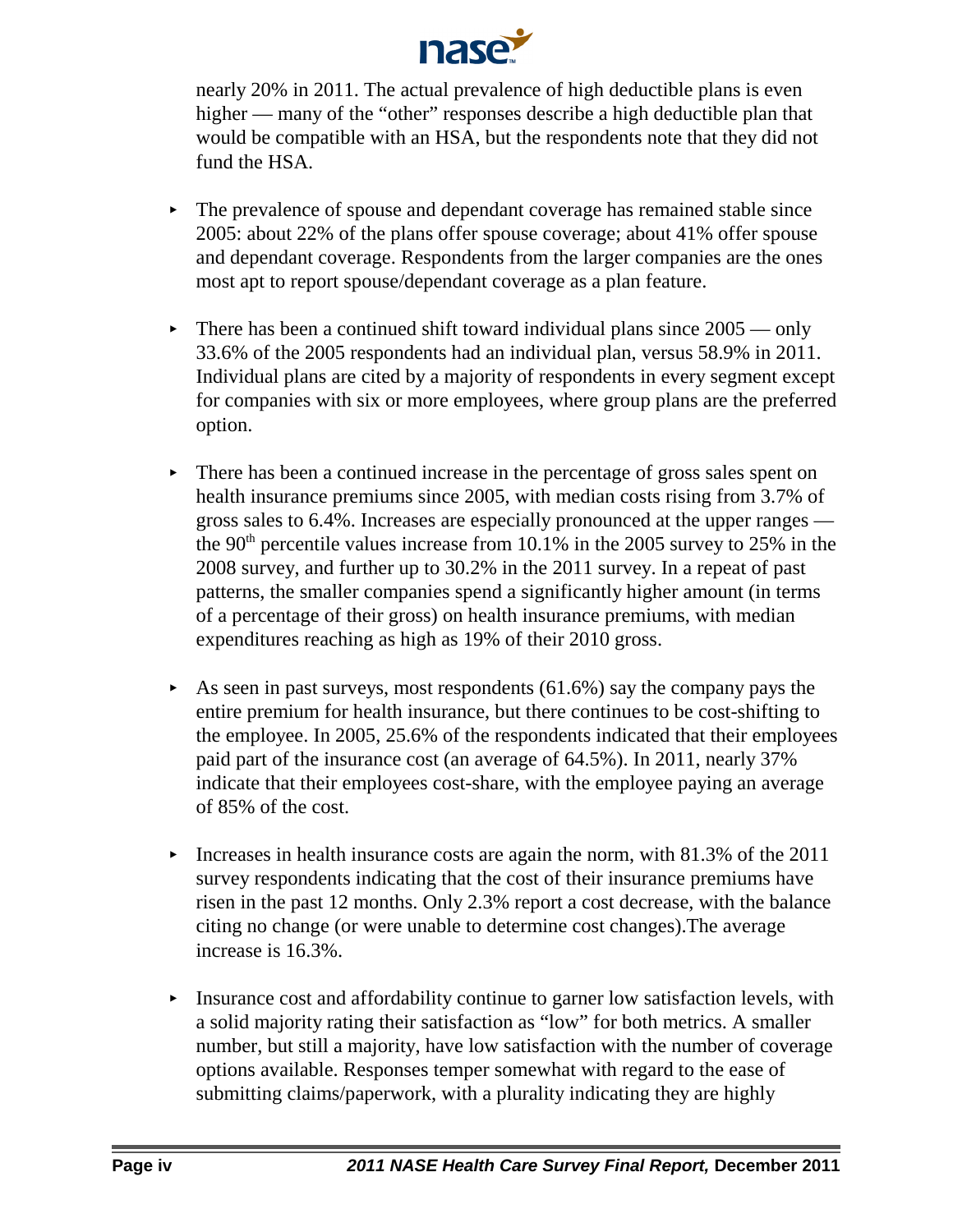nearly 20% in 2011. The actual prevalence of high deductible plans is even higher — many of the "other" responses describe a high deductible plan that would be compatible with an HSA, but the respondents note that they did not fund the HSA.

- The prevalence of spouse and dependant coverage has remained stable since 2005: about 22% of the plans offer spouse coverage; about 41% offer spouse and dependant coverage. Respondents from the larger companies are the ones most apt to report spouse/dependant coverage as a plan feature.

- There has been a continued shift toward individual plans since 2005 — only 33.6% of the 2005 respondents had an individual plan, versus 58.9% in 2011. Individual plans are cited by a majority of respondents in every segment except for companies with six or more employees, where group plans are the preferred option.

- There has been a continued increase in the percentage of gross sales spent on health insurance premiums since 2005, with median costs rising from 3.7% of gross sales to 6.4%. Increases are especially pronounced at the upper ranges — the 90th percentile values increase from 10.1% in the 2005 survey to 25% in the 2008 survey, and further up to 30.2% in the 2011 survey. In a repeat of past patterns, the smaller companies spend a significantly higher amount (in terms of a percentage of their gross) on health insurance premiums, with median expenditures reaching as high as 19% of their 2010 gross.

- As seen in past surveys, most respondents (61.6%) say the company pays the entire premium for health insurance, but there continues to be cost-shifting to the employee. In 2005, 25.6% of the respondents indicated that their employees paid part of the insurance cost (an average of 64.5%). In 2011, nearly 37% indicate that their employees cost-share, with the employee paying an average of 85% of the cost.

- Increases in health insurance costs are again the norm, with 81.3% of the 2011 survey respondents indicating that the cost of their insurance premiums have risen in the past 12 months. Only 2.3% report a cost decrease, with the balance citing no change (or were unable to determine cost changes).The average increase is 16.3%.

- Insurance cost and affordability continue to garner low satisfaction levels, with a solid majority rating their satisfaction as "low" for both metrics. A smaller number, but still a majority, have low satisfaction with the number of coverage options available. Responses temper somewhat with regard to the ease of submitting claims/paperwork, with a plurality indicating they are highly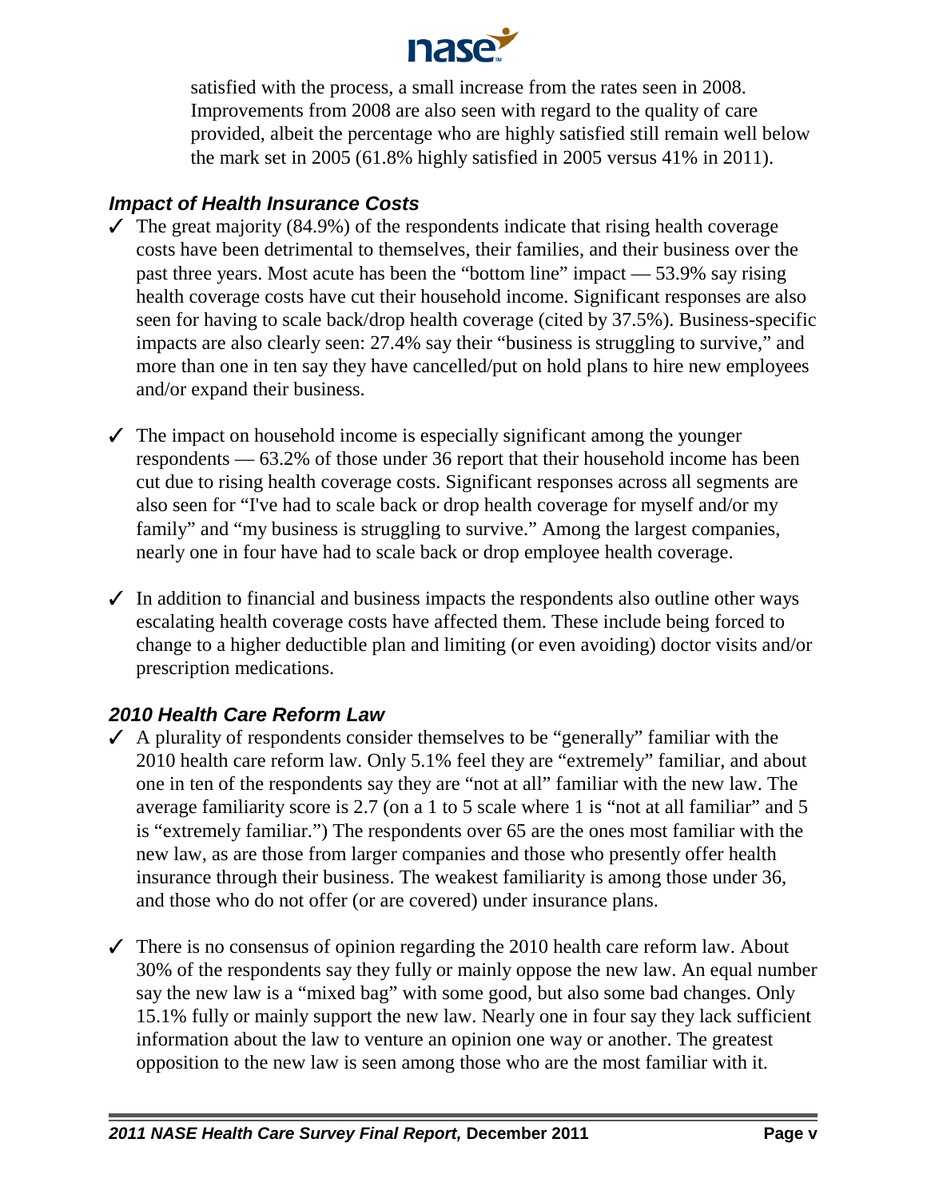satisfied with the process, a small increase from the rates seen in 2008. Improvements from 2008 are also seen with regard to the quality of care provided, albeit the percentage who are highly satisfied still remain well below the mark set in 2005 (61.8% highly satisfied in 2005 versus 41% in 2011).

### *Impact of Health Insurance Costs*

- ✓ The great majority (84.9%) of the respondents indicate that rising health coverage costs have been detrimental to themselves, their families, and their business over the past three years. Most acute has been the "bottom line" impact — 53.9% say rising health coverage costs have cut their household income. Significant responses are also seen for having to scale back/drop health coverage (cited by 37.5%). Business-specific impacts are also clearly seen: 27.4% say their "business is struggling to survive," and more than one in ten say they have cancelled/put on hold plans to hire new employees and/or expand their business.

- ✓ The impact on household income is especially significant among the younger respondents — 63.2% of those under 36 report that their household income has been cut due to rising health coverage costs. Significant responses across all segments are also seen for "I've had to scale back or drop health coverage for myself and/or my family" and "my business is struggling to survive." Among the largest companies, nearly one in four have had to scale back or drop employee health coverage.

- ✓ In addition to financial and business impacts the respondents also outline other ways escalating health coverage costs have affected them. These include being forced to change to a higher deductible plan and limiting (or even avoiding) doctor visits and/or prescription medications.

### *2010 Health Care Reform Law*

- ✓ A plurality of respondents consider themselves to be "generally" familiar with the 2010 health care reform law. Only 5.1% feel they are "extremely" familiar, and about one in ten of the respondents say they are "not at all" familiar with the new law. The average familiarity score is 2.7 (on a 1 to 5 scale where 1 is "not at all familiar" and 5 is "extremely familiar.") The respondents over 65 are the ones most familiar with the new law, as are those from larger companies and those who presently offer health insurance through their business. The weakest familiarity is among those under 36, and those who do not offer (or are covered) under insurance plans.

- ✓ There is no consensus of opinion regarding the 2010 health care reform law. About 30% of the respondents say they fully or mainly oppose the new law. An equal number say the new law is a "mixed bag" with some good, but also some bad changes. Only 15.1% fully or mainly support the new law. Nearly one in four say they lack sufficient information about the law to venture an opinion one way or another. The greatest opposition to the new law is seen among those who are the most familiar with it.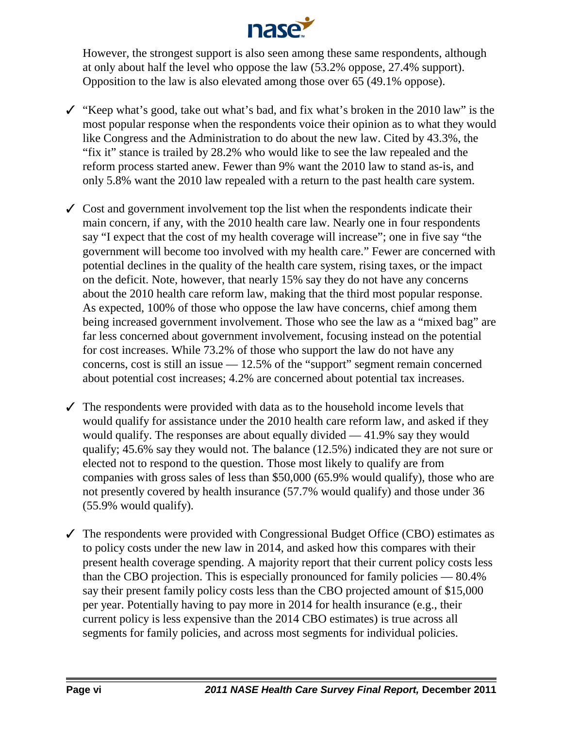However, the strongest support is also seen among these same respondents, although at only about half the level who oppose the law (53.2% oppose, 27.4% support). Opposition to the law is also elevated among those over 65 (49.1% oppose).

- ✓ "Keep what's good, take out what's bad, and fix what's broken in the 2010 law" is the most popular response when the respondents voice their opinion as to what they would like Congress and the Administration to do about the new law. Cited by 43.3%, the "fix it" stance is trailed by 28.2% who would like to see the law repealed and the reform process started anew. Fewer than 9% want the 2010 law to stand as-is, and only 5.8% want the 2010 law repealed with a return to the past health care system.

- ✓ Cost and government involvement top the list when the respondents indicate their main concern, if any, with the 2010 health care law. Nearly one in four respondents say "I expect that the cost of my health coverage will increase"; one in five say "the government will become too involved with my health care." Fewer are concerned with potential declines in the quality of the health care system, rising taxes, or the impact on the deficit. Note, however, that nearly 15% say they do not have any concerns about the 2010 health care reform law, making that the third most popular response. As expected, 100% of those who oppose the law have concerns, chief among them being increased government involvement. Those who see the law as a "mixed bag" are far less concerned about government involvement, focusing instead on the potential for cost increases. While 73.2% of those who support the law do not have any concerns, cost is still an issue — 12.5% of the "support" segment remain concerned about potential cost increases; 4.2% are concerned about potential tax increases.

- ✓ The respondents were provided with data as to the household income levels that would qualify for assistance under the 2010 health care reform law, and asked if they would qualify. The responses are about equally divided — 41.9% say they would qualify; 45.6% say they would not. The balance (12.5%) indicated they are not sure or elected not to respond to the question. Those most likely to qualify are from companies with gross sales of less than $50,000 (65.9% would qualify), those who are not presently covered by health insurance (57.7% would qualify) and those under 36 (55.9% would qualify).

- ✓ The respondents were provided with Congressional Budget Office (CBO) estimates as to policy costs under the new law in 2014, and asked how this compares with their present health coverage spending. A majority report that their current policy costs less than the CBO projection. This is especially pronounced for family policies — 80.4% say their present family policy costs less than the CBO projected amount of $15,000 per year. Potentially having to pay more in 2014 for health insurance (e.g., their current policy is less expensive than the 2014 CBO estimates) is true across all segments for family policies, and across most segments for individual policies.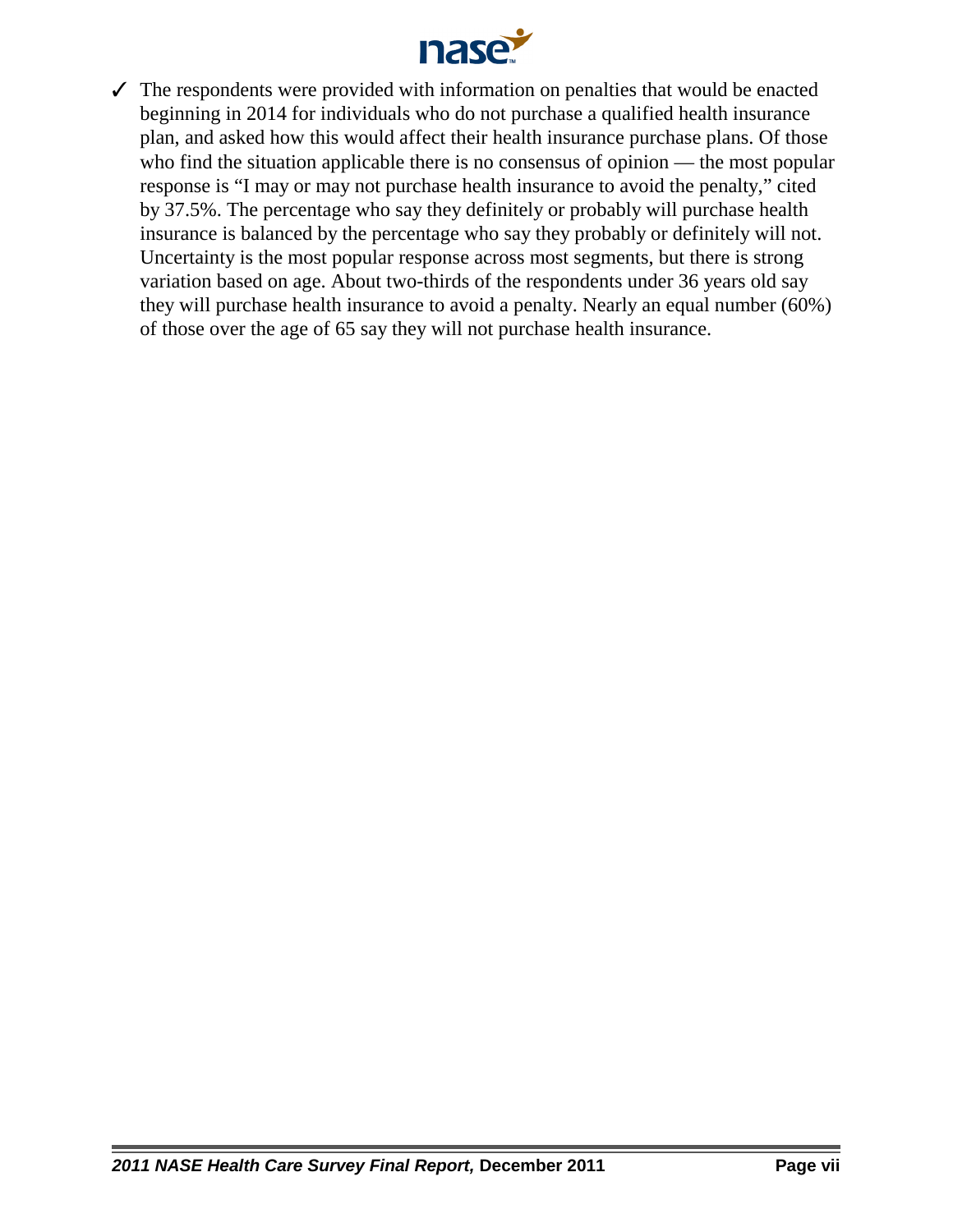- ✓ The respondents were provided with information on penalties that would be enacted beginning in 2014 for individuals who do not purchase a qualified health insurance plan, and asked how this would affect their health insurance purchase plans. Of those who find the situation applicable there is no consensus of opinion — the most popular response is "I may or may not purchase health insurance to avoid the penalty," cited by 37.5%. The percentage who say they definitely or probably will purchase health insurance is balanced by the percentage who say they probably or definitely will not. Uncertainty is the most popular response across most segments, but there is strong variation based on age. About two-thirds of the respondents under 36 years old say they will purchase health insurance to avoid a penalty. Nearly an equal number (60%) of those over the age of 65 say they will not purchase health insurance.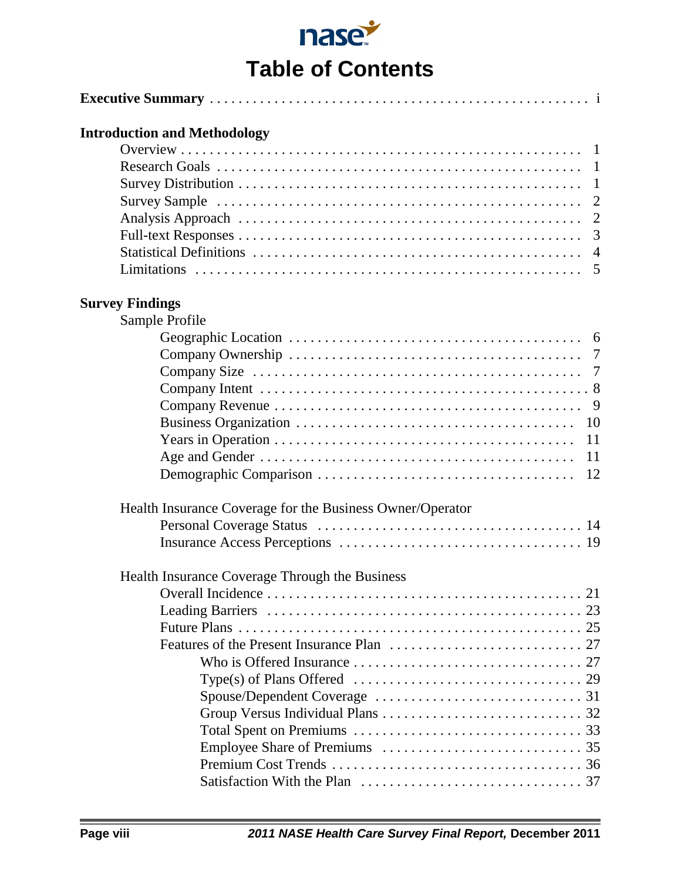# Table of Contents

**Executive Summary** . . . . . . . . . . . . . . . . . . . . . . . . . . . . . . . . . . . . . . . . . . . . . . . i

**Introduction and Methodology**

- Overview . . . . . . . . . . . . . . . . . . . . . . . . . . . . . . . . . . . . . . . . . . . . . . . . 1
- Research Goals . . . . . . . . . . . . . . . . . . . . . . . . . . . . . . . . . . . . . . . . . . . . 1
- Survey Distribution . . . . . . . . . . . . . . . . . . . . . . . . . . . . . . . . . . . . . . . . . 1
- Survey Sample . . . . . . . . . . . . . . . . . . . . . . . . . . . . . . . . . . . . . . . . . . . . 2
- Analysis Approach . . . . . . . . . . . . . . . . . . . . . . . . . . . . . . . . . . . . . . . . . 2
- Full-text Responses . . . . . . . . . . . . . . . . . . . . . . . . . . . . . . . . . . . . . . . . 3
- Statistical Definitions . . . . . . . . . . . . . . . . . . . . . . . . . . . . . . . . . . . . . . 4
- Limitations . . . . . . . . . . . . . . . . . . . . . . . . . . . . . . . . . . . . . . . . . . . . . . 5

**Survey Findings**

- Sample Profile
  - Geographic Location . . . . . . . . . . . . . . . . . . . . . . . . . . . . . . . . . . . . 6
  - Company Ownership . . . . . . . . . . . . . . . . . . . . . . . . . . . . . . . . . . . . 7
  - Company Size . . . . . . . . . . . . . . . . . . . . . . . . . . . . . . . . . . . . . . . . 7
  - Company Intent . . . . . . . . . . . . . . . . . . . . . . . . . . . . . . . . . . . . . . . 8
  - Company Revenue . . . . . . . . . . . . . . . . . . . . . . . . . . . . . . . . . . . . . . 9
  - Business Organization . . . . . . . . . . . . . . . . . . . . . . . . . . . . . . . . . . 10
  - Years in Operation . . . . . . . . . . . . . . . . . . . . . . . . . . . . . . . . . . . . 11
  - Age and Gender . . . . . . . . . . . . . . . . . . . . . . . . . . . . . . . . . . . . . . 11
  - Demographic Comparison . . . . . . . . . . . . . . . . . . . . . . . . . . . . . . . 12

- Health Insurance Coverage for the Business Owner/Operator
  - Personal Coverage Status . . . . . . . . . . . . . . . . . . . . . . . . . . . . . . . 14
  - Insurance Access Perceptions . . . . . . . . . . . . . . . . . . . . . . . . . . . . 19

- Health Insurance Coverage Through the Business
  - Overall Incidence . . . . . . . . . . . . . . . . . . . . . . . . . . . . . . . . . . . . . 21
  - Leading Barriers . . . . . . . . . . . . . . . . . . . . . . . . . . . . . . . . . . . . . 23
  - Future Plans . . . . . . . . . . . . . . . . . . . . . . . . . . . . . . . . . . . . . . . . 25
  - Features of the Present Insurance Plan . . . . . . . . . . . . . . . . . . . . . 27
    - Who is Offered Insurance . . . . . . . . . . . . . . . . . . . . . . . . . . . . 27
    - Type(s) of Plans Offered . . . . . . . . . . . . . . . . . . . . . . . . . . . . 29
    - Spouse/Dependent Coverage . . . . . . . . . . . . . . . . . . . . . . . . . 31
    - Group Versus Individual Plans . . . . . . . . . . . . . . . . . . . . . . . . . 32
    - Total Spent on Premiums . . . . . . . . . . . . . . . . . . . . . . . . . . . . 33
    - Employee Share of Premiums . . . . . . . . . . . . . . . . . . . . . . . . . 35
    - Premium Cost Trends . . . . . . . . . . . . . . . . . . . . . . . . . . . . . . . 36
    - Satisfaction With the Plan . . . . . . . . . . . . . . . . . . . . . . . . . . . . 37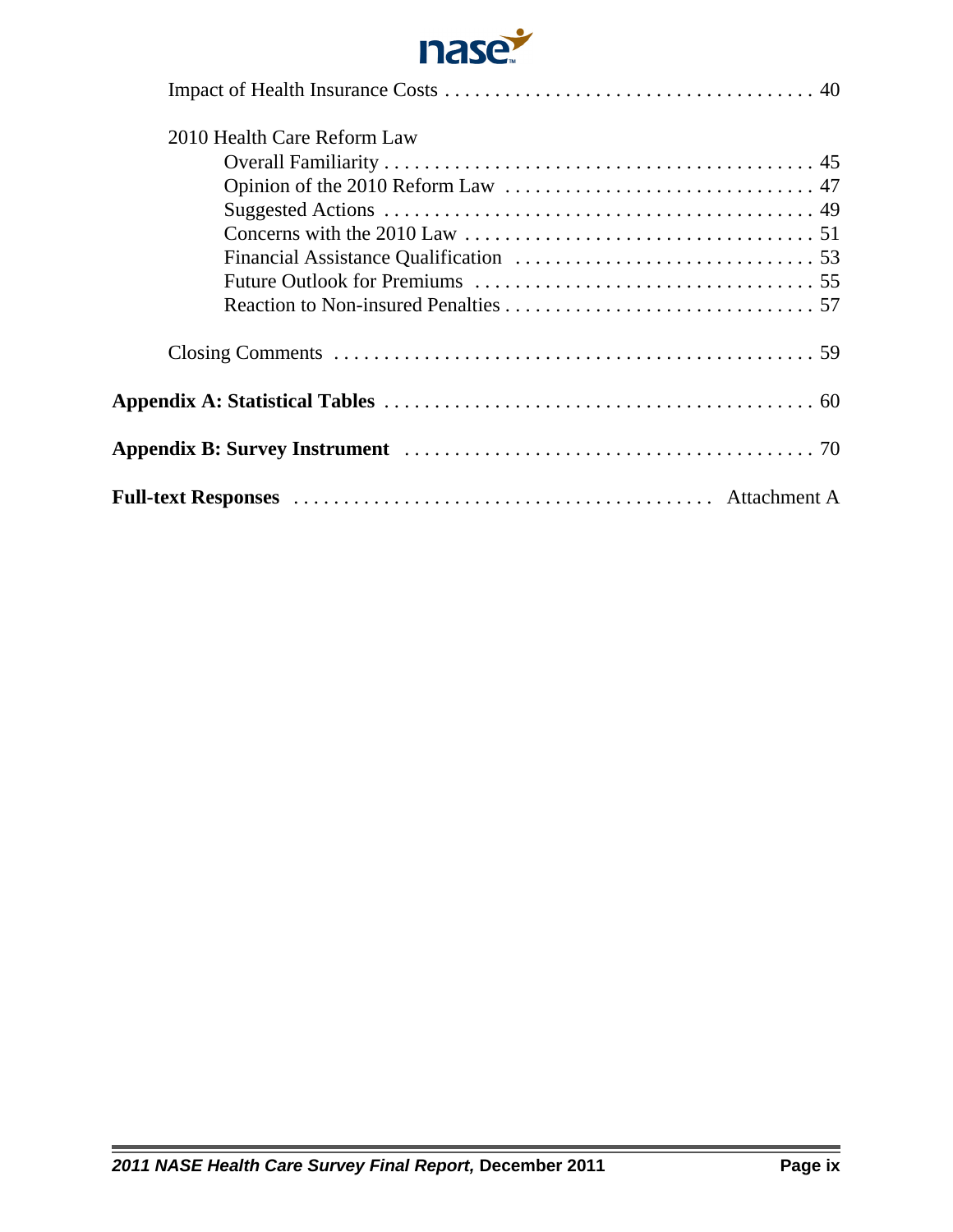Impact of Health Insurance Costs . . . . . . . . . . . . . . . . . . . . . . . . . . . . . . . . . . . . 40

2010 Health Care Reform Law

- Overall Familiarity . . . . . . . . . . . . . . . . . . . . . . . . . . . . . . . . . . . . . . . . . . . 45
- Opinion of the 2010 Reform Law . . . . . . . . . . . . . . . . . . . . . . . . . . . . . . . 47
- Suggested Actions . . . . . . . . . . . . . . . . . . . . . . . . . . . . . . . . . . . . . . . . . . . 49
- Concerns with the 2010 Law . . . . . . . . . . . . . . . . . . . . . . . . . . . . . . . . . . 51
- Financial Assistance Qualification . . . . . . . . . . . . . . . . . . . . . . . . . . . . . 53
- Future Outlook for Premiums . . . . . . . . . . . . . . . . . . . . . . . . . . . . . . . . . 55
- Reaction to Non-insured Penalties . . . . . . . . . . . . . . . . . . . . . . . . . . . . . . 57

Closing Comments . . . . . . . . . . . . . . . . . . . . . . . . . . . . . . . . . . . . . . . . . . . . . . . 59

**Appendix A: Statistical Tables** . . . . . . . . . . . . . . . . . . . . . . . . . . . . . . . . . . . . . . . . . 60

**Appendix B: Survey Instrument** . . . . . . . . . . . . . . . . . . . . . . . . . . . . . . . . . . . . . . . 70

**Full-text Responses** . . . . . . . . . . . . . . . . . . . . . . . . . . . . . . . . . . . . . . . . . Attachment A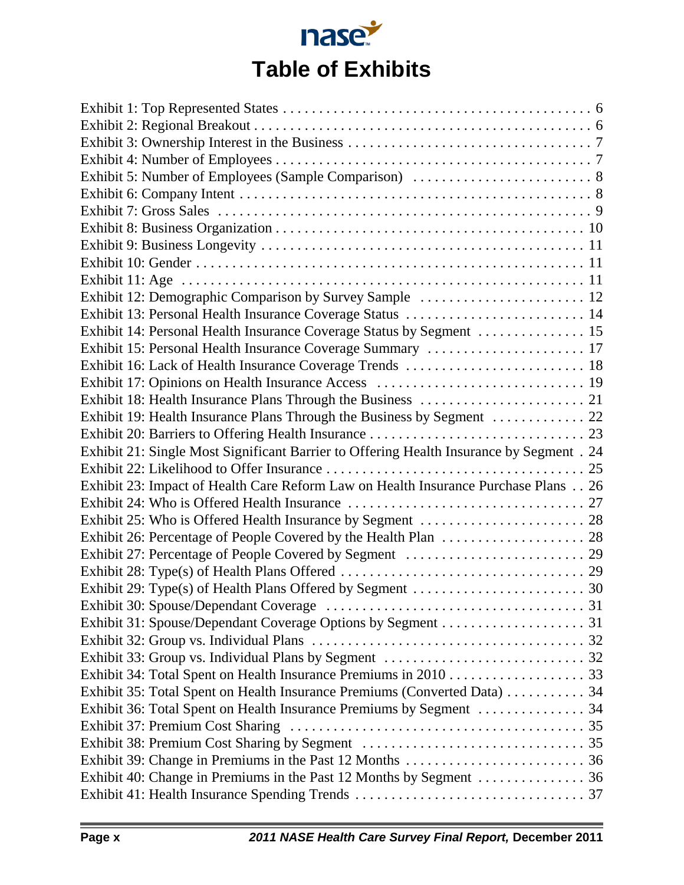# Table of Exhibits

Exhibit 1: Top Represented States . . . . . . . . . . . . . . . . . . . . . . . . . . . . . . . . . . . . . . . . . 6
Exhibit 2: Regional Breakout . . . . . . . . . . . . . . . . . . . . . . . . . . . . . . . . . . . . . . . . . . . . 6
Exhibit 3: Ownership Interest in the Business . . . . . . . . . . . . . . . . . . . . . . . . . . . . . . . . 7
Exhibit 4: Number of Employees . . . . . . . . . . . . . . . . . . . . . . . . . . . . . . . . . . . . . . . . . 7
Exhibit 5: Number of Employees (Sample Comparison) . . . . . . . . . . . . . . . . . . . . . . . . . 8
Exhibit 6: Company Intent . . . . . . . . . . . . . . . . . . . . . . . . . . . . . . . . . . . . . . . . . . . . . 8
Exhibit 7: Gross Sales . . . . . . . . . . . . . . . . . . . . . . . . . . . . . . . . . . . . . . . . . . . . . . . 9
Exhibit 8: Business Organization . . . . . . . . . . . . . . . . . . . . . . . . . . . . . . . . . . . . . . . . 10
Exhibit 9: Business Longevity . . . . . . . . . . . . . . . . . . . . . . . . . . . . . . . . . . . . . . . . . . 11
Exhibit 10: Gender . . . . . . . . . . . . . . . . . . . . . . . . . . . . . . . . . . . . . . . . . . . . . . . . . 11
Exhibit 11: Age . . . . . . . . . . . . . . . . . . . . . . . . . . . . . . . . . . . . . . . . . . . . . . . . . . . 11
Exhibit 12: Demographic Comparison by Survey Sample . . . . . . . . . . . . . . . . . . . . . . . 12
Exhibit 13: Personal Health Insurance Coverage Status . . . . . . . . . . . . . . . . . . . . . . . . 14
Exhibit 14: Personal Health Insurance Coverage Status by Segment . . . . . . . . . . . . . . . 15
Exhibit 15: Personal Health Insurance Coverage Summary . . . . . . . . . . . . . . . . . . . . . 17
Exhibit 16: Lack of Health Insurance Coverage Trends . . . . . . . . . . . . . . . . . . . . . . . . 18
Exhibit 17: Opinions on Health Insurance Access . . . . . . . . . . . . . . . . . . . . . . . . . . . 19
Exhibit 18: Health Insurance Plans Through the Business . . . . . . . . . . . . . . . . . . . . . . 21
Exhibit 19: Health Insurance Plans Through the Business by Segment . . . . . . . . . . . . . 22
Exhibit 20: Barriers to Offering Health Insurance . . . . . . . . . . . . . . . . . . . . . . . . . . . . 23
Exhibit 21: Single Most Significant Barrier to Offering Health Insurance by Segment . 24
Exhibit 22: Likelihood to Offer Insurance . . . . . . . . . . . . . . . . . . . . . . . . . . . . . . . . . 25
Exhibit 23: Impact of Health Care Reform Law on Health Insurance Purchase Plans . . 26
Exhibit 24: Who is Offered Health Insurance . . . . . . . . . . . . . . . . . . . . . . . . . . . . . . . 27
Exhibit 25: Who is Offered Health Insurance by Segment . . . . . . . . . . . . . . . . . . . . . . 28
Exhibit 26: Percentage of People Covered by the Health Plan . . . . . . . . . . . . . . . . . . . 28
Exhibit 27: Percentage of People Covered by Segment . . . . . . . . . . . . . . . . . . . . . . . . 29
Exhibit 28: Type(s) of Health Plans Offered . . . . . . . . . . . . . . . . . . . . . . . . . . . . . . . . 29
Exhibit 29: Type(s) of Health Plans Offered by Segment . . . . . . . . . . . . . . . . . . . . . . . 30
Exhibit 30: Spouse/Dependant Coverage . . . . . . . . . . . . . . . . . . . . . . . . . . . . . . . . . . 31
Exhibit 31: Spouse/Dependant Coverage Options by Segment . . . . . . . . . . . . . . . . . . . 31
Exhibit 32: Group vs. Individual Plans . . . . . . . . . . . . . . . . . . . . . . . . . . . . . . . . . . . 32
Exhibit 33: Group vs. Individual Plans by Segment . . . . . . . . . . . . . . . . . . . . . . . . . . 32
Exhibit 34: Total Spent on Health Insurance Premiums in 2010 . . . . . . . . . . . . . . . . . . 33
Exhibit 35: Total Spent on Health Insurance Premiums (Converted Data) . . . . . . . . . . . 34
Exhibit 36: Total Spent on Health Insurance Premiums by Segment . . . . . . . . . . . . . . . 34
Exhibit 37: Premium Cost Sharing . . . . . . . . . . . . . . . . . . . . . . . . . . . . . . . . . . . . . . . 35
Exhibit 38: Premium Cost Sharing by Segment . . . . . . . . . . . . . . . . . . . . . . . . . . . . . 35
Exhibit 39: Change in Premiums in the Past 12 Months . . . . . . . . . . . . . . . . . . . . . . . 36
Exhibit 40: Change in Premiums in the Past 12 Months by Segment . . . . . . . . . . . . . . 36
Exhibit 41: Health Insurance Spending Trends . . . . . . . . . . . . . . . . . . . . . . . . . . . . . . 37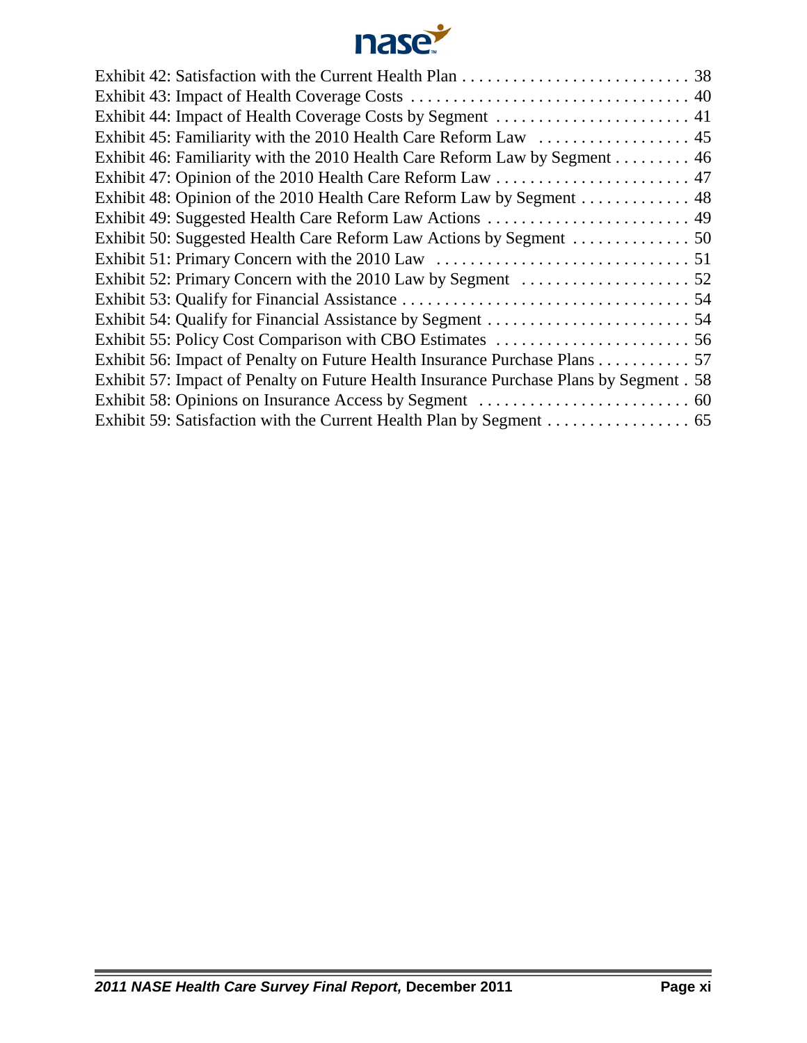Exhibit 42: Satisfaction with the Current Health Plan . . . . . . . . . . . . . . . . . . . . . . . . . . . 38
Exhibit 43: Impact of Health Coverage Costs . . . . . . . . . . . . . . . . . . . . . . . . . . . . . . . . 40
Exhibit 44: Impact of Health Coverage Costs by Segment . . . . . . . . . . . . . . . . . . . . . . . 41
Exhibit 45: Familiarity with the 2010 Health Care Reform Law . . . . . . . . . . . . . . . . . . 45
Exhibit 46: Familiarity with the 2010 Health Care Reform Law by Segment . . . . . . . . . 46
Exhibit 47: Opinion of the 2010 Health Care Reform Law . . . . . . . . . . . . . . . . . . . . . . . 47
Exhibit 48: Opinion of the 2010 Health Care Reform Law by Segment . . . . . . . . . . . . . 48
Exhibit 49: Suggested Health Care Reform Law Actions . . . . . . . . . . . . . . . . . . . . . . . . 49
Exhibit 50: Suggested Health Care Reform Law Actions by Segment . . . . . . . . . . . . . . 50
Exhibit 51: Primary Concern with the 2010 Law . . . . . . . . . . . . . . . . . . . . . . . . . . . . . . 51
Exhibit 52: Primary Concern with the 2010 Law by Segment . . . . . . . . . . . . . . . . . . . . 52
Exhibit 53: Qualify for Financial Assistance . . . . . . . . . . . . . . . . . . . . . . . . . . . . . . . . . 54
Exhibit 54: Qualify for Financial Assistance by Segment . . . . . . . . . . . . . . . . . . . . . . . . 54
Exhibit 55: Policy Cost Comparison with CBO Estimates . . . . . . . . . . . . . . . . . . . . . . . 56
Exhibit 56: Impact of Penalty on Future Health Insurance Purchase Plans . . . . . . . . . . . 57
Exhibit 57: Impact of Penalty on Future Health Insurance Purchase Plans by Segment . 58
Exhibit 58: Opinions on Insurance Access by Segment . . . . . . . . . . . . . . . . . . . . . . . . . 60
Exhibit 59: Satisfaction with the Current Health Plan by Segment . . . . . . . . . . . . . . . . . 65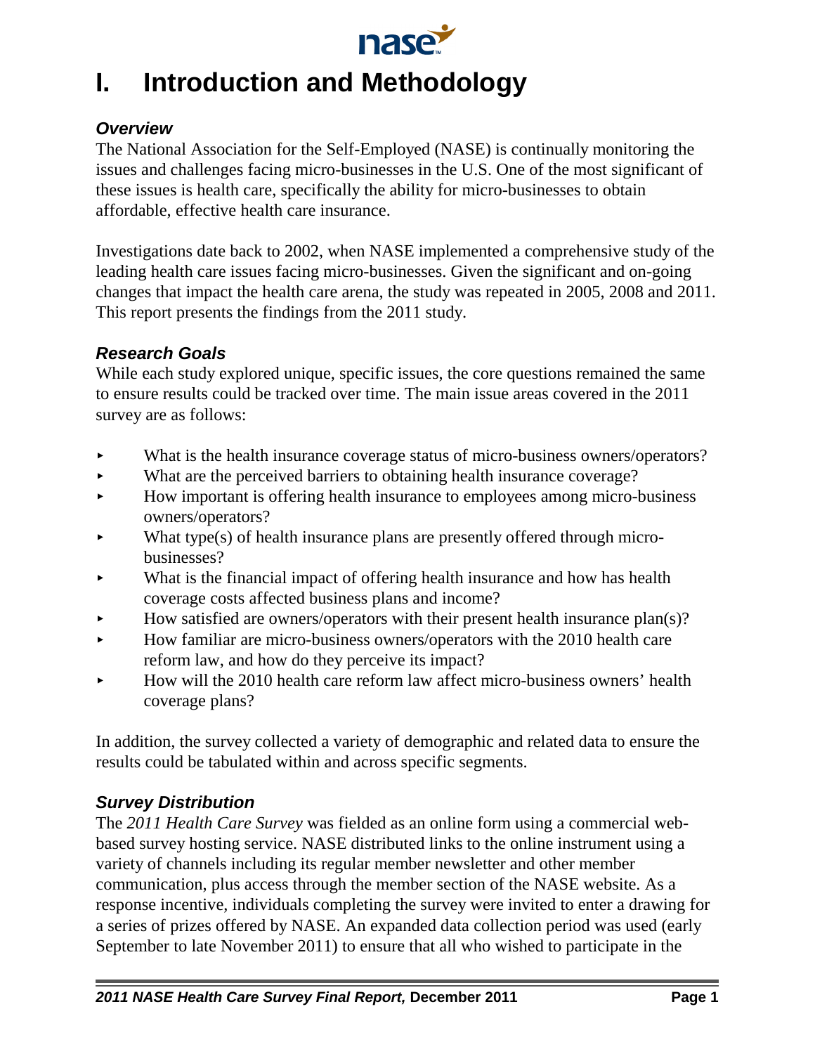# I. Introduction and Methodology

### *Overview*

The National Association for the Self-Employed (NASE) is continually monitoring the issues and challenges facing micro-businesses in the U.S. One of the most significant of these issues is health care, specifically the ability for micro-businesses to obtain affordable, effective health care insurance.

Investigations date back to 2002, when NASE implemented a comprehensive study of the leading health care issues facing micro-businesses. Given the significant and on-going changes that impact the health care arena, the study was repeated in 2005, 2008 and 2011. This report presents the findings from the 2011 study.

### *Research Goals*

While each study explored unique, specific issues, the core questions remained the same to ensure results could be tracked over time. The main issue areas covered in the 2011 survey are as follows:

- What is the health insurance coverage status of micro-business owners/operators?
- What are the perceived barriers to obtaining health insurance coverage?
- How important is offering health insurance to employees among micro-business owners/operators?
- What type(s) of health insurance plans are presently offered through micro-businesses?
- What is the financial impact of offering health insurance and how has health coverage costs affected business plans and income?
- How satisfied are owners/operators with their present health insurance plan(s)?
- How familiar are micro-business owners/operators with the 2010 health care reform law, and how do they perceive its impact?
- How will the 2010 health care reform law affect micro-business owners' health coverage plans?

In addition, the survey collected a variety of demographic and related data to ensure the results could be tabulated within and across specific segments.

### *Survey Distribution*

The *2011 Health Care Survey* was fielded as an online form using a commercial web-based survey hosting service. NASE distributed links to the online instrument using a variety of channels including its regular member newsletter and other member communication, plus access through the member section of the NASE website. As a response incentive, individuals completing the survey were invited to enter a drawing for a series of prizes offered by NASE. An expanded data collection period was used (early September to late November 2011) to ensure that all who wished to participate in the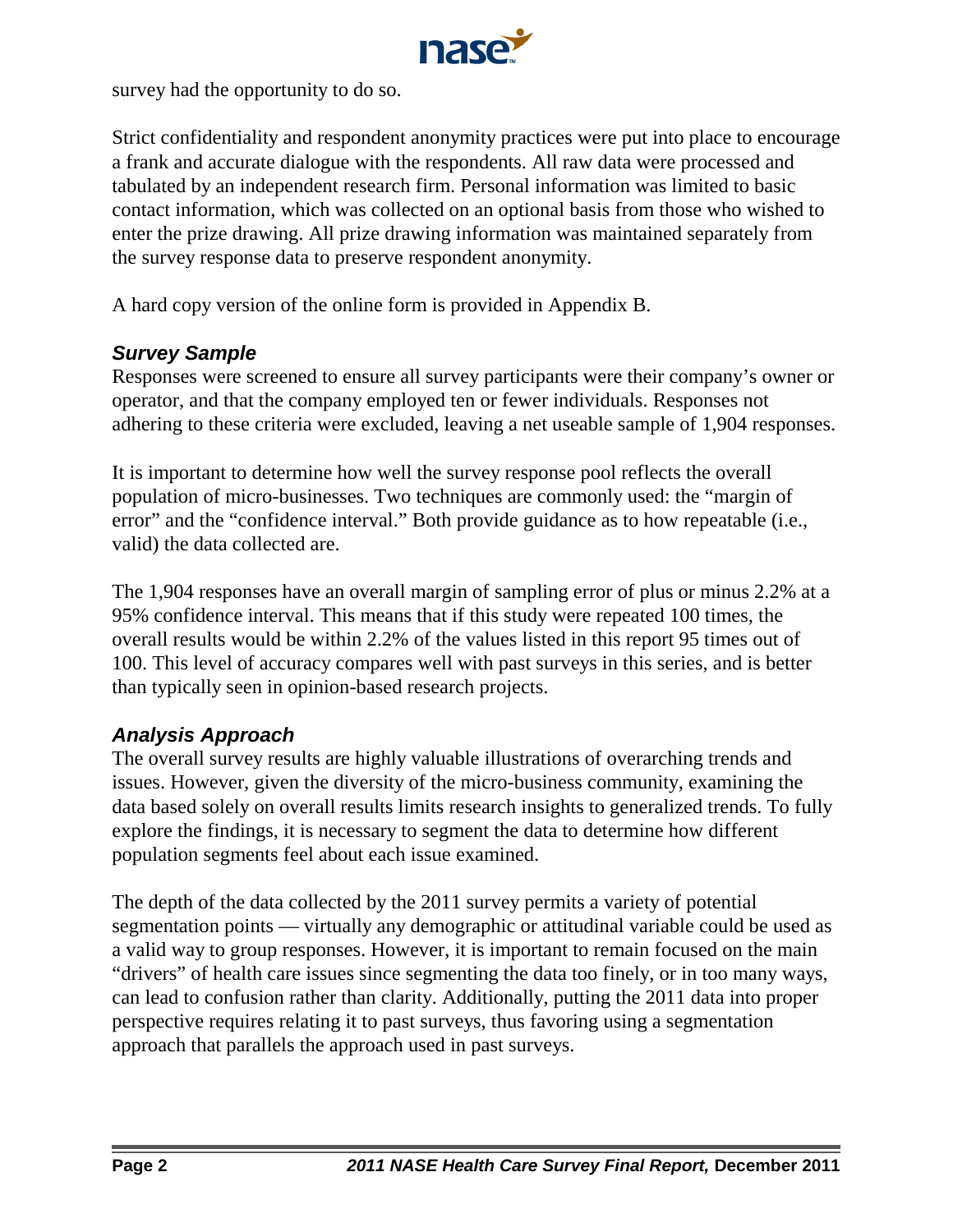survey had the opportunity to do so.

Strict confidentiality and respondent anonymity practices were put into place to encourage a frank and accurate dialogue with the respondents. All raw data were processed and tabulated by an independent research firm. Personal information was limited to basic contact information, which was collected on an optional basis from those who wished to enter the prize drawing. All prize drawing information was maintained separately from the survey response data to preserve respondent anonymity.

A hard copy version of the online form is provided in Appendix B.

### *Survey Sample*

Responses were screened to ensure all survey participants were their company's owner or operator, and that the company employed ten or fewer individuals. Responses not adhering to these criteria were excluded, leaving a net useable sample of 1,904 responses.

It is important to determine how well the survey response pool reflects the overall population of micro-businesses. Two techniques are commonly used: the "margin of error" and the "confidence interval." Both provide guidance as to how repeatable (i.e., valid) the data collected are.

The 1,904 responses have an overall margin of sampling error of plus or minus 2.2% at a 95% confidence interval. This means that if this study were repeated 100 times, the overall results would be within 2.2% of the values listed in this report 95 times out of 100. This level of accuracy compares well with past surveys in this series, and is better than typically seen in opinion-based research projects.

### *Analysis Approach*

The overall survey results are highly valuable illustrations of overarching trends and issues. However, given the diversity of the micro-business community, examining the data based solely on overall results limits research insights to generalized trends. To fully explore the findings, it is necessary to segment the data to determine how different population segments feel about each issue examined.

The depth of the data collected by the 2011 survey permits a variety of potential segmentation points — virtually any demographic or attitudinal variable could be used as a valid way to group responses. However, it is important to remain focused on the main "drivers" of health care issues since segmenting the data too finely, or in too many ways, can lead to confusion rather than clarity. Additionally, putting the 2011 data into proper perspective requires relating it to past surveys, thus favoring using a segmentation approach that parallels the approach used in past surveys.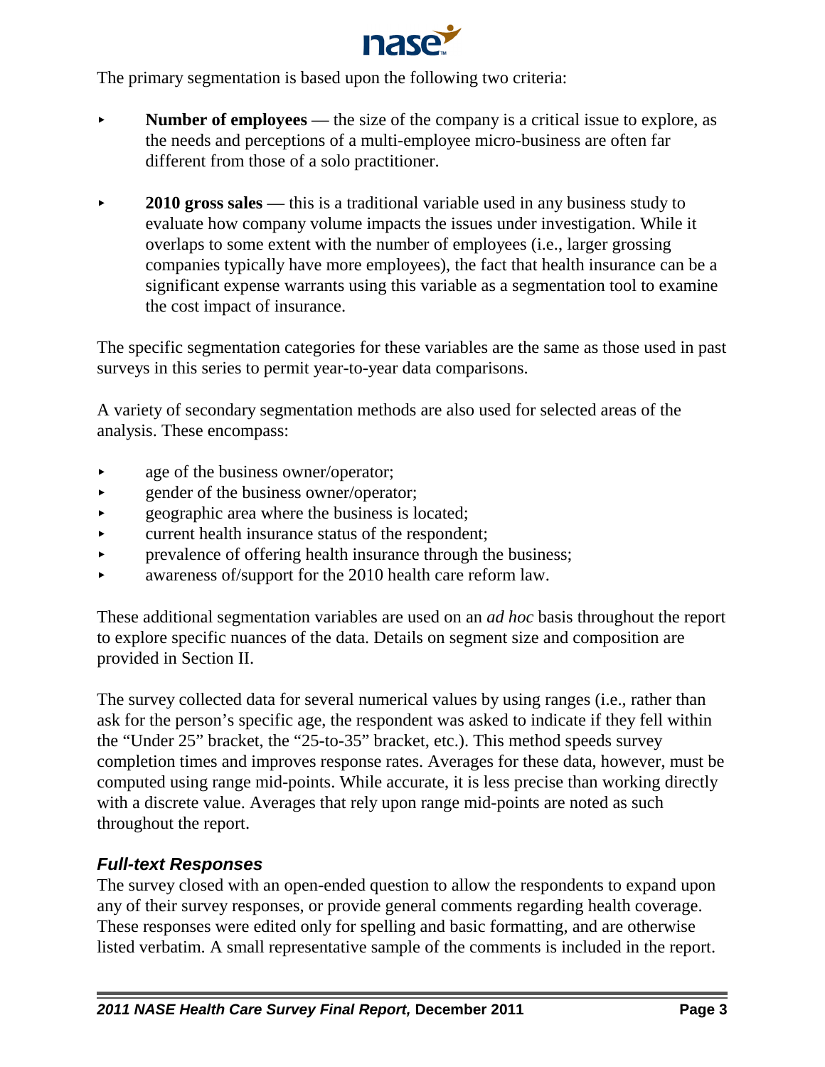The primary segmentation is based upon the following two criteria:

- **Number of employees** — the size of the company is a critical issue to explore, as the needs and perceptions of a multi-employee micro-business are often far different from those of a solo practitioner.

- **2010 gross sales** — this is a traditional variable used in any business study to evaluate how company volume impacts the issues under investigation. While it overlaps to some extent with the number of employees (i.e., larger grossing companies typically have more employees), the fact that health insurance can be a significant expense warrants using this variable as a segmentation tool to examine the cost impact of insurance.

The specific segmentation categories for these variables are the same as those used in past surveys in this series to permit year-to-year data comparisons.

A variety of secondary segmentation methods are also used for selected areas of the analysis. These encompass:

- age of the business owner/operator;
- gender of the business owner/operator;
- geographic area where the business is located;
- current health insurance status of the respondent;
- prevalence of offering health insurance through the business;
- awareness of/support for the 2010 health care reform law.

These additional segmentation variables are used on an *ad hoc* basis throughout the report to explore specific nuances of the data. Details on segment size and composition are provided in Section II.

The survey collected data for several numerical values by using ranges (i.e., rather than ask for the person's specific age, the respondent was asked to indicate if they fell within the "Under 25" bracket, the "25-to-35" bracket, etc.). This method speeds survey completion times and improves response rates. Averages for these data, however, must be computed using range mid-points. While accurate, it is less precise than working directly with a discrete value. Averages that rely upon range mid-points are noted as such throughout the report.

### *Full-text Responses*

The survey closed with an open-ended question to allow the respondents to expand upon any of their survey responses, or provide general comments regarding health coverage. These responses were edited only for spelling and basic formatting, and are otherwise listed verbatim. A small representative sample of the comments is included in the report.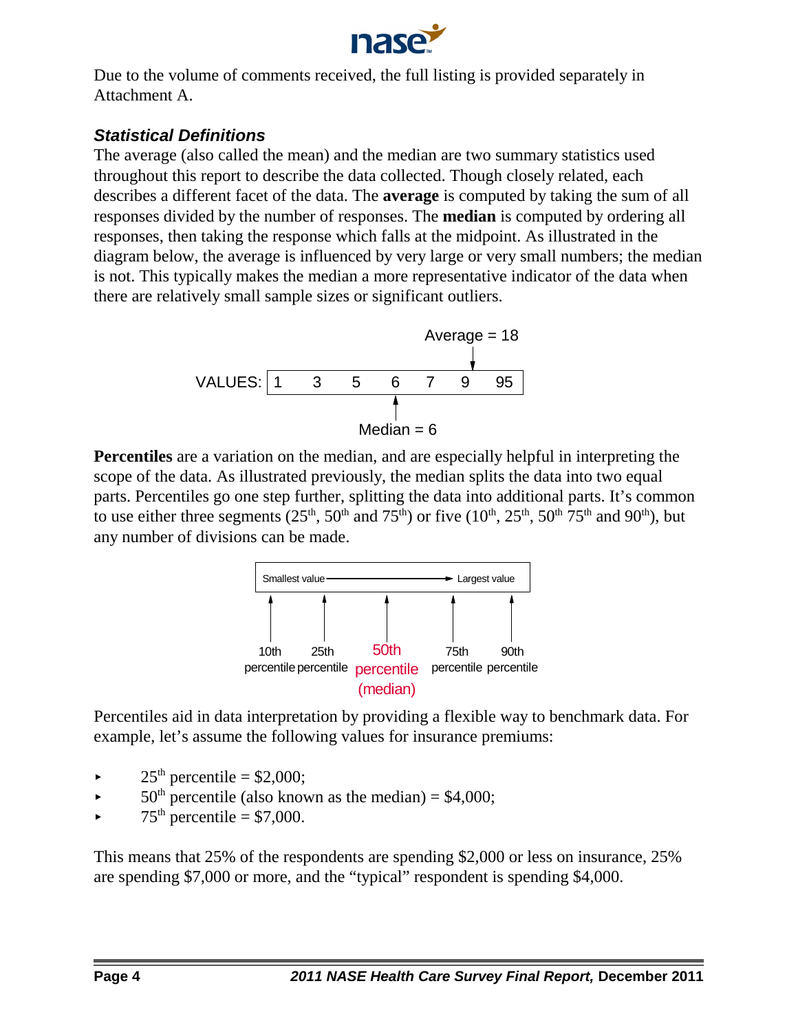Due to the volume of comments received, the full listing is provided separately in Attachment A.

### *Statistical Definitions*

The average (also called the mean) and the median are two summary statistics used throughout this report to describe the data collected. Though closely related, each describes a different facet of the data. The **average** is computed by taking the sum of all responses divided by the number of responses. The **median** is computed by ordering all responses, then taking the response which falls at the midpoint. As illustrated in the diagram below, the average is influenced by very large or very small numbers; the median is not. This typically makes the median a more representative indicator of the data when there are relatively small sample sizes or significant outliers.

Average = 18

VALUES: | 1 | 3 | 5 | 6 | 7 | 9 | 95 |

Median = 6

**Percentiles** are a variation on the median, and are especially helpful in interpreting the scope of the data. As illustrated previously, the median splits the data into two equal parts. Percentiles go one step further, splitting the data into additional parts. It's common to use either three segments (25th, 50th and 75th) or five (10th, 25th, 50th 75th and 90th), but any number of divisions can be made.

Smallest value → Largest value

10th percentile | 25th percentile | 50th percentile (median) | 75th percentile | 90th percentile

Percentiles aid in data interpretation by providing a flexible way to benchmark data. For example, let's assume the following values for insurance premiums:

- 25th percentile = $2,000;
- 50th percentile (also known as the median) = $4,000;
- 75th percentile = $7,000.

This means that 25% of the respondents are spending $2,000 or less on insurance, 25% are spending $7,000 or more, and the "typical" respondent is spending $4,000.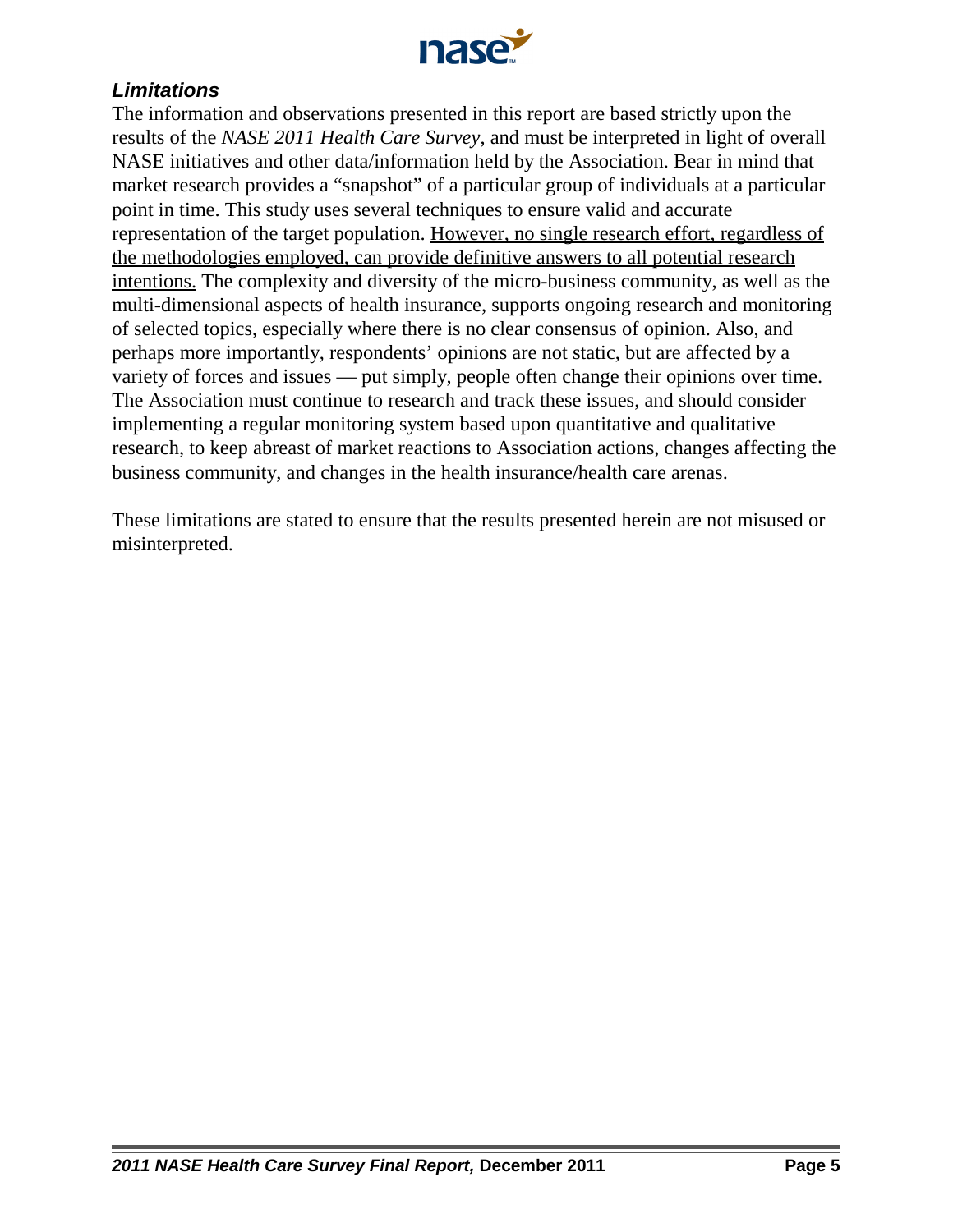### *Limitations*

The information and observations presented in this report are based strictly upon the results of the *NASE 2011 Health Care Survey*, and must be interpreted in light of overall NASE initiatives and other data/information held by the Association. Bear in mind that market research provides a "snapshot" of a particular group of individuals at a particular point in time. This study uses several techniques to ensure valid and accurate representation of the target population. <u>However, no single research effort, regardless of the methodologies employed, can provide definitive answers to all potential research intentions.</u> The complexity and diversity of the micro-business community, as well as the multi-dimensional aspects of health insurance, supports ongoing research and monitoring of selected topics, especially where there is no clear consensus of opinion. Also, and perhaps more importantly, respondents' opinions are not static, but are affected by a variety of forces and issues — put simply, people often change their opinions over time. The Association must continue to research and track these issues, and should consider implementing a regular monitoring system based upon quantitative and qualitative research, to keep abreast of market reactions to Association actions, changes affecting the business community, and changes in the health insurance/health care arenas.

These limitations are stated to ensure that the results presented herein are not misused or misinterpreted.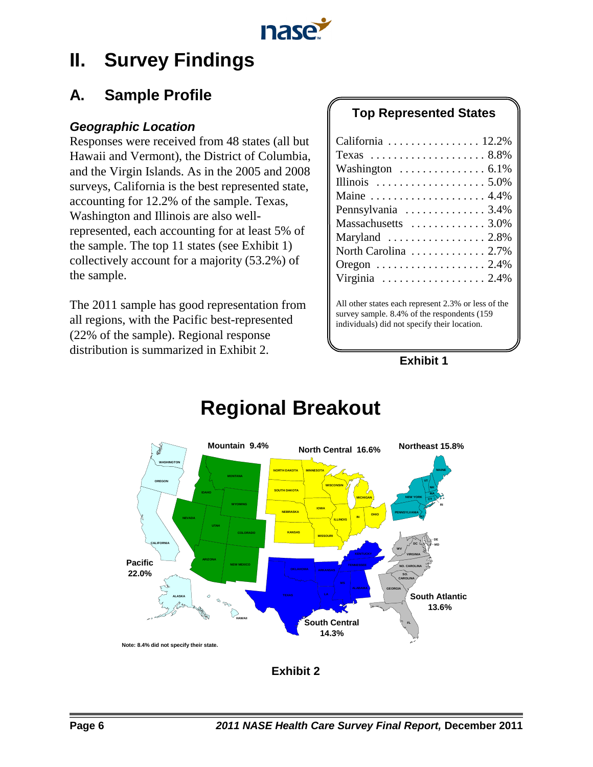# II. Survey Findings

## A. Sample Profile

### *Geographic Location*

Responses were received from 48 states (all but Hawaii and Vermont), the District of Columbia, and the Virgin Islands. As in the 2005 and 2008 surveys, California is the best represented state, accounting for 12.2% of the sample. Texas, Washington and Illinois are also well-represented, each accounting for at least 5% of the sample. The top 11 states (see Exhibit 1) collectively account for a majority (53.2%) of the sample.

The 2011 sample has good representation from all regions, with the Pacific best-represented (22% of the sample). Regional response distribution is summarized in Exhibit 2.

**Top Represented States**

| State | Percent |
|---|---|
| California | 12.2% |
| Texas | 8.8% |
| Washington | 6.1% |
| Illinois | 5.0% |
| Maine | 4.4% |
| Pennsylvania | 3.4% |
| Massachusetts | 3.0% |
| Maryland | 2.8% |
| North Carolina | 2.7% |
| Oregon | 2.4% |
| Virginia | 2.4% |

All other states each represent 2.3% or less of the survey sample. 8.4% of the respondents (159 individuals) did not specify their location.

**Exhibit 1**

# Regional Breakout

| Region | Percent |
|---|---|
| Pacific | 22.0% |
| Mountain | 9.4% |
| North Central | 16.6% |
| Northeast | 15.8% |
| South Atlantic | 13.6% |
| South Central | 14.3% |

Note: 8.4% did not specify their state.

**Exhibit 2**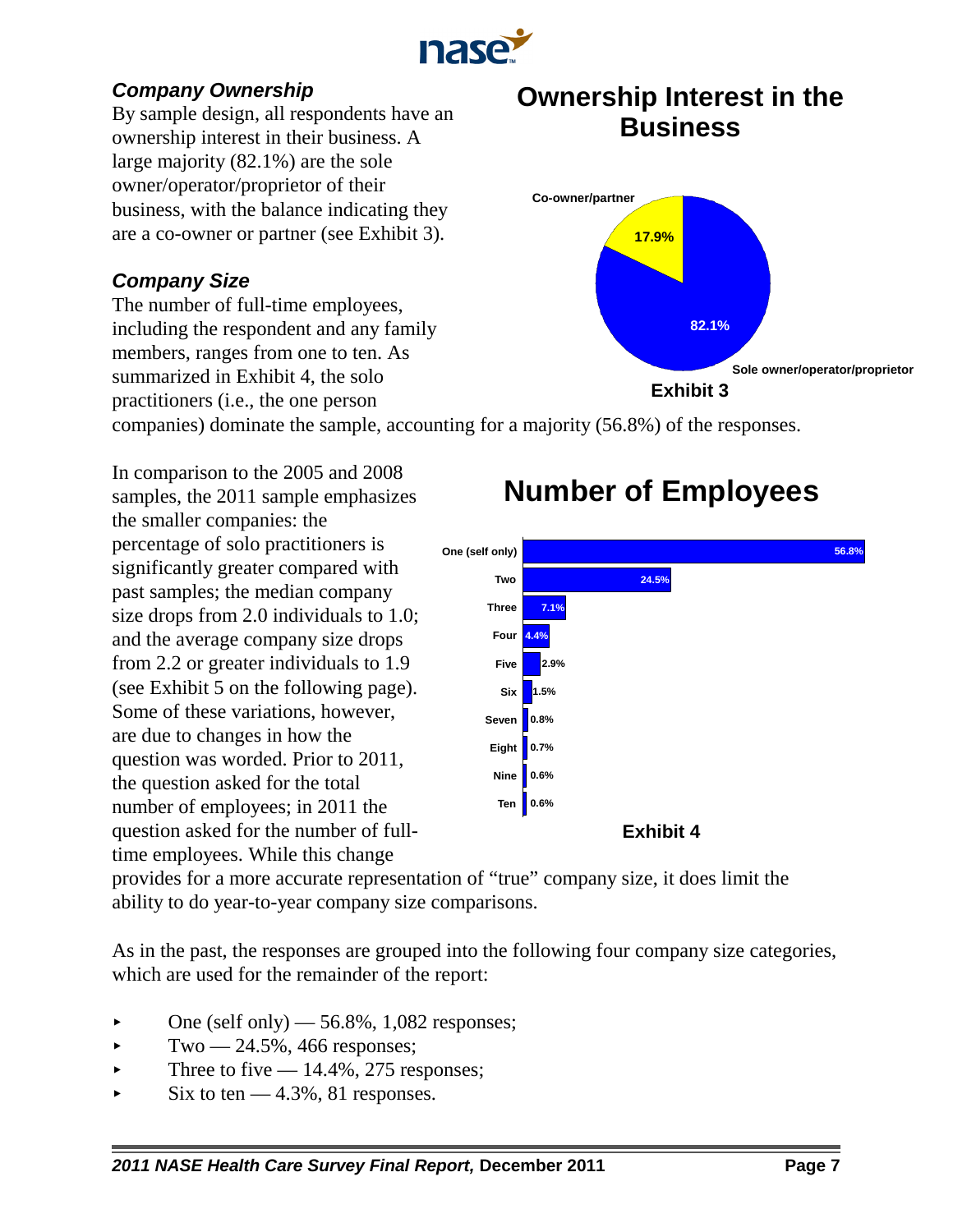### *Company Ownership*

By sample design, all respondents have an ownership interest in their business. A large majority (82.1%) are the sole owner/operator/proprietor of their business, with the balance indicating they are a co-owner or partner (see Exhibit 3).

## Ownership Interest in the Business

| Ownership | Percent |
|---|---|
| Sole owner/operator/proprietor | 82.1% |
| Co-owner/partner | 17.9% |

Exhibit 3

### *Company Size*

The number of full-time employees, including the respondent and any family members, ranges from one to ten. As summarized in Exhibit 4, the solo practitioners (i.e., the one person companies) dominate the sample, accounting for a majority (56.8%) of the responses.

In comparison to the 2005 and 2008 samples, the 2011 sample emphasizes the smaller companies: the percentage of solo practitioners is significantly greater compared with past samples; the median company size drops from 2.0 individuals to 1.0; and the average company size drops from 2.2 or greater individuals to 1.9 (see Exhibit 5 on the following page). Some of these variations, however, are due to changes in how the question was worded. Prior to 2011, the question asked for the total number of employees; in 2011 the question asked for the number of full-time employees. While this change provides for a more accurate representation of "true" company size, it does limit the ability to do year-to-year company size comparisons.

## Number of Employees

| Employees | Percent |
|---|---|
| One (self only) | 56.8% |
| Two | 24.5% |
| Three | 7.1% |
| Four | 4.4% |
| Five | 2.9% |
| Six | 1.5% |
| Seven | 0.8% |
| Eight | 0.7% |
| Nine | 0.6% |
| Ten | 0.6% |

Exhibit 4

As in the past, the responses are grouped into the following four company size categories, which are used for the remainder of the report:

- One (self only) — 56.8%, 1,082 responses;
- Two — 24.5%, 466 responses;
- Three to five — 14.4%, 275 responses;
- Six to ten — 4.3%, 81 responses.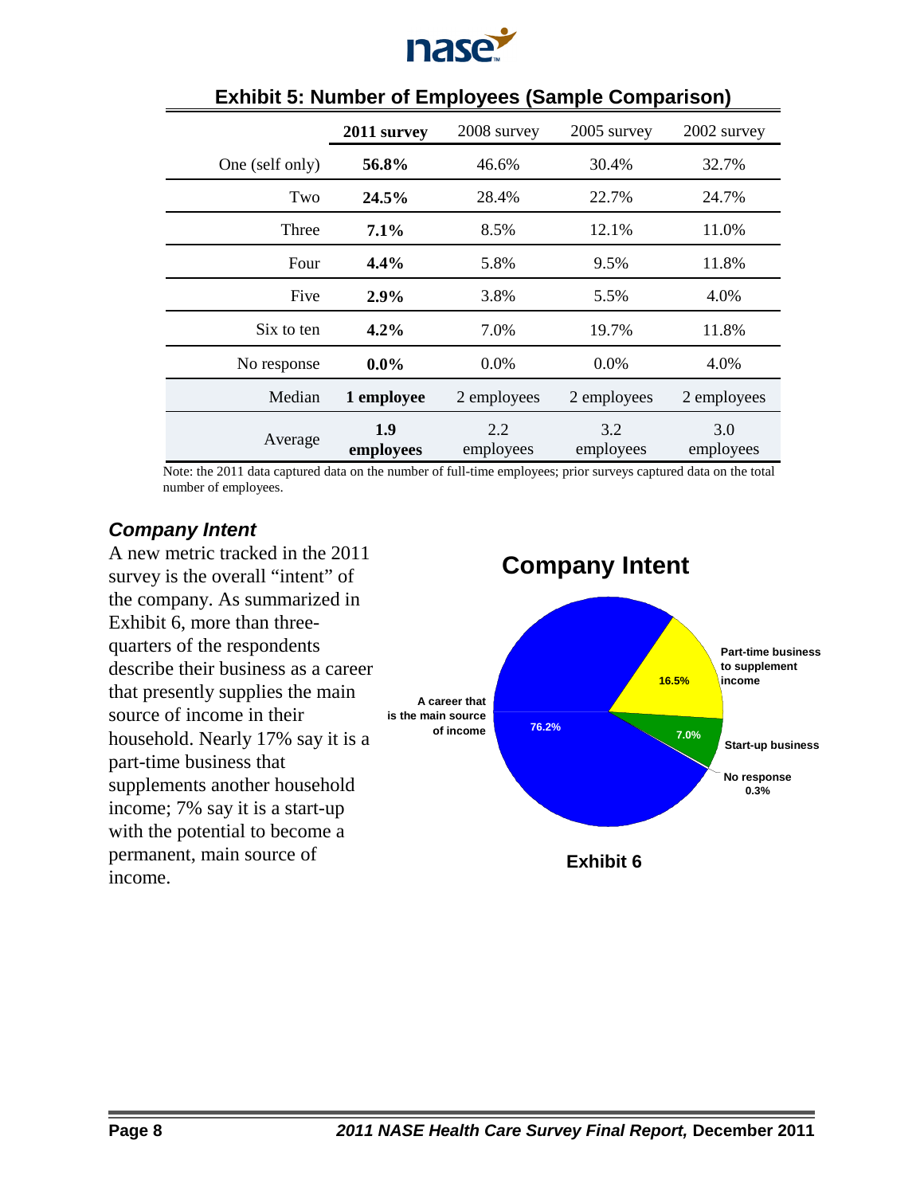## Exhibit 5: Number of Employees (Sample Comparison)

| | **2011 survey** | 2008 survey | 2005 survey | 2002 survey |
|---|---|---|---|---|
| One (self only) | **56.8%** | 46.6% | 30.4% | 32.7% |
| Two | **24.5%** | 28.4% | 22.7% | 24.7% |
| Three | **7.1%** | 8.5% | 12.1% | 11.0% |
| Four | **4.4%** | 5.8% | 9.5% | 11.8% |
| Five | **2.9%** | 3.8% | 5.5% | 4.0% |
| Six to ten | **4.2%** | 7.0% | 19.7% | 11.8% |
| No response | **0.0%** | 0.0% | 0.0% | 4.0% |
| Median | **1 employee** | 2 employees | 2 employees | 2 employees |
| Average | **1.9 employees** | 2.2 employees | 3.2 employees | 3.0 employees |

Note: the 2011 data captured data on the number of full-time employees; prior surveys captured data on the total number of employees.

### *Company Intent*

A new metric tracked in the 2011 survey is the overall "intent" of the company. As summarized in Exhibit 6, more than three-quarters of the respondents describe their business as a career that presently supplies the main source of income in their household. Nearly 17% say it is a part-time business that supplements another household income; 7% say it is a start-up with the potential to become a permanent, main source of income.

**Company Intent**

| Category | Percent |
|---|---|
| A career that is the main source of income | 76.2% |
| Part-time business to supplement income | 16.5% |
| Start-up business | 7.0% |
| No response | 0.3% |

Exhibit 6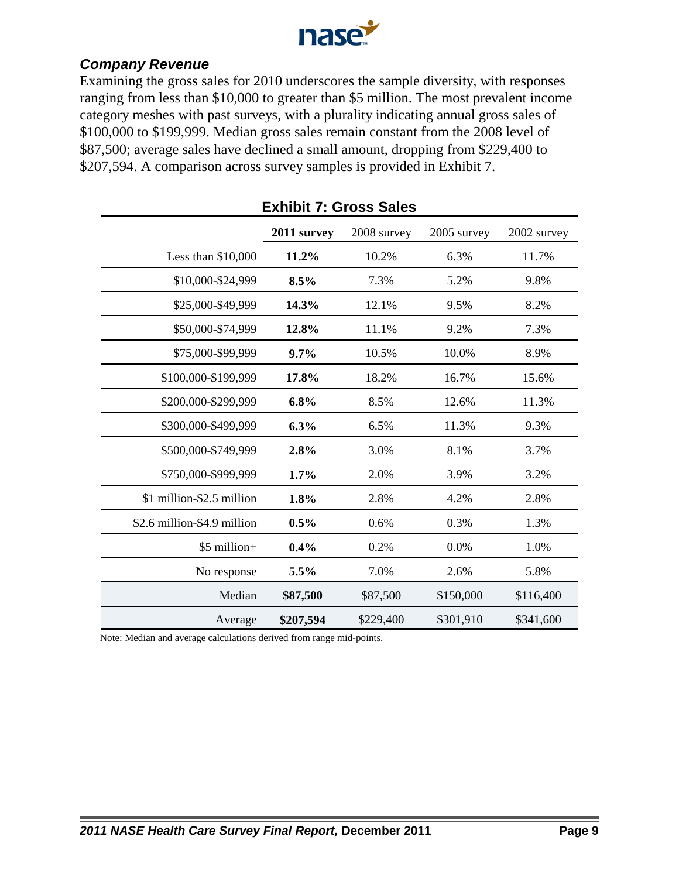### *Company Revenue*

Examining the gross sales for 2010 underscores the sample diversity, with responses ranging from less than $10,000 to greater than $5 million. The most prevalent income category meshes with past surveys, with a plurality indicating annual gross sales of $100,000 to $199,999. Median gross sales remain constant from the 2008 level of $87,500; average sales have declined a small amount, dropping from $229,400 to $207,594. A comparison across survey samples is provided in Exhibit 7.

**Exhibit 7: Gross Sales**

| | **2011 survey** | 2008 survey | 2005 survey | 2002 survey |
|---|---|---|---|---|
| Less than $10,000 | **11.2%** | 10.2% | 6.3% | 11.7% |
| $10,000-$24,999 | **8.5%** | 7.3% | 5.2% | 9.8% |
| $25,000-$49,999 | **14.3%** | 12.1% | 9.5% | 8.2% |
| $50,000-$74,999 | **12.8%** | 11.1% | 9.2% | 7.3% |
| $75,000-$99,999 | **9.7%** | 10.5% | 10.0% | 8.9% |
| $100,000-$199,999 | **17.8%** | 18.2% | 16.7% | 15.6% |
| $200,000-$299,999 | **6.8%** | 8.5% | 12.6% | 11.3% |
| $300,000-$499,999 | **6.3%** | 6.5% | 11.3% | 9.3% |
| $500,000-$749,999 | **2.8%** | 3.0% | 8.1% | 3.7% |
| $750,000-$999,999 | **1.7%** | 2.0% | 3.9% | 3.2% |
| $1 million-$2.5 million | **1.8%** | 2.8% | 4.2% | 2.8% |
| $2.6 million-$4.9 million | **0.5%** | 0.6% | 0.3% | 1.3% |
| $5 million+ | **0.4%** | 0.2% | 0.0% | 1.0% |
| No response | **5.5%** | 7.0% | 2.6% | 5.8% |
| Median | **$87,500** | $87,500 | $150,000 | $116,400 |
| Average | **$207,594** | $229,400 | $301,910 | $341,600 |

Note: Median and average calculations derived from range mid-points.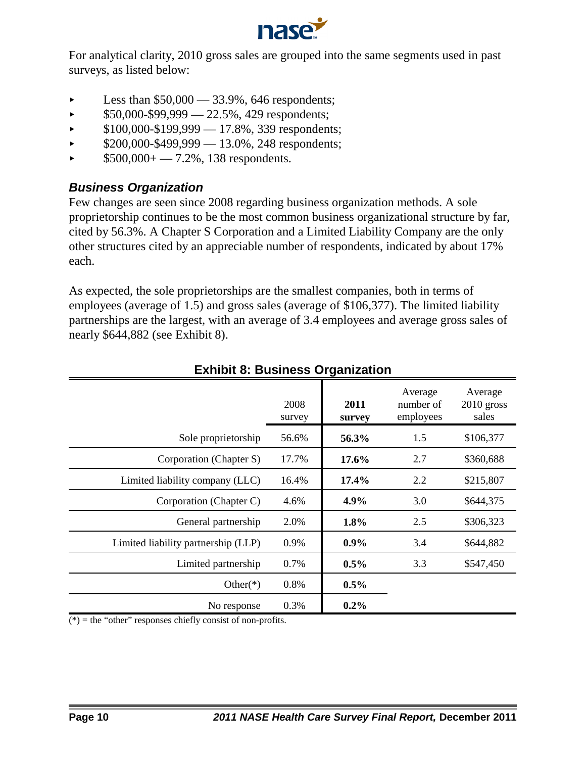For analytical clarity, 2010 gross sales are grouped into the same segments used in past surveys, as listed below:

- Less than \$50,000 — 33.9%, 646 respondents;
- \$50,000-\$99,999 — 22.5%, 429 respondents;
- \$100,000-\$199,999 — 17.8%, 339 respondents;
- \$200,000-\$499,999 — 13.0%, 248 respondents;
- \$500,000+ — 7.2%, 138 respondents.

### *Business Organization*

Few changes are seen since 2008 regarding business organization methods. A sole proprietorship continues to be the most common business organizational structure by far, cited by 56.3%. A Chapter S Corporation and a Limited Liability Company are the only other structures cited by an appreciable number of respondents, indicated by about 17% each.

As expected, the sole proprietorships are the smallest companies, both in terms of employees (average of 1.5) and gross sales (average of \$106,377). The limited liability partnerships are the largest, with an average of 3.4 employees and average gross sales of nearly \$644,882 (see Exhibit 8).

**Exhibit 8: Business Organization**

| | 2008 survey | **2011 survey** | Average number of employees | Average 2010 gross sales |
|---|---|---|---|---|
| Sole proprietorship | 56.6% | **56.3%** | 1.5 | \$106,377 |
| Corporation (Chapter S) | 17.7% | **17.6%** | 2.7 | \$360,688 |
| Limited liability company (LLC) | 16.4% | **17.4%** | 2.2 | \$215,807 |
| Corporation (Chapter C) | 4.6% | **4.9%** | 3.0 | \$644,375 |
| General partnership | 2.0% | **1.8%** | 2.5 | \$306,323 |
| Limited liability partnership (LLP) | 0.9% | **0.9%** | 3.4 | \$644,882 |
| Limited partnership | 0.7% | **0.5%** | 3.3 | \$547,450 |
| Other(*) | 0.8% | **0.5%** | | |
| No response | 0.3% | **0.2%** | | |

(*) = the "other" responses chiefly consist of non-profits.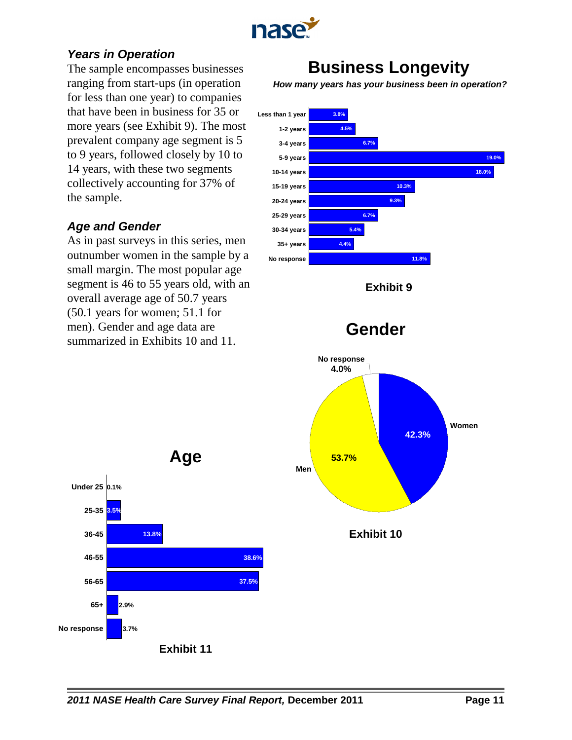### *Years in Operation*

The sample encompasses businesses ranging from start-ups (in operation for less than one year) to companies that have been in business for 35 or more years (see Exhibit 9). The most prevalent company age segment is 5 to 9 years, followed closely by 10 to 14 years, with these two segments collectively accounting for 37% of the sample.

### *Age and Gender*

As in past surveys in this series, men outnumber women in the sample by a small margin. The most popular age segment is 46 to 55 years old, with an overall average age of 50.7 years (50.1 years for women; 51.1 for men). Gender and age data are summarized in Exhibits 10 and 11.

## Business Longevity

***How many years has your business been in operation?***

| Years in operation | Percent |
|---|---|
| Less than 1 year | 3.8% |
| 1-2 years | 4.5% |
| 3-4 years | 6.7% |
| 5-9 years | 19.0% |
| 10-14 years | 18.0% |
| 15-19 years | 10.3% |
| 20-24 years | 9.3% |
| 25-29 years | 6.7% |
| 30-34 years | 5.4% |
| 35+ years | 4.4% |
| No response | 11.8% |

**Exhibit 9**

## Gender

| Gender | Percent |
|---|---|
| Women | 42.3% |
| Men | 53.7% |
| No response | 4.0% |

**Exhibit 10**

## Age

| Age | Percent |
|---|---|
| Under 25 | 0.1% |
| 25-35 | 3.5% |
| 36-45 | 13.8% |
| 46-55 | 38.6% |
| 56-65 | 37.5% |
| 65+ | 2.9% |
| No response | 3.7% |

**Exhibit 11**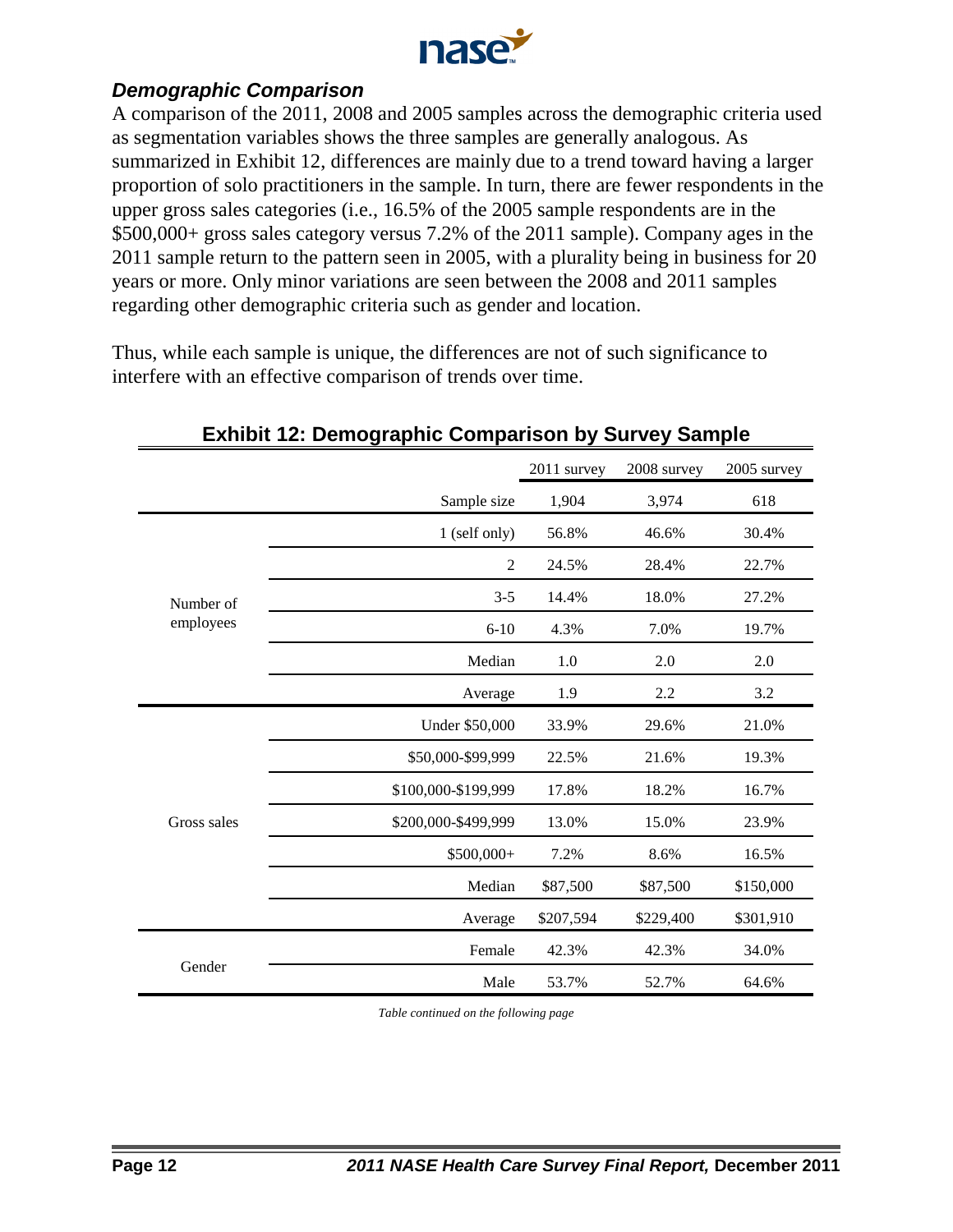### *Demographic Comparison*

A comparison of the 2011, 2008 and 2005 samples across the demographic criteria used as segmentation variables shows the three samples are generally analogous. As summarized in Exhibit 12, differences are mainly due to a trend toward having a larger proportion of solo practitioners in the sample. In turn, there are fewer respondents in the upper gross sales categories (i.e., 16.5% of the 2005 sample respondents are in the $500,000+ gross sales category versus 7.2% of the 2011 sample). Company ages in the 2011 sample return to the pattern seen in 2005, with a plurality being in business for 20 years or more. Only minor variations are seen between the 2008 and 2011 samples regarding other demographic criteria such as gender and location.

Thus, while each sample is unique, the differences are not of such significance to interfere with an effective comparison of trends over time.

**Exhibit 12: Demographic Comparison by Survey Sample**

| | | 2011 survey | 2008 survey | 2005 survey |
|---|---|---|---|---|
| | Sample size | 1,904 | 3,974 | 618 |
| Number of employees | 1 (self only) | 56.8% | 46.6% | 30.4% |
| | 2 | 24.5% | 28.4% | 22.7% |
| | 3-5 | 14.4% | 18.0% | 27.2% |
| | 6-10 | 4.3% | 7.0% | 19.7% |
| | Median | 1.0 | 2.0 | 2.0 |
| | Average | 1.9 | 2.2 | 3.2 |
| Gross sales | Under $50,000 | 33.9% | 29.6% | 21.0% |
| | $50,000-$99,999 | 22.5% | 21.6% | 19.3% |
| | $100,000-$199,999 | 17.8% | 18.2% | 16.7% |
| | $200,000-$499,999 | 13.0% | 15.0% | 23.9% |
| | $500,000+ | 7.2% | 8.6% | 16.5% |
| | Median | $87,500 | $87,500 | $150,000 |
| | Average | $207,594 | $229,400 | $301,910 |
| Gender | Female | 42.3% | 42.3% | 34.0% |
| | Male | 53.7% | 52.7% | 64.6% |

*Table continued on the following page*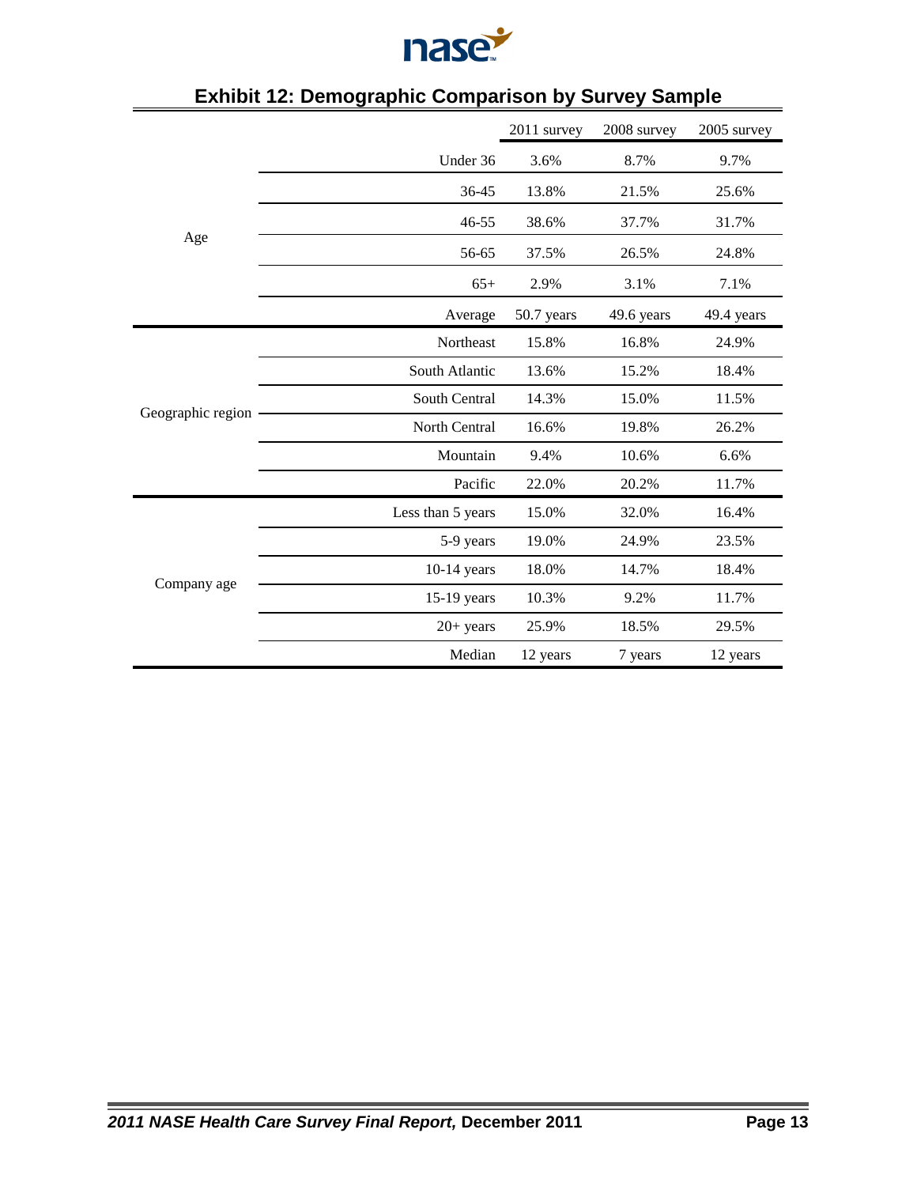## Exhibit 12: Demographic Comparison by Survey Sample

| | | 2011 survey | 2008 survey | 2005 survey |
|---|---|---|---|---|
| Age | Under 36 | 3.6% | 8.7% | 9.7% |
| | 36-45 | 13.8% | 21.5% | 25.6% |
| | 46-55 | 38.6% | 37.7% | 31.7% |
| | 56-65 | 37.5% | 26.5% | 24.8% |
| | 65+ | 2.9% | 3.1% | 7.1% |
| | Average | 50.7 years | 49.6 years | 49.4 years |
| Geographic region | Northeast | 15.8% | 16.8% | 24.9% |
| | South Atlantic | 13.6% | 15.2% | 18.4% |
| | South Central | 14.3% | 15.0% | 11.5% |
| | North Central | 16.6% | 19.8% | 26.2% |
| | Mountain | 9.4% | 10.6% | 6.6% |
| | Pacific | 22.0% | 20.2% | 11.7% |
| Company age | Less than 5 years | 15.0% | 32.0% | 16.4% |
| | 5-9 years | 19.0% | 24.9% | 23.5% |
| | 10-14 years | 18.0% | 14.7% | 18.4% |
| | 15-19 years | 10.3% | 9.2% | 11.7% |
| | 20+ years | 25.9% | 18.5% | 29.5% |
| | Median | 12 years | 7 years | 12 years |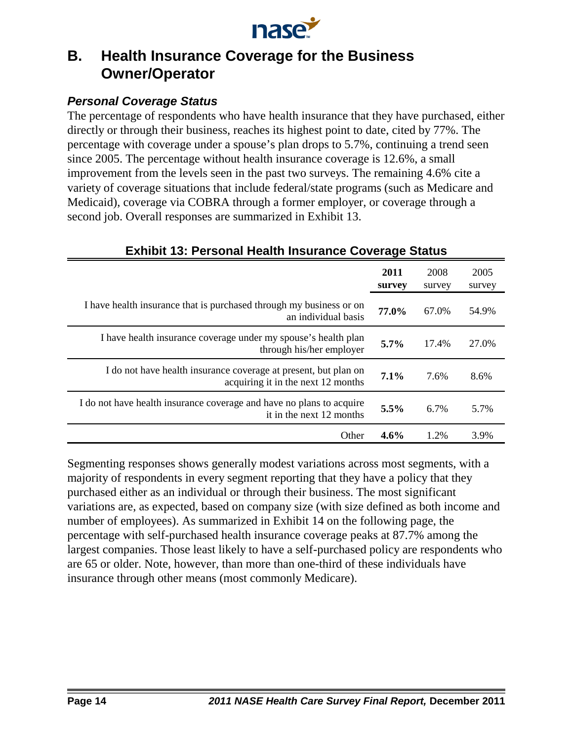## B. Health Insurance Coverage for the Business Owner/Operator

### *Personal Coverage Status*

The percentage of respondents who have health insurance that they have purchased, either directly or through their business, reaches its highest point to date, cited by 77%. The percentage with coverage under a spouse's plan drops to 5.7%, continuing a trend seen since 2005. The percentage without health insurance coverage is 12.6%, a small improvement from the levels seen in the past two surveys. The remaining 4.6% cite a variety of coverage situations that include federal/state programs (such as Medicare and Medicaid), coverage via COBRA through a former employer, or coverage through a second job. Overall responses are summarized in Exhibit 13.

**Exhibit 13: Personal Health Insurance Coverage Status**

| | **2011 survey** | 2008 survey | 2005 survey |
|---|---|---|---|
| I have health insurance that is purchased through my business or on an individual basis | **77.0%** | 67.0% | 54.9% |
| I have health insurance coverage under my spouse's health plan through his/her employer | **5.7%** | 17.4% | 27.0% |
| I do not have health insurance coverage at present, but plan on acquiring it in the next 12 months | **7.1%** | 7.6% | 8.6% |
| I do not have health insurance coverage and have no plans to acquire it in the next 12 months | **5.5%** | 6.7% | 5.7% |
| Other | **4.6%** | 1.2% | 3.9% |

Segmenting responses shows generally modest variations across most segments, with a majority of respondents in every segment reporting that they have a policy that they purchased either as an individual or through their business. The most significant variations are, as expected, based on company size (with size defined as both income and number of employees). As summarized in Exhibit 14 on the following page, the percentage with self-purchased health insurance coverage peaks at 87.7% among the largest companies. Those least likely to have a self-purchased policy are respondents who are 65 or older. Note, however, than more than one-third of these individuals have insurance through other means (most commonly Medicare).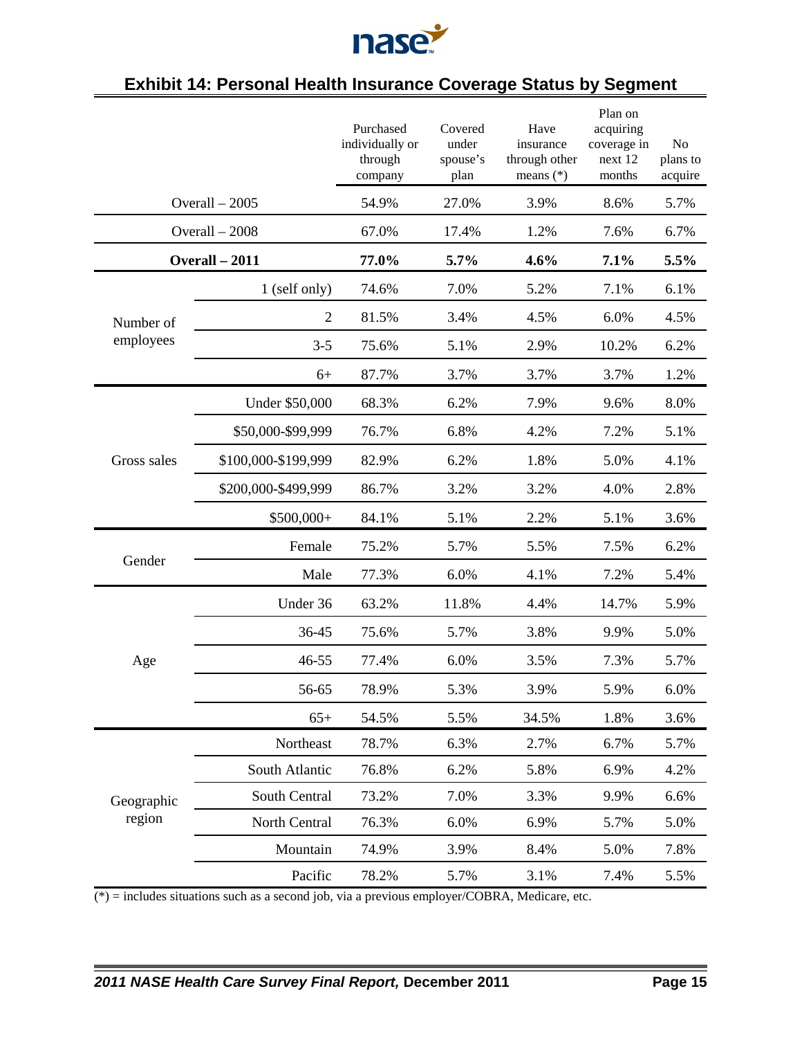## Exhibit 14: Personal Health Insurance Coverage Status by Segment

| | | Purchased individually or through company | Covered under spouse's plan | Have insurance through other means (*) | Plan on acquiring coverage in next 12 months | No plans to acquire |
|---|---|---|---|---|---|---|
| Overall – 2005 | | 54.9% | 27.0% | 3.9% | 8.6% | 5.7% |
| Overall – 2008 | | 67.0% | 17.4% | 1.2% | 7.6% | 6.7% |
| **Overall – 2011** | | **77.0%** | **5.7%** | **4.6%** | **7.1%** | **5.5%** |
| Number of employees | 1 (self only) | 74.6% | 7.0% | 5.2% | 7.1% | 6.1% |
| | 2 | 81.5% | 3.4% | 4.5% | 6.0% | 4.5% |
| | 3-5 | 75.6% | 5.1% | 2.9% | 10.2% | 6.2% |
| | 6+ | 87.7% | 3.7% | 3.7% | 3.7% | 1.2% |
| Gross sales | Under $50,000 | 68.3% | 6.2% | 7.9% | 9.6% | 8.0% |
| | $50,000-$99,999 | 76.7% | 6.8% | 4.2% | 7.2% | 5.1% |
| | $100,000-$199,999 | 82.9% | 6.2% | 1.8% | 5.0% | 4.1% |
| | $200,000-$499,999 | 86.7% | 3.2% | 3.2% | 4.0% | 2.8% |
| | $500,000+ | 84.1% | 5.1% | 2.2% | 5.1% | 3.6% |
| Gender | Female | 75.2% | 5.7% | 5.5% | 7.5% | 6.2% |
| | Male | 77.3% | 6.0% | 4.1% | 7.2% | 5.4% |
| Age | Under 36 | 63.2% | 11.8% | 4.4% | 14.7% | 5.9% |
| | 36-45 | 75.6% | 5.7% | 3.8% | 9.9% | 5.0% |
| | 46-55 | 77.4% | 6.0% | 3.5% | 7.3% | 5.7% |
| | 56-65 | 78.9% | 5.3% | 3.9% | 5.9% | 6.0% |
| | 65+ | 54.5% | 5.5% | 34.5% | 1.8% | 3.6% |
| Geographic region | Northeast | 78.7% | 6.3% | 2.7% | 6.7% | 5.7% |
| | South Atlantic | 76.8% | 6.2% | 5.8% | 6.9% | 4.2% |
| | South Central | 73.2% | 7.0% | 3.3% | 9.9% | 6.6% |
| | North Central | 76.3% | 6.0% | 6.9% | 5.7% | 5.0% |
| | Mountain | 74.9% | 3.9% | 8.4% | 5.0% | 7.8% |
| | Pacific | 78.2% | 5.7% | 3.1% | 7.4% | 5.5% |

(*) = includes situations such as a second job, via a previous employer/COBRA, Medicare, etc.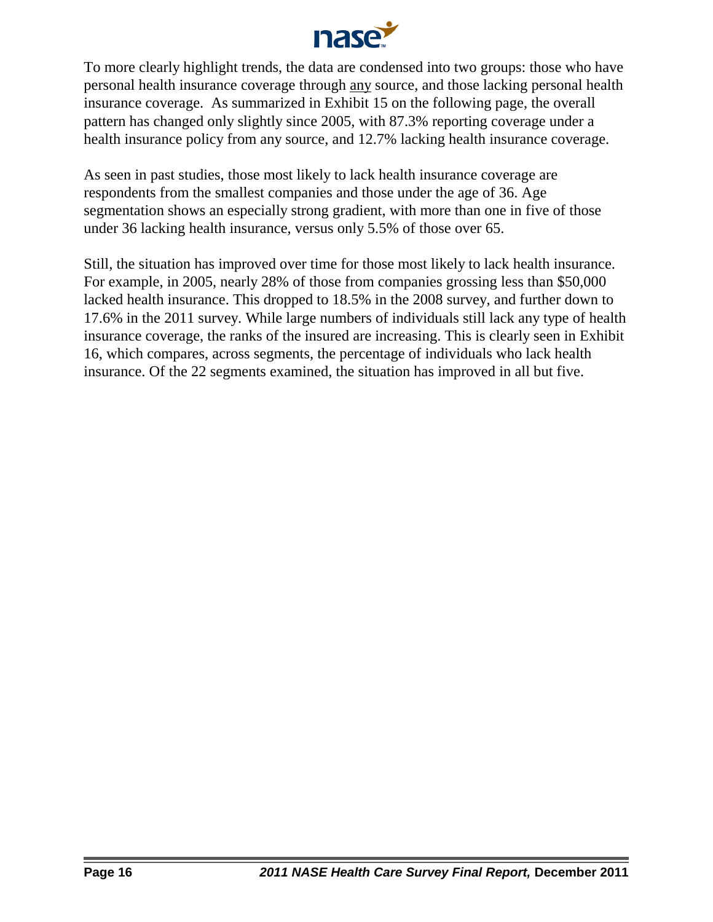To more clearly highlight trends, the data are condensed into two groups: those who have personal health insurance coverage through any source, and those lacking personal health insurance coverage. As summarized in Exhibit 15 on the following page, the overall pattern has changed only slightly since 2005, with 87.3% reporting coverage under a health insurance policy from any source, and 12.7% lacking health insurance coverage.

As seen in past studies, those most likely to lack health insurance coverage are respondents from the smallest companies and those under the age of 36. Age segmentation shows an especially strong gradient, with more than one in five of those under 36 lacking health insurance, versus only 5.5% of those over 65.

Still, the situation has improved over time for those most likely to lack health insurance. For example, in 2005, nearly 28% of those from companies grossing less than $50,000 lacked health insurance. This dropped to 18.5% in the 2008 survey, and further down to 17.6% in the 2011 survey. While large numbers of individuals still lack any type of health insurance coverage, the ranks of the insured are increasing. This is clearly seen in Exhibit 16, which compares, across segments, the percentage of individuals who lack health insurance. Of the 22 segments examined, the situation has improved in all but five.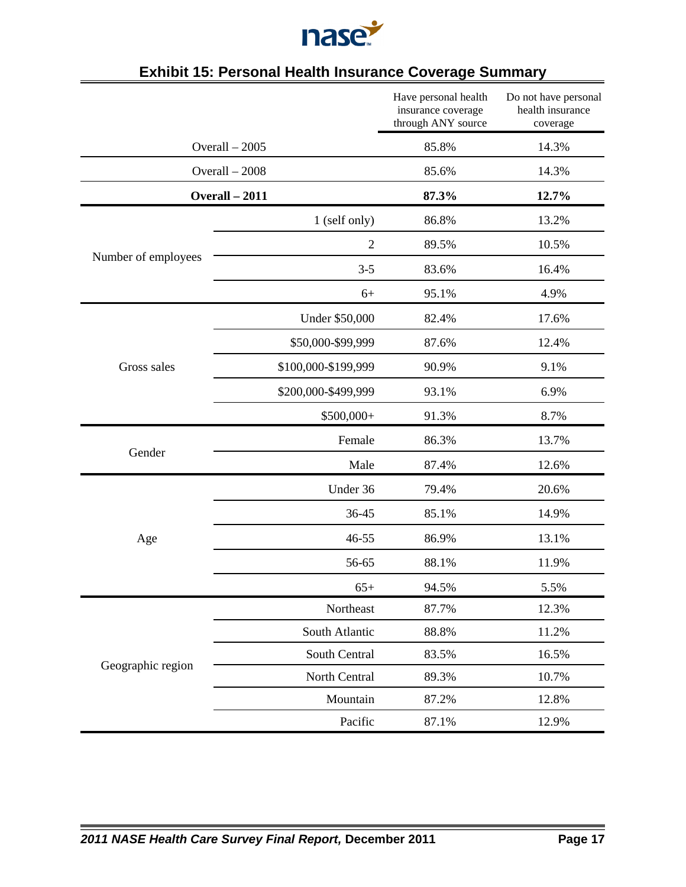## Exhibit 15: Personal Health Insurance Coverage Summary

| | | Have personal health insurance coverage through ANY source | Do not have personal health insurance coverage |
|---|---|---|---|
| Overall – 2005 | | 85.8% | 14.3% |
| Overall – 2008 | | 85.6% | 14.3% |
| **Overall – 2011** | | **87.3%** | **12.7%** |
| Number of employees | 1 (self only) | 86.8% | 13.2% |
| | 2 | 89.5% | 10.5% |
| | 3-5 | 83.6% | 16.4% |
| | 6+ | 95.1% | 4.9% |
| Gross sales | Under $50,000 | 82.4% | 17.6% |
| | $50,000-$99,999 | 87.6% | 12.4% |
| | $100,000-$199,999 | 90.9% | 9.1% |
| | $200,000-$499,999 | 93.1% | 6.9% |
| | $500,000+ | 91.3% | 8.7% |
| Gender | Female | 86.3% | 13.7% |
| | Male | 87.4% | 12.6% |
| Age | Under 36 | 79.4% | 20.6% |
| | 36-45 | 85.1% | 14.9% |
| | 46-55 | 86.9% | 13.1% |
| | 56-65 | 88.1% | 11.9% |
| | 65+ | 94.5% | 5.5% |
| Geographic region | Northeast | 87.7% | 12.3% |
| | South Atlantic | 88.8% | 11.2% |
| | South Central | 83.5% | 16.5% |
| | North Central | 89.3% | 10.7% |
| | Mountain | 87.2% | 12.8% |
| | Pacific | 87.1% | 12.9% |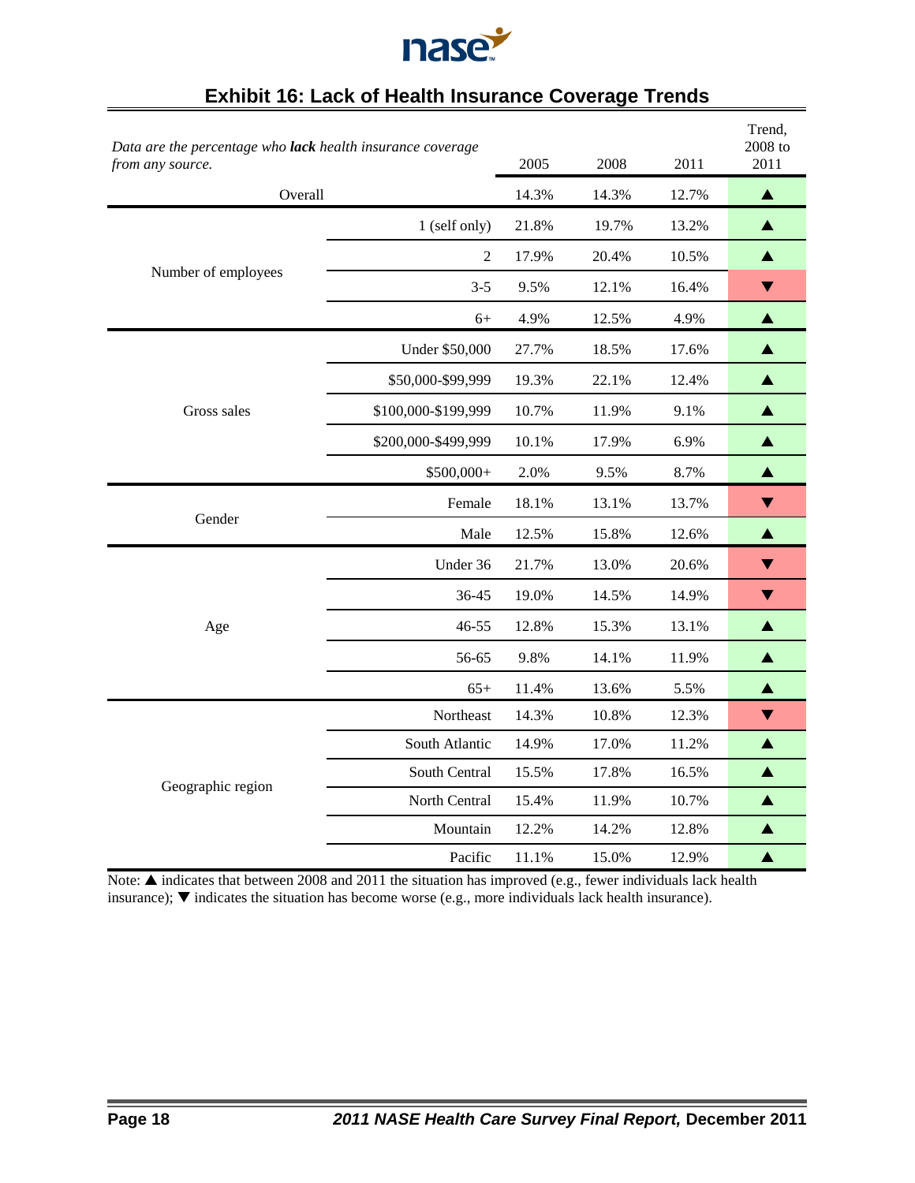## Exhibit 16: Lack of Health Insurance Coverage Trends

| *Data are the percentage who **lack** health insurance coverage from any source.* | | 2005 | 2008 | 2011 | Trend, 2008 to 2011 |
|---|---|---|---|---|---|
| Overall | | 14.3% | 14.3% | 12.7% | ▲ |
| Number of employees | 1 (self only) | 21.8% | 19.7% | 13.2% | ▲ |
| | 2 | 17.9% | 20.4% | 10.5% | ▲ |
| | 3-5 | 9.5% | 12.1% | 16.4% | ▼ |
| | 6+ | 4.9% | 12.5% | 4.9% | ▲ |
| Gross sales | Under $50,000 | 27.7% | 18.5% | 17.6% | ▲ |
| | $50,000-$99,999 | 19.3% | 22.1% | 12.4% | ▲ |
| | $100,000-$199,999 | 10.7% | 11.9% | 9.1% | ▲ |
| | $200,000-$499,999 | 10.1% | 17.9% | 6.9% | ▲ |
| | $500,000+ | 2.0% | 9.5% | 8.7% | ▲ |
| Gender | Female | 18.1% | 13.1% | 13.7% | ▼ |
| | Male | 12.5% | 15.8% | 12.6% | ▲ |
| Age | Under 36 | 21.7% | 13.0% | 20.6% | ▼ |
| | 36-45 | 19.0% | 14.5% | 14.9% | ▼ |
| | 46-55 | 12.8% | 15.3% | 13.1% | ▲ |
| | 56-65 | 9.8% | 14.1% | 11.9% | ▲ |
| | 65+ | 11.4% | 13.6% | 5.5% | ▲ |
| Geographic region | Northeast | 14.3% | 10.8% | 12.3% | ▼ |
| | South Atlantic | 14.9% | 17.0% | 11.2% | ▲ |
| | South Central | 15.5% | 17.8% | 16.5% | ▲ |
| | North Central | 15.4% | 11.9% | 10.7% | ▲ |
| | Mountain | 12.2% | 14.2% | 12.8% | ▲ |
| | Pacific | 11.1% | 15.0% | 12.9% | ▲ |

Note: ▲ indicates that between 2008 and 2011 the situation has improved (e.g., fewer individuals lack health insurance); ▼ indicates the situation has become worse (e.g., more individuals lack health insurance).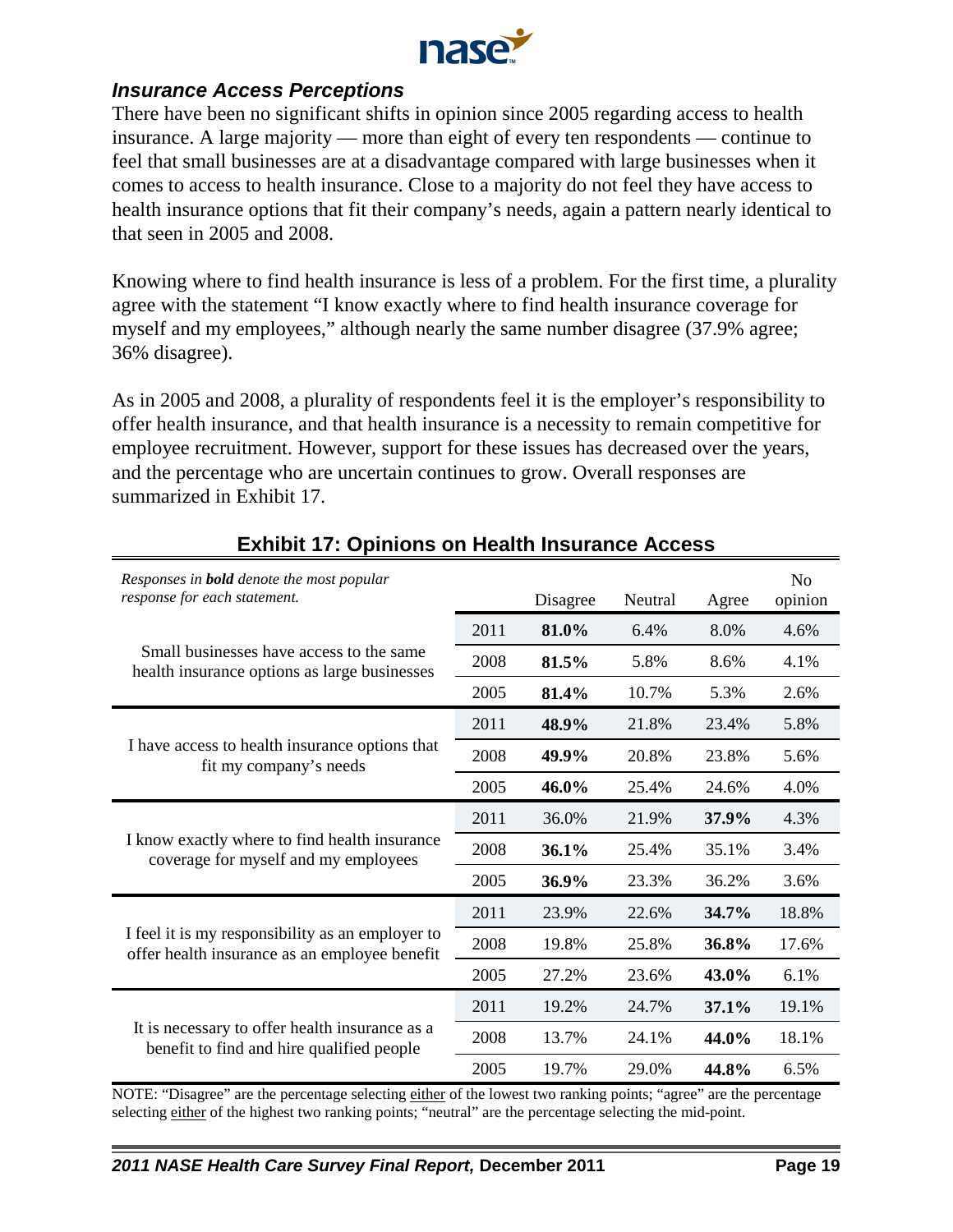## *Insurance Access Perceptions*

There have been no significant shifts in opinion since 2005 regarding access to health insurance. A large majority — more than eight of every ten respondents — continue to feel that small businesses are at a disadvantage compared with large businesses when it comes to access to health insurance. Close to a majority do not feel they have access to health insurance options that fit their company's needs, again a pattern nearly identical to that seen in 2005 and 2008.

Knowing where to find health insurance is less of a problem. For the first time, a plurality agree with the statement "I know exactly where to find health insurance coverage for myself and my employees," although nearly the same number disagree (37.9% agree; 36% disagree).

As in 2005 and 2008, a plurality of respondents feel it is the employer's responsibility to offer health insurance, and that health insurance is a necessity to remain competitive for employee recruitment. However, support for these issues has decreased over the years, and the percentage who are uncertain continues to grow. Overall responses are summarized in Exhibit 17.

### Exhibit 17: Opinions on Health Insurance Access

| *Responses in* ***bold*** *denote the most popular response for each statement.* | | Disagree | Neutral | Agree | No opinion |
|---|---|---|---|---|---|
| Small businesses have access to the same health insurance options as large businesses | 2011 | **81.0%** | 6.4% | 8.0% | 4.6% |
| | 2008 | **81.5%** | 5.8% | 8.6% | 4.1% |
| | 2005 | **81.4%** | 10.7% | 5.3% | 2.6% |
| I have access to health insurance options that fit my company's needs | 2011 | **48.9%** | 21.8% | 23.4% | 5.8% |
| | 2008 | **49.9%** | 20.8% | 23.8% | 5.6% |
| | 2005 | **46.0%** | 25.4% | 24.6% | 4.0% |
| I know exactly where to find health insurance coverage for myself and my employees | 2011 | 36.0% | 21.9% | **37.9%** | 4.3% |
| | 2008 | **36.1%** | 25.4% | 35.1% | 3.4% |
| | 2005 | **36.9%** | 23.3% | 36.2% | 3.6% |
| I feel it is my responsibility as an employer to offer health insurance as an employee benefit | 2011 | 23.9% | 22.6% | **34.7%** | 18.8% |
| | 2008 | 19.8% | 25.8% | **36.8%** | 17.6% |
| | 2005 | 27.2% | 23.6% | **43.0%** | 6.1% |
| It is necessary to offer health insurance as a benefit to find and hire qualified people | 2011 | 19.2% | 24.7% | **37.1%** | 19.1% |
| | 2008 | 13.7% | 24.1% | **44.0%** | 18.1% |
| | 2005 | 19.7% | 29.0% | **44.8%** | 6.5% |

NOTE: "Disagree" are the percentage selecting either of the lowest two ranking points; "agree" are the percentage selecting either of the highest two ranking points; "neutral" are the percentage selecting the mid-point.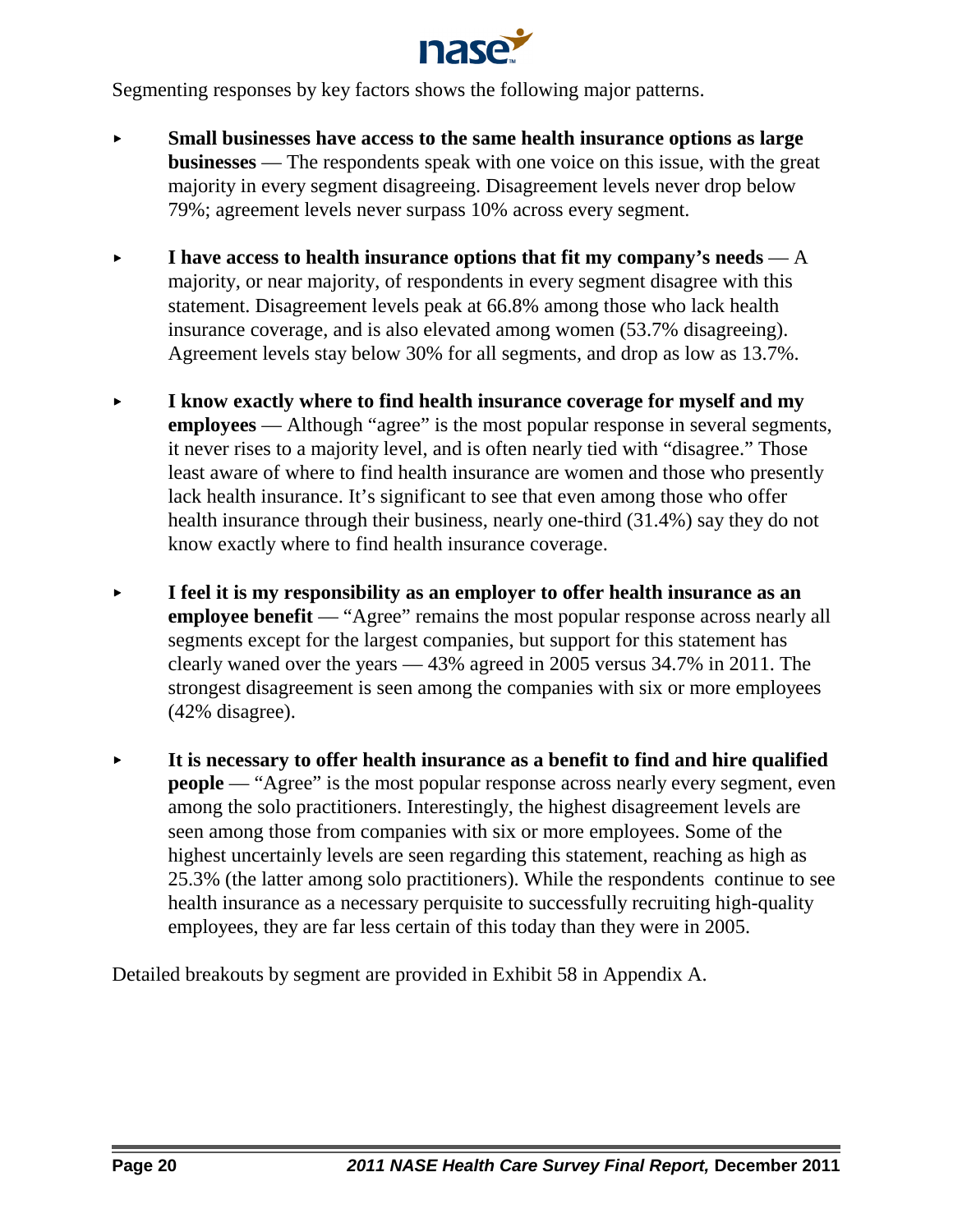Segmenting responses by key factors shows the following major patterns.

- **Small businesses have access to the same health insurance options as large businesses** — The respondents speak with one voice on this issue, with the great majority in every segment disagreeing. Disagreement levels never drop below 79%; agreement levels never surpass 10% across every segment.

- **I have access to health insurance options that fit my company's needs** — A majority, or near majority, of respondents in every segment disagree with this statement. Disagreement levels peak at 66.8% among those who lack health insurance coverage, and is also elevated among women (53.7% disagreeing). Agreement levels stay below 30% for all segments, and drop as low as 13.7%.

- **I know exactly where to find health insurance coverage for myself and my employees** — Although "agree" is the most popular response in several segments, it never rises to a majority level, and is often nearly tied with "disagree." Those least aware of where to find health insurance are women and those who presently lack health insurance. It's significant to see that even among those who offer health insurance through their business, nearly one-third (31.4%) say they do not know exactly where to find health insurance coverage.

- **I feel it is my responsibility as an employer to offer health insurance as an employee benefit** — "Agree" remains the most popular response across nearly all segments except for the largest companies, but support for this statement has clearly waned over the years — 43% agreed in 2005 versus 34.7% in 2011. The strongest disagreement is seen among the companies with six or more employees (42% disagree).

- **It is necessary to offer health insurance as a benefit to find and hire qualified people** — "Agree" is the most popular response across nearly every segment, even among the solo practitioners. Interestingly, the highest disagreement levels are seen among those from companies with six or more employees. Some of the highest uncertainly levels are seen regarding this statement, reaching as high as 25.3% (the latter among solo practitioners). While the respondents continue to see health insurance as a necessary perquisite to successfully recruiting high-quality employees, they are far less certain of this today than they were in 2005.

Detailed breakouts by segment are provided in Exhibit 58 in Appendix A.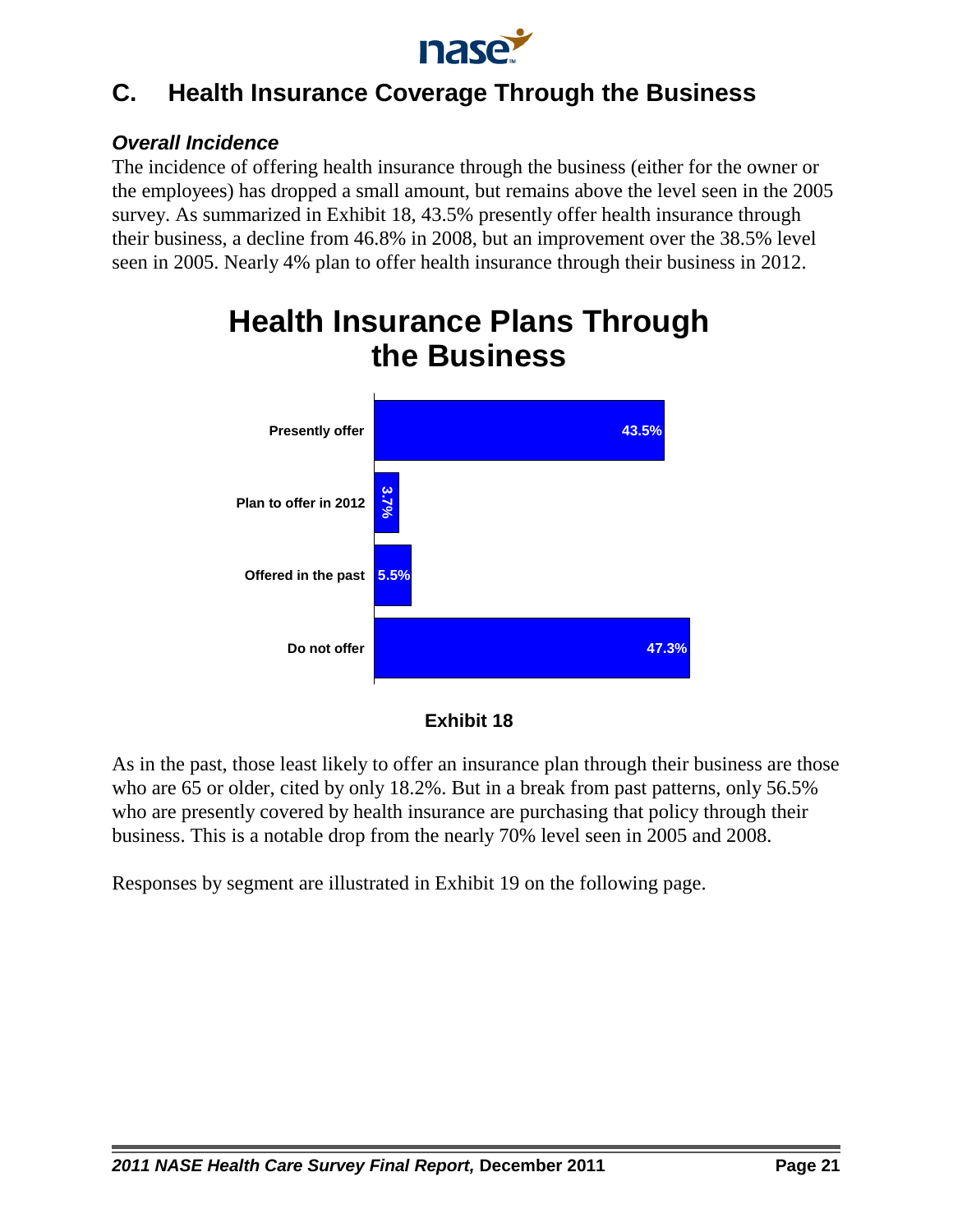## C. Health Insurance Coverage Through the Business

### *Overall Incidence*

The incidence of offering health insurance through the business (either for the owner or the employees) has dropped a small amount, but remains above the level seen in the 2005 survey. As summarized in Exhibit 18, 43.5% presently offer health insurance through their business, a decline from 46.8% in 2008, but an improvement over the 38.5% level seen in 2005. Nearly 4% plan to offer health insurance through their business in 2012.

**Health Insurance Plans Through the Business**

| | |
|---|---|
| Presently offer | 43.5% |
| Plan to offer in 2012 | 3.7% |
| Offered in the past | 5.5% |
| Do not offer | 47.3% |

**Exhibit 18**

As in the past, those least likely to offer an insurance plan through their business are those who are 65 or older, cited by only 18.2%. But in a break from past patterns, only 56.5% who are presently covered by health insurance are purchasing that policy through their business. This is a notable drop from the nearly 70% level seen in 2005 and 2008.

Responses by segment are illustrated in Exhibit 19 on the following page.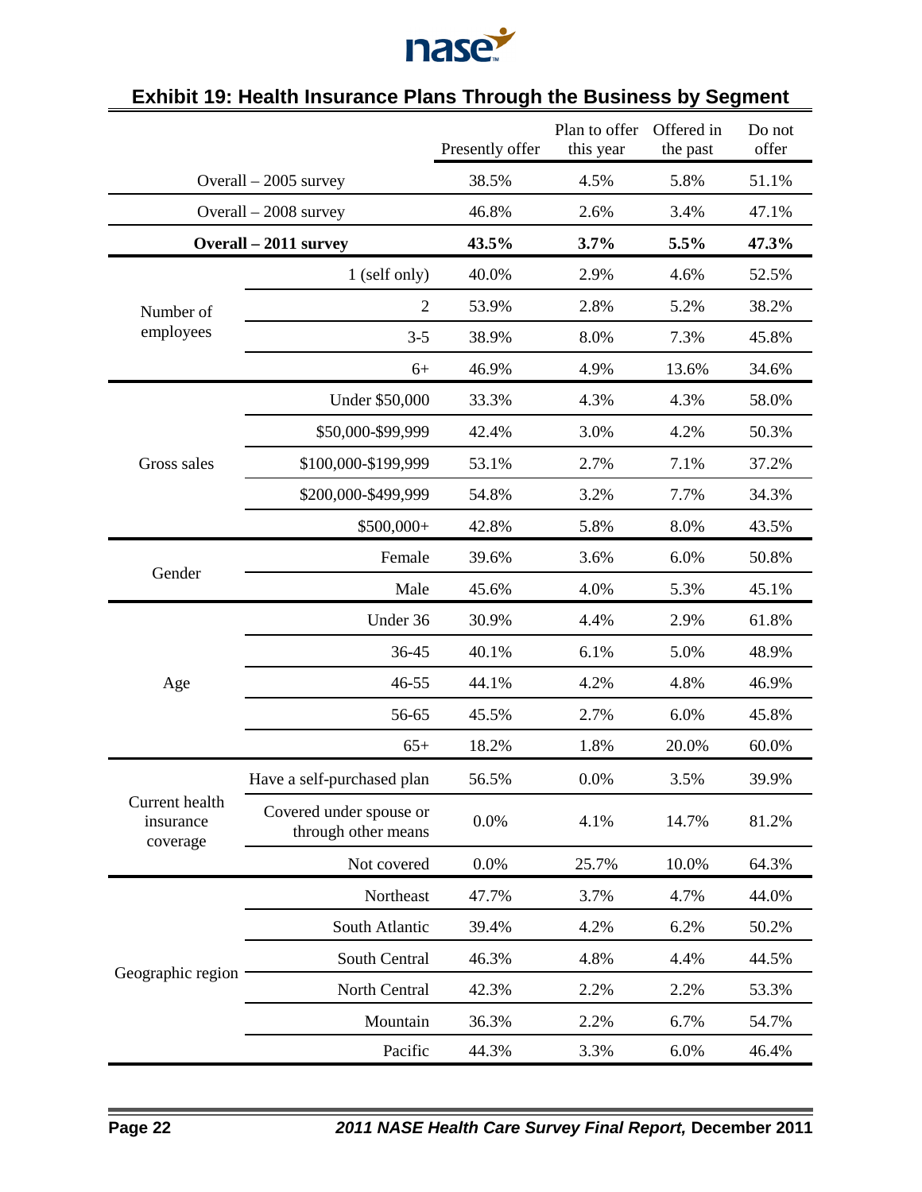## Exhibit 19: Health Insurance Plans Through the Business by Segment

| | | Presently offer | Plan to offer this year | Offered in the past | Do not offer |
|---|---|---|---|---|---|
| Overall – 2005 survey | | 38.5% | 4.5% | 5.8% | 51.1% |
| Overall – 2008 survey | | 46.8% | 2.6% | 3.4% | 47.1% |
| **Overall – 2011 survey** | | **43.5%** | **3.7%** | **5.5%** | **47.3%** |
| Number of employees | 1 (self only) | 40.0% | 2.9% | 4.6% | 52.5% |
| | 2 | 53.9% | 2.8% | 5.2% | 38.2% |
| | 3-5 | 38.9% | 8.0% | 7.3% | 45.8% |
| | 6+ | 46.9% | 4.9% | 13.6% | 34.6% |
| Gross sales | Under $50,000 | 33.3% | 4.3% | 4.3% | 58.0% |
| | $50,000-$99,999 | 42.4% | 3.0% | 4.2% | 50.3% |
| | $100,000-$199,999 | 53.1% | 2.7% | 7.1% | 37.2% |
| | $200,000-$499,999 | 54.8% | 3.2% | 7.7% | 34.3% |
| | $500,000+ | 42.8% | 5.8% | 8.0% | 43.5% |
| Gender | Female | 39.6% | 3.6% | 6.0% | 50.8% |
| | Male | 45.6% | 4.0% | 5.3% | 45.1% |
| Age | Under 36 | 30.9% | 4.4% | 2.9% | 61.8% |
| | 36-45 | 40.1% | 6.1% | 5.0% | 48.9% |
| | 46-55 | 44.1% | 4.2% | 4.8% | 46.9% |
| | 56-65 | 45.5% | 2.7% | 6.0% | 45.8% |
| | 65+ | 18.2% | 1.8% | 20.0% | 60.0% |
| Current health insurance coverage | Have a self-purchased plan | 56.5% | 0.0% | 3.5% | 39.9% |
| | Covered under spouse or through other means | 0.0% | 4.1% | 14.7% | 81.2% |
| | Not covered | 0.0% | 25.7% | 10.0% | 64.3% |
| Geographic region | Northeast | 47.7% | 3.7% | 4.7% | 44.0% |
| | South Atlantic | 39.4% | 4.2% | 6.2% | 50.2% |
| | South Central | 46.3% | 4.8% | 4.4% | 44.5% |
| | North Central | 42.3% | 2.2% | 2.2% | 53.3% |
| | Mountain | 36.3% | 2.2% | 6.7% | 54.7% |
| | Pacific | 44.3% | 3.3% | 6.0% | 46.4% |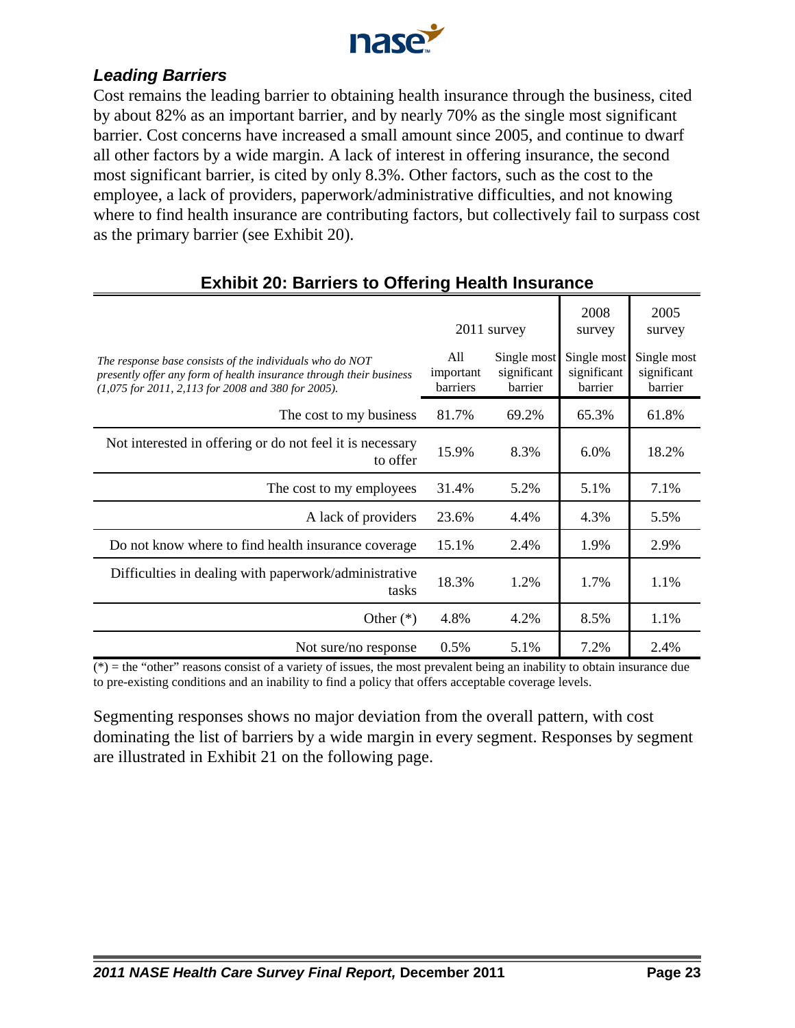### *Leading Barriers*

Cost remains the leading barrier to obtaining health insurance through the business, cited by about 82% as an important barrier, and by nearly 70% as the single most significant barrier. Cost concerns have increased a small amount since 2005, and continue to dwarf all other factors by a wide margin. A lack of interest in offering insurance, the second most significant barrier, is cited by only 8.3%. Other factors, such as the cost to the employee, a lack of providers, paperwork/administrative difficulties, and not knowing where to find health insurance are contributing factors, but collectively fail to surpass cost as the primary barrier (see Exhibit 20).

**Exhibit 20: Barriers to Offering Health Insurance**

| | 2011 survey | | 2008 survey | 2005 survey |
|---|---|---|---|---|
| *The response base consists of the individuals who do NOT presently offer any form of health insurance through their business (1,075 for 2011, 2,113 for 2008 and 380 for 2005).* | All important barriers | Single most significant barrier | Single most significant barrier | Single most significant barrier |
| The cost to my business | 81.7% | 69.2% | 65.3% | 61.8% |
| Not interested in offering or do not feel it is necessary to offer | 15.9% | 8.3% | 6.0% | 18.2% |
| The cost to my employees | 31.4% | 5.2% | 5.1% | 7.1% |
| A lack of providers | 23.6% | 4.4% | 4.3% | 5.5% |
| Do not know where to find health insurance coverage | 15.1% | 2.4% | 1.9% | 2.9% |
| Difficulties in dealing with paperwork/administrative tasks | 18.3% | 1.2% | 1.7% | 1.1% |
| Other (*) | 4.8% | 4.2% | 8.5% | 1.1% |
| Not sure/no response | 0.5% | 5.1% | 7.2% | 2.4% |

(*) = the "other" reasons consist of a variety of issues, the most prevalent being an inability to obtain insurance due to pre-existing conditions and an inability to find a policy that offers acceptable coverage levels.

Segmenting responses shows no major deviation from the overall pattern, with cost dominating the list of barriers by a wide margin in every segment. Responses by segment are illustrated in Exhibit 21 on the following page.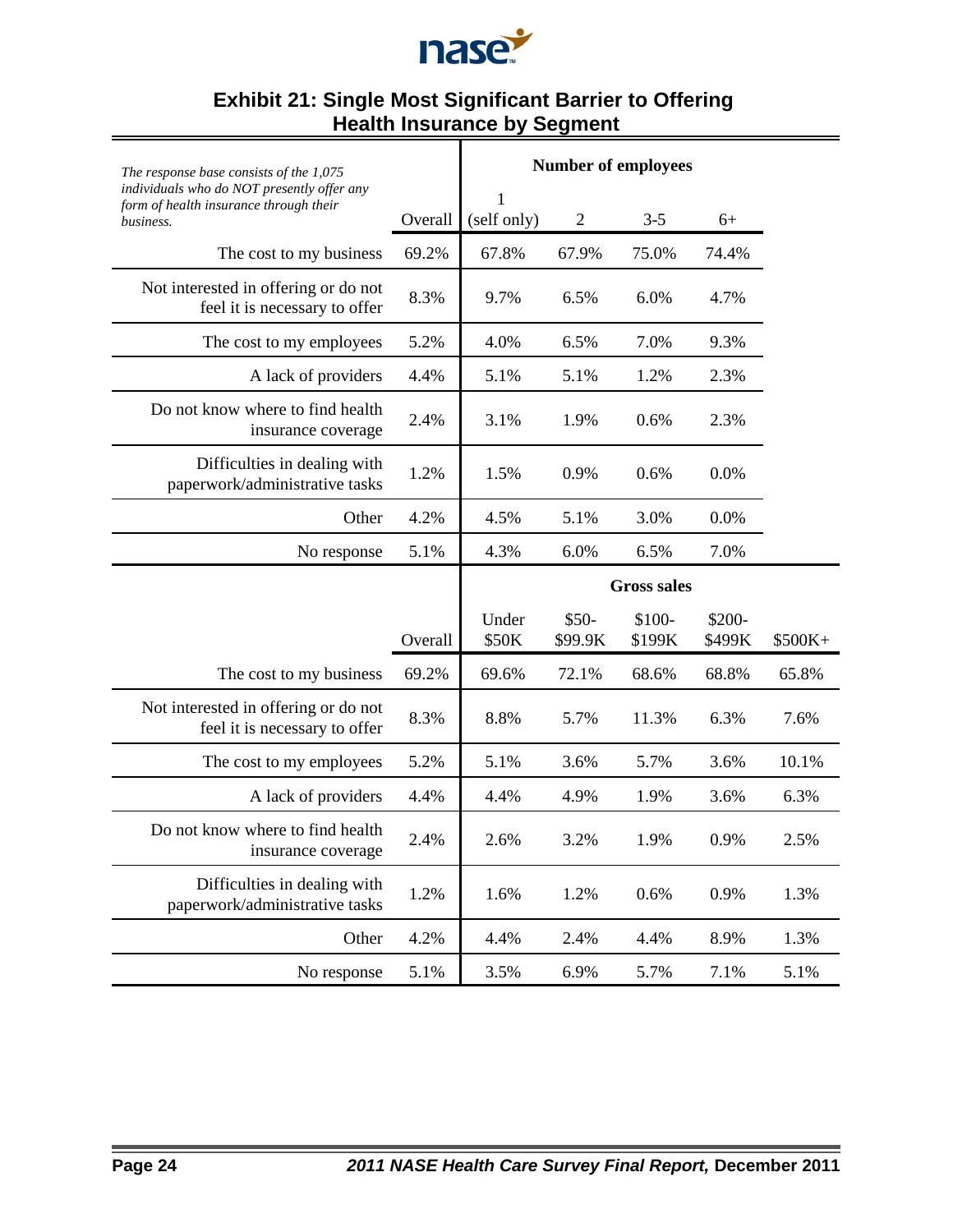## Exhibit 21: Single Most Significant Barrier to Offering Health Insurance by Segment

| *The response base consists of the 1,075 individuals who do NOT presently offer any form of health insurance through their business.* | Overall | Number of employees | | | |
|---|---|---|---|---|---|
| | | 1 (self only) | 2 | 3-5 | 6+ |
| The cost to my business | 69.2% | 67.8% | 67.9% | 75.0% | 74.4% |
| Not interested in offering or do not feel it is necessary to offer | 8.3% | 9.7% | 6.5% | 6.0% | 4.7% |
| The cost to my employees | 5.2% | 4.0% | 6.5% | 7.0% | 9.3% |
| A lack of providers | 4.4% | 5.1% | 5.1% | 1.2% | 2.3% |
| Do not know where to find health insurance coverage | 2.4% | 3.1% | 1.9% | 0.6% | 2.3% |
| Difficulties in dealing with paperwork/administrative tasks | 1.2% | 1.5% | 0.9% | 0.6% | 0.0% |
| Other | 4.2% | 4.5% | 5.1% | 3.0% | 0.0% |
| No response | 5.1% | 4.3% | 6.0% | 6.5% | 7.0% |

| | Overall | Gross sales | | | | |
|---|---|---|---|---|---|---|
| | | Under $50K | $50-$99.9K | $100-$199K | $200-$499K | $500K+ |
| The cost to my business | 69.2% | 69.6% | 72.1% | 68.6% | 68.8% | 65.8% |
| Not interested in offering or do not feel it is necessary to offer | 8.3% | 8.8% | 5.7% | 11.3% | 6.3% | 7.6% |
| The cost to my employees | 5.2% | 5.1% | 3.6% | 5.7% | 3.6% | 10.1% |
| A lack of providers | 4.4% | 4.4% | 4.9% | 1.9% | 3.6% | 6.3% |
| Do not know where to find health insurance coverage | 2.4% | 2.6% | 3.2% | 1.9% | 0.9% | 2.5% |
| Difficulties in dealing with paperwork/administrative tasks | 1.2% | 1.6% | 1.2% | 0.6% | 0.9% | 1.3% |
| Other | 4.2% | 4.4% | 2.4% | 4.4% | 8.9% | 1.3% |
| No response | 5.1% | 3.5% | 6.9% | 5.7% | 7.1% | 5.1% |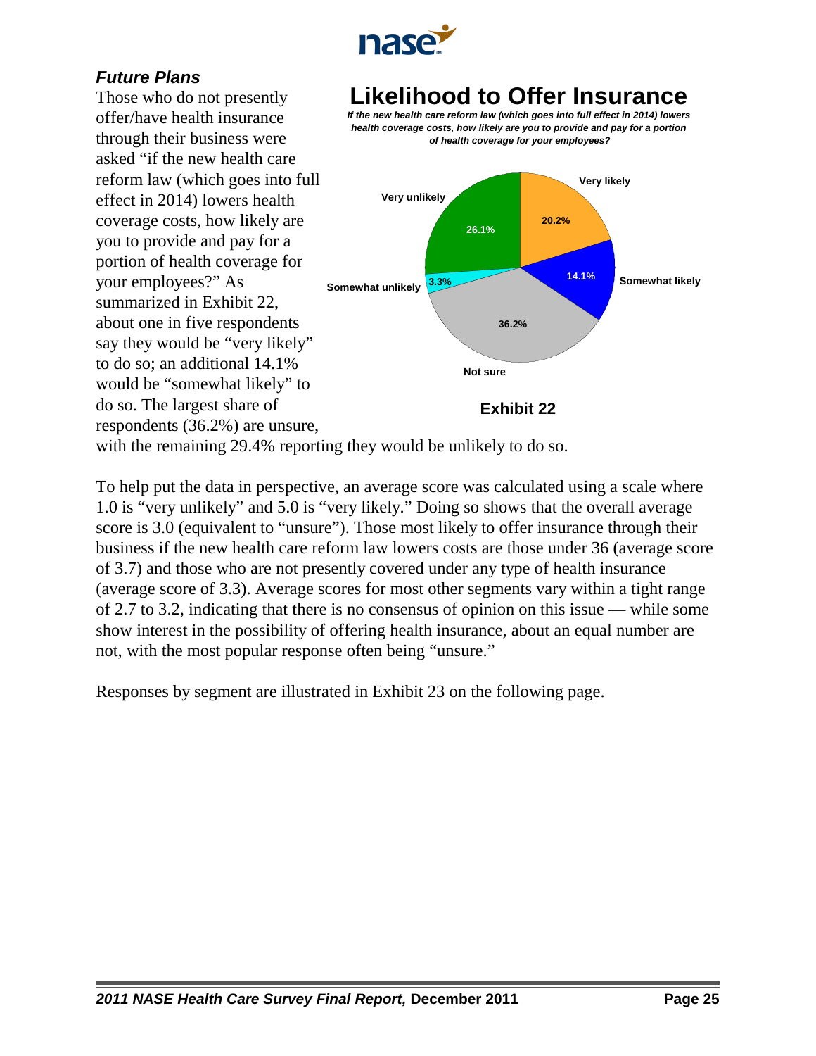### *Future Plans*

Those who do not presently offer/have health insurance through their business were asked "if the new health care reform law (which goes into full effect in 2014) lowers health coverage costs, how likely are you to provide and pay for a portion of health coverage for your employees?" As summarized in Exhibit 22, about one in five respondents say they would be "very likely" to do so; an additional 14.1% would be "somewhat likely" to do so. The largest share of respondents (36.2%) are unsure, with the remaining 29.4% reporting they would be unlikely to do so.

## Likelihood to Offer Insurance

*If the new health care reform law (which goes into full effect in 2014) lowers health coverage costs, how likely are you to provide and pay for a portion of health coverage for your employees?*

| Response | Percent |
|---|---|
| Very likely | 20.2% |
| Somewhat likely | 14.1% |
| Not sure | 36.2% |
| Somewhat unlikely | 3.3% |
| Very unlikely | 26.1% |

**Exhibit 22**

To help put the data in perspective, an average score was calculated using a scale where 1.0 is "very unlikely" and 5.0 is "very likely." Doing so shows that the overall average score is 3.0 (equivalent to "unsure"). Those most likely to offer insurance through their business if the new health care reform law lowers costs are those under 36 (average score of 3.7) and those who are not presently covered under any type of health insurance (average score of 3.3). Average scores for most other segments vary within a tight range of 2.7 to 3.2, indicating that there is no consensus of opinion on this issue — while some show interest in the possibility of offering health insurance, about an equal number are not, with the most popular response often being "unsure."

Responses by segment are illustrated in Exhibit 23 on the following page.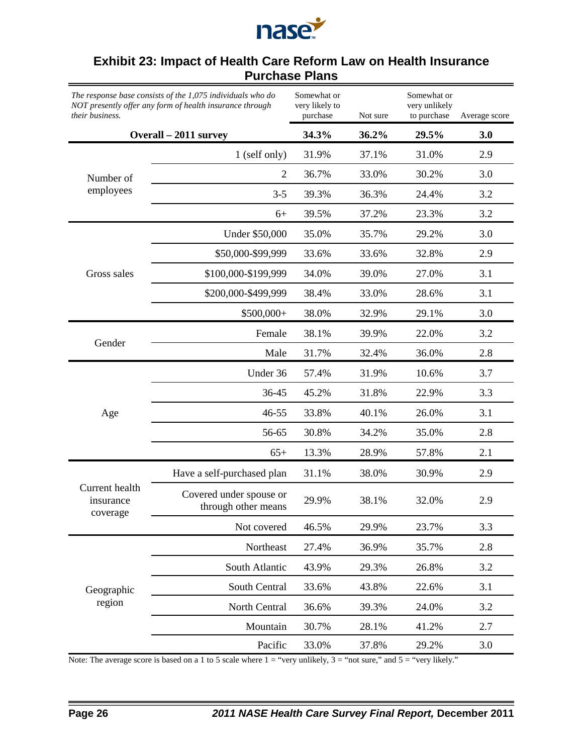## Exhibit 23: Impact of Health Care Reform Law on Health Insurance Purchase Plans

| *The response base consists of the 1,075 individuals who do NOT presently offer any form of health insurance through their business.* | | Somewhat or very likely to purchase | Not sure | Somewhat or very unlikely to purchase | Average score |
|---|---|---|---|---|---|
| **Overall – 2011 survey** | | **34.3%** | **36.2%** | **29.5%** | **3.0** |
| Number of employees | 1 (self only) | 31.9% | 37.1% | 31.0% | 2.9 |
| | 2 | 36.7% | 33.0% | 30.2% | 3.0 |
| | 3-5 | 39.3% | 36.3% | 24.4% | 3.2 |
| | 6+ | 39.5% | 37.2% | 23.3% | 3.2 |
| Gross sales | Under $50,000 | 35.0% | 35.7% | 29.2% | 3.0 |
| | $50,000-$99,999 | 33.6% | 33.6% | 32.8% | 2.9 |
| | $100,000-$199,999 | 34.0% | 39.0% | 27.0% | 3.1 |
| | $200,000-$499,999 | 38.4% | 33.0% | 28.6% | 3.1 |
| | $500,000+ | 38.0% | 32.9% | 29.1% | 3.0 |
| Gender | Female | 38.1% | 39.9% | 22.0% | 3.2 |
| | Male | 31.7% | 32.4% | 36.0% | 2.8 |
| Age | Under 36 | 57.4% | 31.9% | 10.6% | 3.7 |
| | 36-45 | 45.2% | 31.8% | 22.9% | 3.3 |
| | 46-55 | 33.8% | 40.1% | 26.0% | 3.1 |
| | 56-65 | 30.8% | 34.2% | 35.0% | 2.8 |
| | 65+ | 13.3% | 28.9% | 57.8% | 2.1 |
| Current health insurance coverage | Have a self-purchased plan | 31.1% | 38.0% | 30.9% | 2.9 |
| | Covered under spouse or through other means | 29.9% | 38.1% | 32.0% | 2.9 |
| | Not covered | 46.5% | 29.9% | 23.7% | 3.3 |
| Geographic region | Northeast | 27.4% | 36.9% | 35.7% | 2.8 |
| | South Atlantic | 43.9% | 29.3% | 26.8% | 3.2 |
| | South Central | 33.6% | 43.8% | 22.6% | 3.1 |
| | North Central | 36.6% | 39.3% | 24.0% | 3.2 |
| | Mountain | 30.7% | 28.1% | 41.2% | 2.7 |
| | Pacific | 33.0% | 37.8% | 29.2% | 3.0 |

Note: The average score is based on a 1 to 5 scale where 1 = "very unlikely, 3 = "not sure," and 5 = "very likely."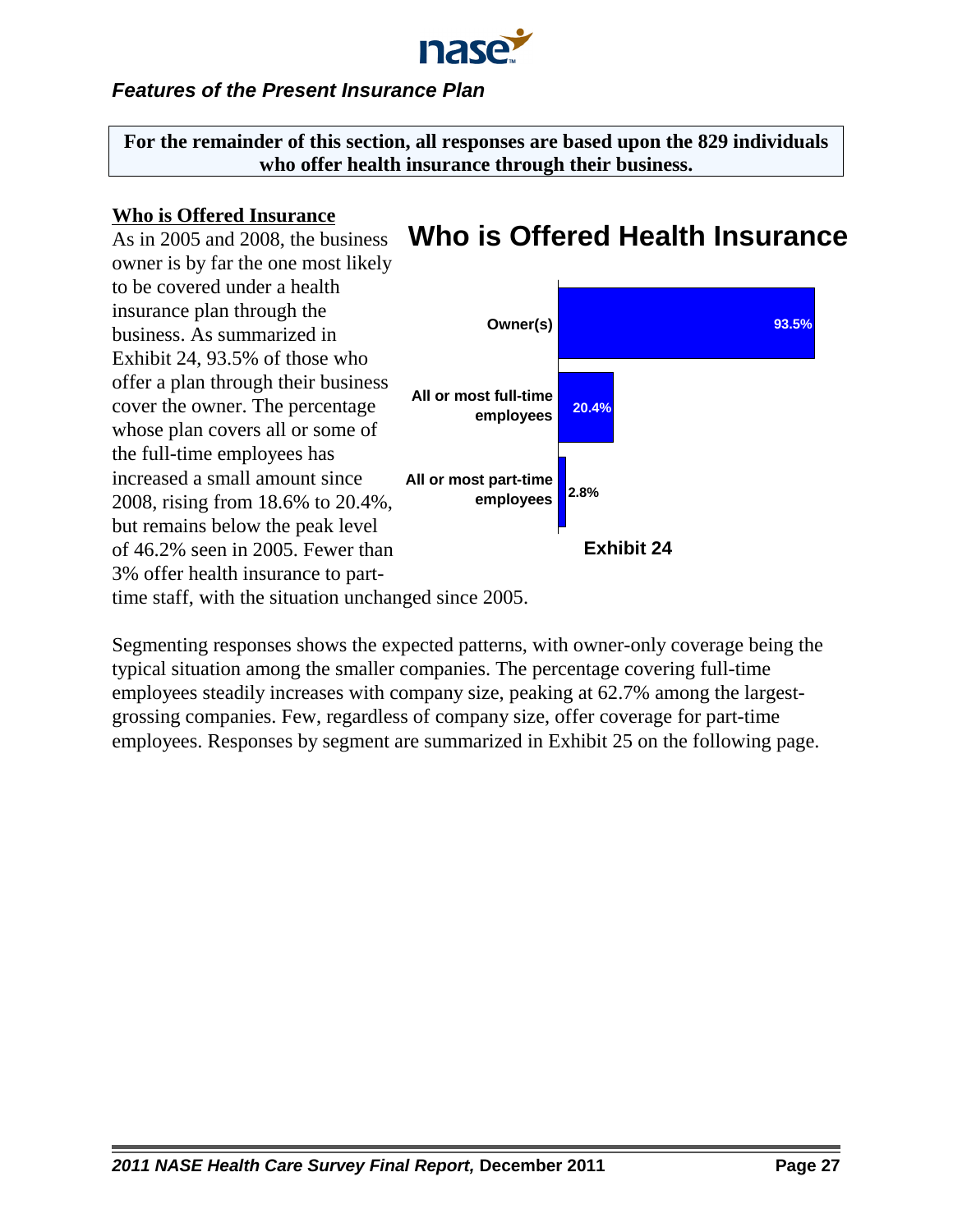## Features of the Present Insurance Plan

**For the remainder of this section, all responses are based upon the 829 individuals who offer health insurance through their business.**

### Who is Offered Insurance

As in 2005 and 2008, the business owner is by far the one most likely to be covered under a health insurance plan through the business. As summarized in Exhibit 24, 93.5% of those who offer a plan through their business cover the owner. The percentage whose plan covers all or some of the full-time employees has increased a small amount since 2008, rising from 18.6% to 20.4%, but remains below the peak level of 46.2% seen in 2005. Fewer than 3% offer health insurance to part-time staff, with the situation unchanged since 2005.

**Who is Offered Health Insurance**

| Who is Offered | Percentage |
|---|---|
| Owner(s) | 93.5% |
| All or most full-time employees | 20.4% |
| All or most part-time employees | 2.8% |

**Exhibit 24**

Segmenting responses shows the expected patterns, with owner-only coverage being the typical situation among the smaller companies. The percentage covering full-time employees steadily increases with company size, peaking at 62.7% among the largest-grossing companies. Few, regardless of company size, offer coverage for part-time employees. Responses by segment are summarized in Exhibit 25 on the following page.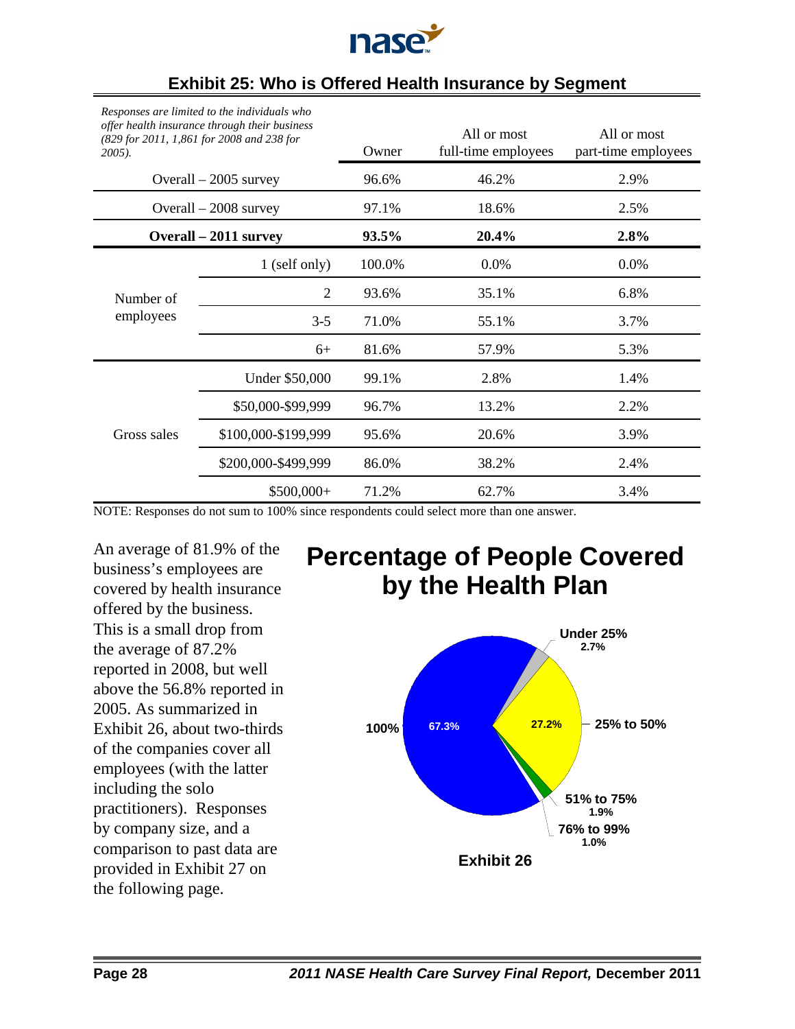## Exhibit 25: Who is Offered Health Insurance by Segment

| *Responses are limited to the individuals who offer health insurance through their business (829 for 2011, 1,861 for 2008 and 238 for 2005).* | | Owner | All or most full-time employees | All or most part-time employees |
|---|---|---|---|---|
| Overall – 2005 survey | | 96.6% | 46.2% | 2.9% |
| Overall – 2008 survey | | 97.1% | 18.6% | 2.5% |
| **Overall – 2011 survey** | | **93.5%** | **20.4%** | **2.8%** |
| Number of employees | 1 (self only) | 100.0% | 0.0% | 0.0% |
| | 2 | 93.6% | 35.1% | 6.8% |
| | 3-5 | 71.0% | 55.1% | 3.7% |
| | 6+ | 81.6% | 57.9% | 5.3% |
| Gross sales | Under $50,000 | 99.1% | 2.8% | 1.4% |
| | $50,000-$99,999 | 96.7% | 13.2% | 2.2% |
| | $100,000-$199,999 | 95.6% | 20.6% | 3.9% |
| | $200,000-$499,999 | 86.0% | 38.2% | 2.4% |
| | $500,000+ | 71.2% | 62.7% | 3.4% |

NOTE: Responses do not sum to 100% since respondents could select more than one answer.

An average of 81.9% of the business's employees are covered by health insurance offered by the business. This is a small drop from the average of 87.2% reported in 2008, but well above the 56.8% reported in 2005. As summarized in Exhibit 26, about two-thirds of the companies cover all employees (with the latter including the solo practitioners). Responses by company size, and a comparison to past data are provided in Exhibit 27 on the following page.

## Percentage of People Covered by the Health Plan

| Percentage covered | Share |
|---|---|
| 100% | 67.3% |
| Under 25% | 2.7% |
| 25% to 50% | 27.2% |
| 51% to 75% | 1.9% |
| 76% to 99% | 1.0% |

Exhibit 26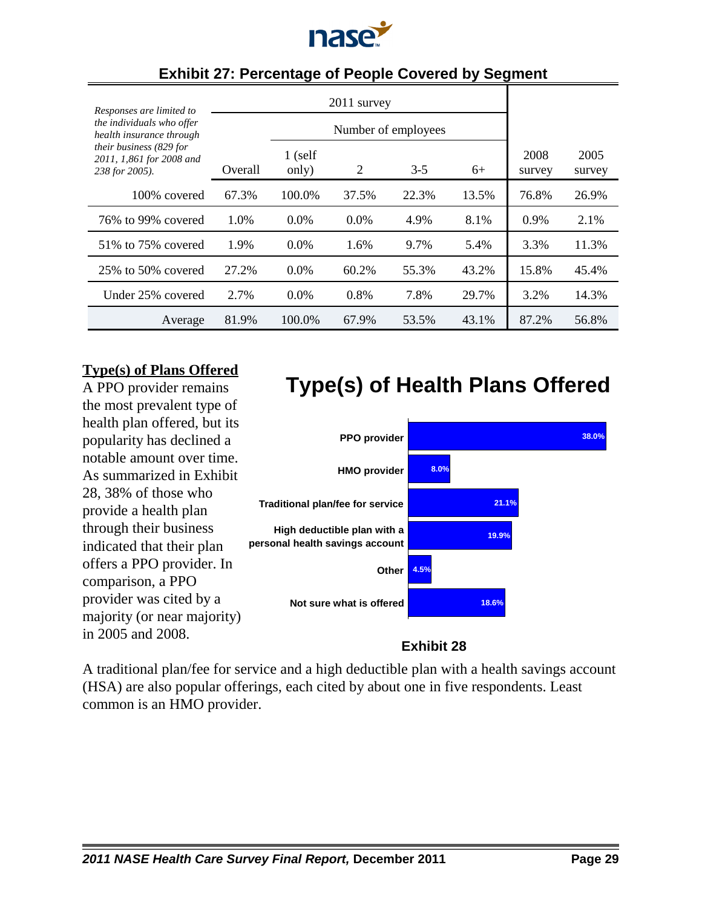## Exhibit 27: Percentage of People Covered by Segment

| *Responses are limited to the individuals who offer health insurance through their business (829 for 2011, 1,861 for 2008 and 238 for 2005).* | 2011 survey | | | | | | |
|---|---|---|---|---|---|---|---|
| | | Number of employees | | | | | |
| | Overall | 1 (self only) | 2 | 3-5 | 6+ | 2008 survey | 2005 survey |
| 100% covered | 67.3% | 100.0% | 37.5% | 22.3% | 13.5% | 76.8% | 26.9% |
| 76% to 99% covered | 1.0% | 0.0% | 0.0% | 4.9% | 8.1% | 0.9% | 2.1% |
| 51% to 75% covered | 1.9% | 0.0% | 1.6% | 9.7% | 5.4% | 3.3% | 11.3% |
| 25% to 50% covered | 27.2% | 0.0% | 60.2% | 55.3% | 43.2% | 15.8% | 45.4% |
| Under 25% covered | 2.7% | 0.0% | 0.8% | 7.8% | 29.7% | 3.2% | 14.3% |
| Average | 81.9% | 100.0% | 67.9% | 53.5% | 43.1% | 87.2% | 56.8% |

**Type(s) of Plans Offered**

A PPO provider remains the most prevalent type of health plan offered, but its popularity has declined a notable amount over time. As summarized in Exhibit 28, 38% of those who provide a health plan through their business indicated that their plan offers a PPO provider. In comparison, a PPO provider was cited by a majority (or near majority) in 2005 and 2008.

## Type(s) of Health Plans Offered

| Plan type | Percent |
|---|---|
| PPO provider | 38.0% |
| HMO provider | 8.0% |
| Traditional plan/fee for service | 21.1% |
| High deductible plan with a personal health savings account | 19.9% |
| Other | 4.5% |
| Not sure what is offered | 18.6% |

**Exhibit 28**

A traditional plan/fee for service and a high deductible plan with a health savings account (HSA) are also popular offerings, each cited by about one in five respondents. Least common is an HMO provider.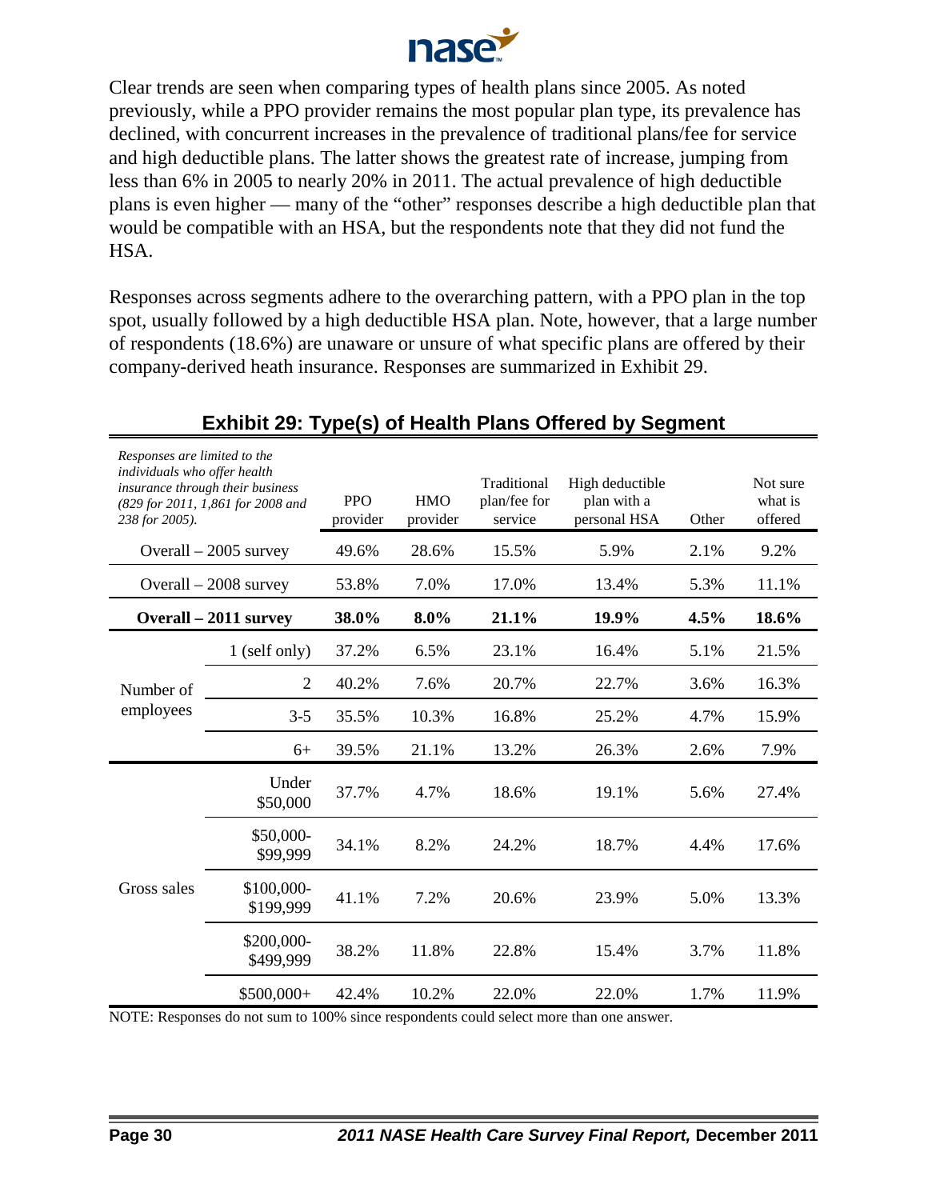Clear trends are seen when comparing types of health plans since 2005. As noted previously, while a PPO provider remains the most popular plan type, its prevalence has declined, with concurrent increases in the prevalence of traditional plans/fee for service and high deductible plans. The latter shows the greatest rate of increase, jumping from less than 6% in 2005 to nearly 20% in 2011. The actual prevalence of high deductible plans is even higher — many of the "other" responses describe a high deductible plan that would be compatible with an HSA, but the respondents note that they did not fund the HSA.

Responses across segments adhere to the overarching pattern, with a PPO plan in the top spot, usually followed by a high deductible HSA plan. Note, however, that a large number of respondents (18.6%) are unaware or unsure of what specific plans are offered by their company-derived heath insurance. Responses are summarized in Exhibit 29.

## Exhibit 29: Type(s) of Health Plans Offered by Segment

| *Responses are limited to the individuals who offer health insurance through their business (829 for 2011, 1,861 for 2008 and 238 for 2005).* | | PPO provider | HMO provider | Traditional plan/fee for service | High deductible plan with a personal HSA | Other | Not sure what is offered |
|---|---|---|---|---|---|---|---|
| Overall – 2005 survey | | 49.6% | 28.6% | 15.5% | 5.9% | 2.1% | 9.2% |
| Overall – 2008 survey | | 53.8% | 7.0% | 17.0% | 13.4% | 5.3% | 11.1% |
| **Overall – 2011 survey** | | **38.0%** | **8.0%** | **21.1%** | **19.9%** | **4.5%** | **18.6%** |
| Number of employees | 1 (self only) | 37.2% | 6.5% | 23.1% | 16.4% | 5.1% | 21.5% |
| | 2 | 40.2% | 7.6% | 20.7% | 22.7% | 3.6% | 16.3% |
| | 3-5 | 35.5% | 10.3% | 16.8% | 25.2% | 4.7% | 15.9% |
| | 6+ | 39.5% | 21.1% | 13.2% | 26.3% | 2.6% | 7.9% |
| Gross sales | Under $50,000 | 37.7% | 4.7% | 18.6% | 19.1% | 5.6% | 27.4% |
| | $50,000-$99,999 | 34.1% | 8.2% | 24.2% | 18.7% | 4.4% | 17.6% |
| | $100,000-$199,999 | 41.1% | 7.2% | 20.6% | 23.9% | 5.0% | 13.3% |
| | $200,000-$499,999 | 38.2% | 11.8% | 22.8% | 15.4% | 3.7% | 11.8% |
| | $500,000+ | 42.4% | 10.2% | 22.0% | 22.0% | 1.7% | 11.9% |

NOTE: Responses do not sum to 100% since respondents could select more than one answer.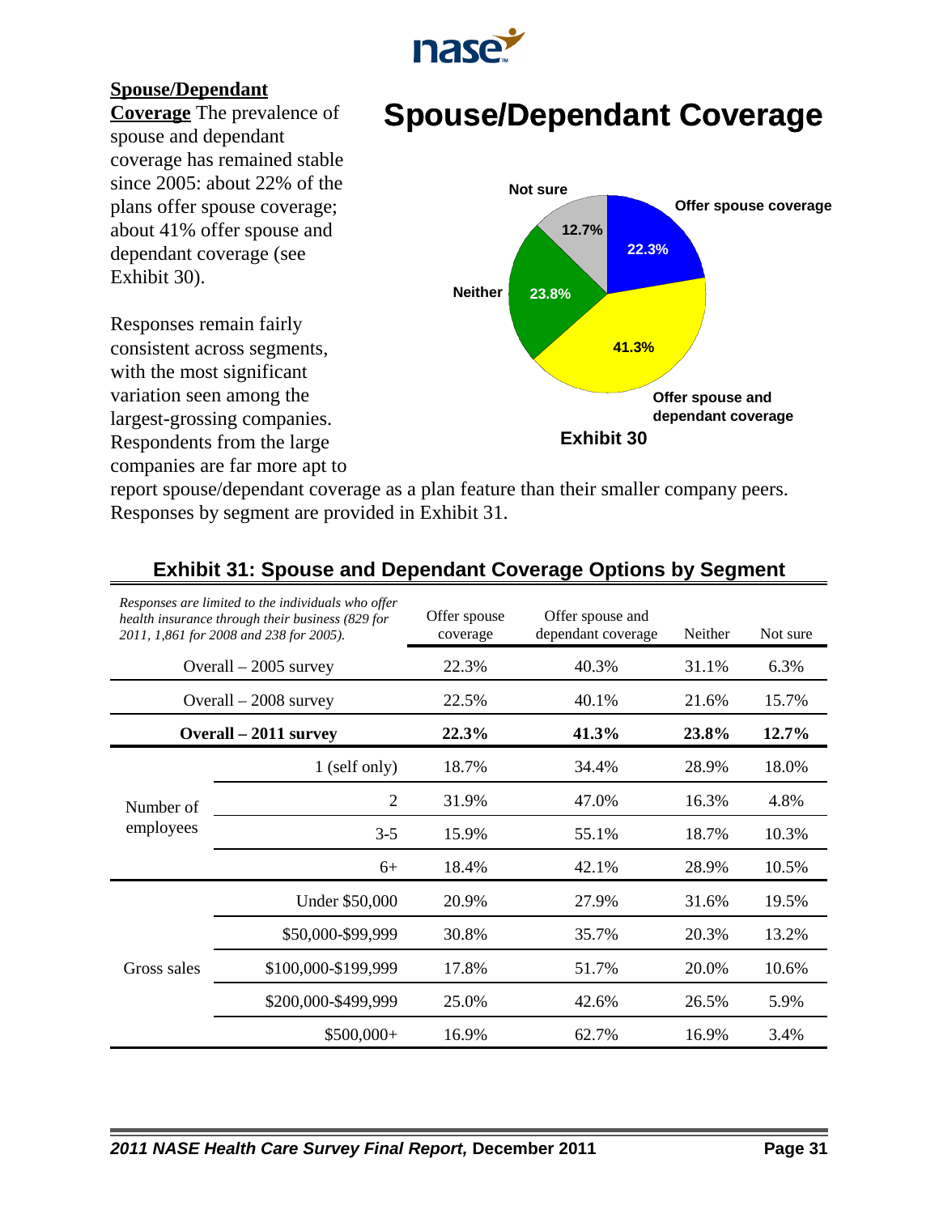**Spouse/Dependant Coverage** The prevalence of spouse and dependant coverage has remained stable since 2005: about 22% of the plans offer spouse coverage; about 41% offer spouse and dependant coverage (see Exhibit 30).

Responses remain fairly consistent across segments, with the most significant variation seen among the largest-grossing companies. Respondents from the large companies are far more apt to report spouse/dependant coverage as a plan feature than their smaller company peers. Responses by segment are provided in Exhibit 31.

## Spouse/Dependant Coverage

| Response | Percent |
|---|---|
| Offer spouse coverage | 22.3% |
| Offer spouse and dependant coverage | 41.3% |
| Neither | 23.8% |
| Not sure | 12.7% |

Exhibit 30

### Exhibit 31: Spouse and Dependant Coverage Options by Segment

| *Responses are limited to the individuals who offer health insurance through their business (829 for 2011, 1,861 for 2008 and 238 for 2005).* | | Offer spouse coverage | Offer spouse and dependant coverage | Neither | Not sure |
|---|---|---|---|---|---|
| Overall – 2005 survey | | 22.3% | 40.3% | 31.1% | 6.3% |
| Overall – 2008 survey | | 22.5% | 40.1% | 21.6% | 15.7% |
| **Overall – 2011 survey** | | **22.3%** | **41.3%** | **23.8%** | **12.7%** |
| Number of employees | 1 (self only) | 18.7% | 34.4% | 28.9% | 18.0% |
| | 2 | 31.9% | 47.0% | 16.3% | 4.8% |
| | 3-5 | 15.9% | 55.1% | 18.7% | 10.3% |
| | 6+ | 18.4% | 42.1% | 28.9% | 10.5% |
| Gross sales | Under $50,000 | 20.9% | 27.9% | 31.6% | 19.5% |
| | $50,000-$99,999 | 30.8% | 35.7% | 20.3% | 13.2% |
| | $100,000-$199,999 | 17.8% | 51.7% | 20.0% | 10.6% |
| | $200,000-$499,999 | 25.0% | 42.6% | 26.5% | 5.9% |
| | $500,000+ | 16.9% | 62.7% | 16.9% | 3.4% |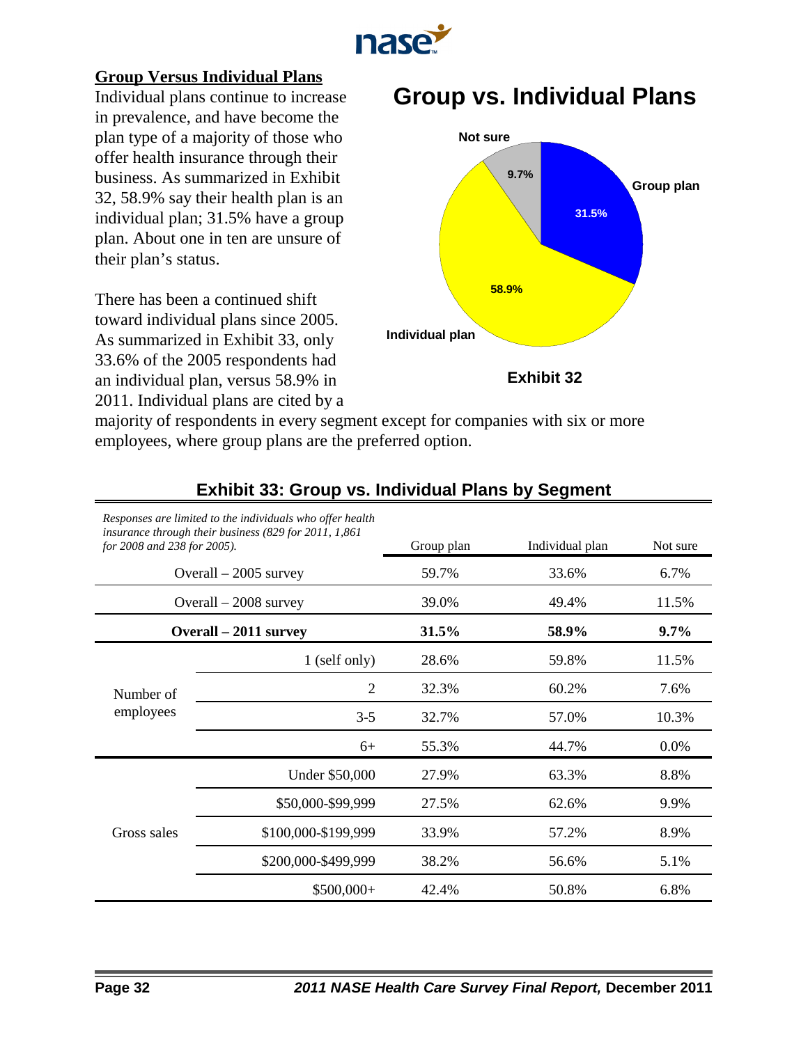## Group Versus Individual Plans

Individual plans continue to increase in prevalence, and have become the plan type of a majority of those who offer health insurance through their business. As summarized in Exhibit 32, 58.9% say their health plan is an individual plan; 31.5% have a group plan. About one in ten are unsure of their plan's status.

There has been a continued shift toward individual plans since 2005. As summarized in Exhibit 33, only 33.6% of the 2005 respondents had an individual plan, versus 58.9% in 2011. Individual plans are cited by a majority of respondents in every segment except for companies with six or more employees, where group plans are the preferred option.

**Group vs. Individual Plans**

| Plan type | Percent |
|---|---|
| Group plan | 31.5% |
| Individual plan | 58.9% |
| Not sure | 9.7% |

**Exhibit 32**

### Exhibit 33: Group vs. Individual Plans by Segment

*Responses are limited to the individuals who offer health insurance through their business (829 for 2011, 1,861 for 2008 and 238 for 2005).*

| | | Group plan | Individual plan | Not sure |
|---|---|---|---|---|
| Overall – 2005 survey | | 59.7% | 33.6% | 6.7% |
| Overall – 2008 survey | | 39.0% | 49.4% | 11.5% |
| **Overall – 2011 survey** | | **31.5%** | **58.9%** | **9.7%** |
| Number of employees | 1 (self only) | 28.6% | 59.8% | 11.5% |
| | 2 | 32.3% | 60.2% | 7.6% |
| | 3-5 | 32.7% | 57.0% | 10.3% |
| | 6+ | 55.3% | 44.7% | 0.0% |
| Gross sales | Under $50,000 | 27.9% | 63.3% | 8.8% |
| | $50,000-$99,999 | 27.5% | 62.6% | 9.9% |
| | $100,000-$199,999 | 33.9% | 57.2% | 8.9% |
| | $200,000-$499,999 | 38.2% | 56.6% | 5.1% |
| | $500,000+ | 42.4% | 50.8% | 6.8% |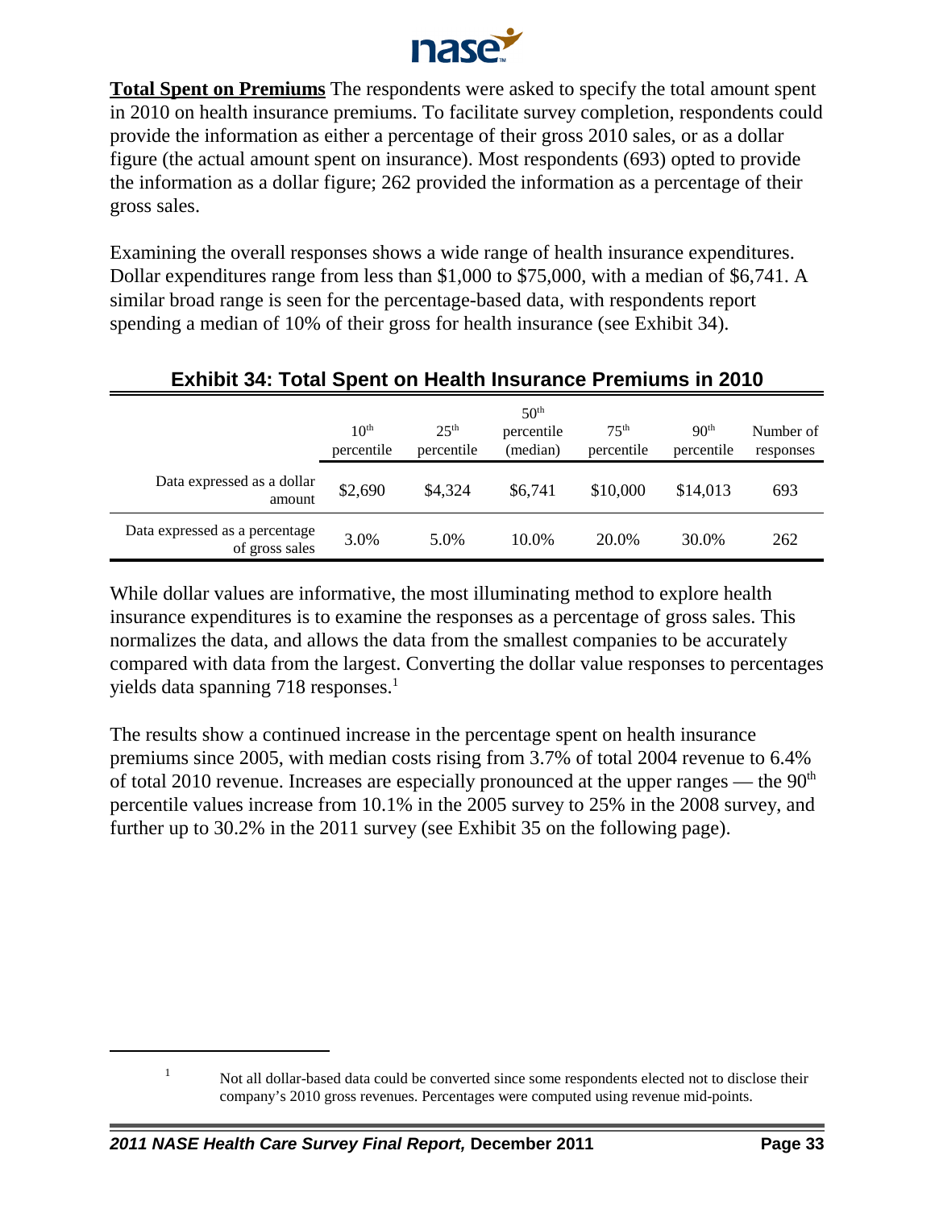**Total Spent on Premiums** The respondents were asked to specify the total amount spent in 2010 on health insurance premiums. To facilitate survey completion, respondents could provide the information as either a percentage of their gross 2010 sales, or as a dollar figure (the actual amount spent on insurance). Most respondents (693) opted to provide the information as a dollar figure; 262 provided the information as a percentage of their gross sales.

Examining the overall responses shows a wide range of health insurance expenditures. Dollar expenditures range from less than $1,000 to $75,000, with a median of $6,741. A similar broad range is seen for the percentage-based data, with respondents report spending a median of 10% of their gross for health insurance (see Exhibit 34).

## Exhibit 34: Total Spent on Health Insurance Premiums in 2010

| | 10th percentile | 25th percentile | 50th percentile (median) | 75th percentile | 90th percentile | Number of responses |
|---|---|---|---|---|---|---|
| Data expressed as a dollar amount | $2,690 | $4,324 | $6,741 | $10,000 | $14,013 | 693 |
| Data expressed as a percentage of gross sales | 3.0% | 5.0% | 10.0% | 20.0% | 30.0% | 262 |

While dollar values are informative, the most illuminating method to explore health insurance expenditures is to examine the responses as a percentage of gross sales. This normalizes the data, and allows the data from the smallest companies to be accurately compared with data from the largest. Converting the dollar value responses to percentages yields data spanning 718 responses.[1]

The results show a continued increase in the percentage spent on health insurance premiums since 2005, with median costs rising from 3.7% of total 2004 revenue to 6.4% of total 2010 revenue. Increases are especially pronounced at the upper ranges — the 90th percentile values increase from 10.1% in the 2005 survey to 25% in the 2008 survey, and further up to 30.2% in the 2011 survey (see Exhibit 35 on the following page).

[1] Not all dollar-based data could be converted since some respondents elected not to disclose their company's 2010 gross revenues. Percentages were computed using revenue mid-points.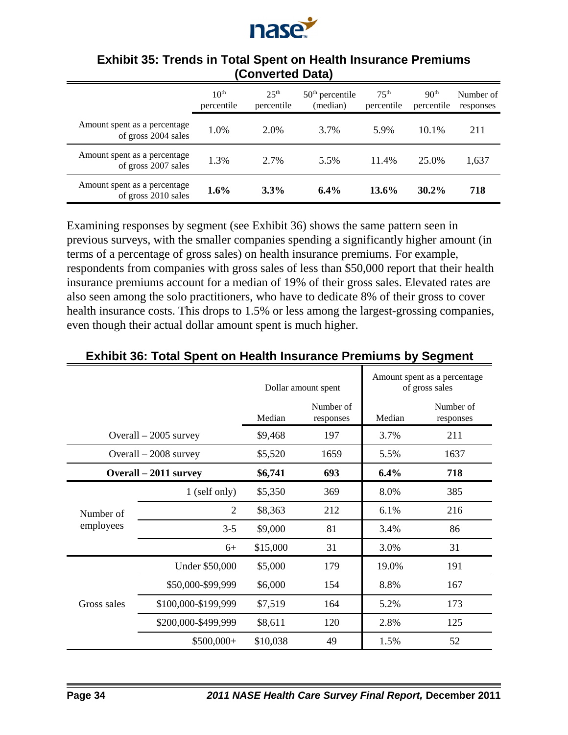**Exhibit 35: Trends in Total Spent on Health Insurance Premiums (Converted Data)**

| | 10th percentile | 25th percentile | 50th percentile (median) | 75th percentile | 90th percentile | Number of responses |
|---|---|---|---|---|---|---|
| Amount spent as a percentage of gross 2004 sales | 1.0% | 2.0% | 3.7% | 5.9% | 10.1% | 211 |
| Amount spent as a percentage of gross 2007 sales | 1.3% | 2.7% | 5.5% | 11.4% | 25.0% | 1,637 |
| Amount spent as a percentage of gross 2010 sales | **1.6%** | **3.3%** | **6.4%** | **13.6%** | **30.2%** | **718** |

Examining responses by segment (see Exhibit 36) shows the same pattern seen in previous surveys, with the smaller companies spending a significantly higher amount (in terms of a percentage of gross sales) on health insurance premiums. For example, respondents from companies with gross sales of less than $50,000 report that their health insurance premiums account for a median of 19% of their gross sales. Elevated rates are also seen among the solo practitioners, who have to dedicate 8% of their gross to cover health insurance costs. This drops to 1.5% or less among the largest-grossing companies, even though their actual dollar amount spent is much higher.

**Exhibit 36: Total Spent on Health Insurance Premiums by Segment**

| | | Dollar amount spent | | Amount spent as a percentage of gross sales | |
|---|---|---|---|---|---|
| | | Median | Number of responses | Median | Number of responses |
| Overall – 2005 survey | | $9,468 | 197 | 3.7% | 211 |
| Overall – 2008 survey | | $5,520 | 1659 | 5.5% | 1637 |
| **Overall – 2011 survey** | | **$6,741** | **693** | **6.4%** | **718** |
| Number of employees | 1 (self only) | $5,350 | 369 | 8.0% | 385 |
| | 2 | $8,363 | 212 | 6.1% | 216 |
| | 3-5 | $9,000 | 81 | 3.4% | 86 |
| | 6+ | $15,000 | 31 | 3.0% | 31 |
| Gross sales | Under $50,000 | $5,000 | 179 | 19.0% | 191 |
| | $50,000-$99,999 | $6,000 | 154 | 8.8% | 167 |
| | $100,000-$199,999 | $7,519 | 164 | 5.2% | 173 |
| | $200,000-$499,999 | $8,611 | 120 | 2.8% | 125 |
| | $500,000+ | $10,038 | 49 | 1.5% | 52 |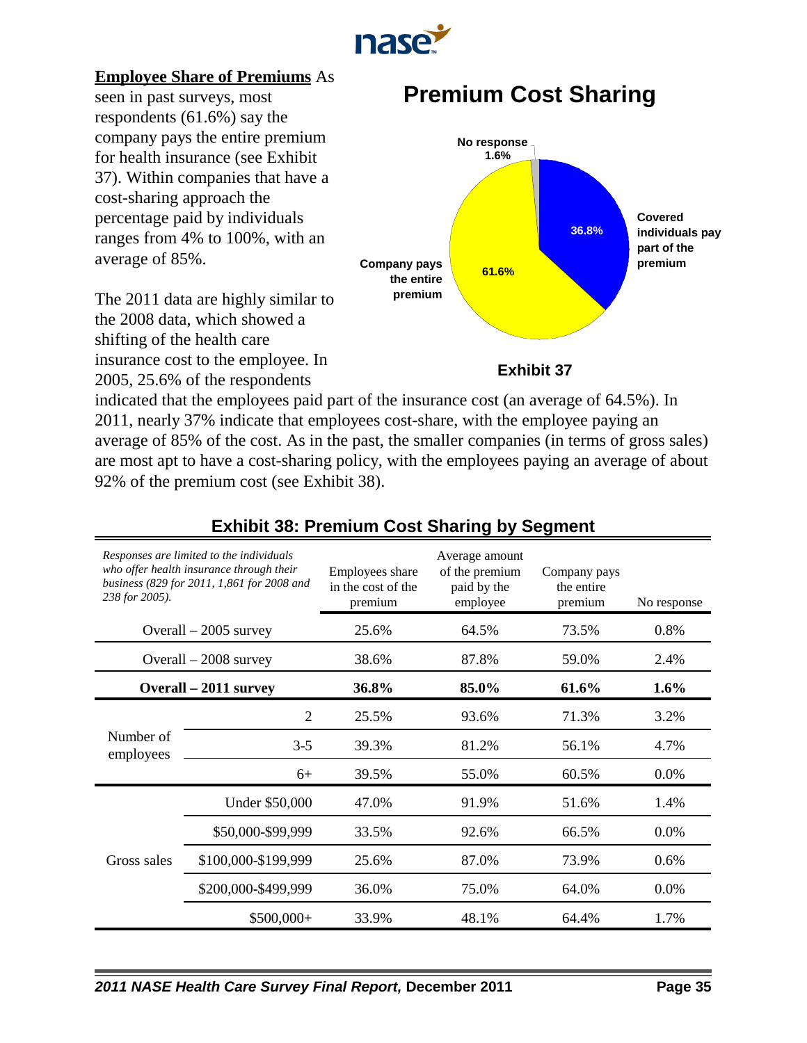**Employee Share of Premiums** As seen in past surveys, most respondents (61.6%) say the company pays the entire premium for health insurance (see Exhibit 37). Within companies that have a cost-sharing approach the percentage paid by individuals ranges from 4% to 100%, with an average of 85%.

The 2011 data are highly similar to the 2008 data, which showed a shifting of the health care insurance cost to the employee. In 2005, 25.6% of the respondents indicated that the employees paid part of the insurance cost (an average of 64.5%). In 2011, nearly 37% indicate that employees cost-share, with the employee paying an average of 85% of the cost. As in the past, the smaller companies (in terms of gross sales) are most apt to have a cost-sharing policy, with the employees paying an average of about 92% of the premium cost (see Exhibit 38).

## Premium Cost Sharing

No response 1.6%

Covered individuals pay part of the premium 36.8%

Company pays the entire premium 61.6%

Exhibit 37

## Exhibit 38: Premium Cost Sharing by Segment

| *Responses are limited to the individuals who offer health insurance through their business (829 for 2011, 1,861 for 2008 and 238 for 2005).* | | Employees share in the cost of the premium | Average amount of the premium paid by the employee | Company pays the entire premium | No response |
|---|---|---|---|---|---|
| Overall – 2005 survey | | 25.6% | 64.5% | 73.5% | 0.8% |
| Overall – 2008 survey | | 38.6% | 87.8% | 59.0% | 2.4% |
| **Overall – 2011 survey** | | **36.8%** | **85.0%** | **61.6%** | **1.6%** |
| Number of employees | 2 | 25.5% | 93.6% | 71.3% | 3.2% |
| | 3-5 | 39.3% | 81.2% | 56.1% | 4.7% |
| | 6+ | 39.5% | 55.0% | 60.5% | 0.0% |
| Gross sales | Under $50,000 | 47.0% | 91.9% | 51.6% | 1.4% |
| | $50,000-$99,999 | 33.5% | 92.6% | 66.5% | 0.0% |
| | $100,000-$199,999 | 25.6% | 87.0% | 73.9% | 0.6% |
| | $200,000-$499,999 | 36.0% | 75.0% | 64.0% | 0.0% |
| | $500,000+ | 33.9% | 48.1% | 64.4% | 1.7% |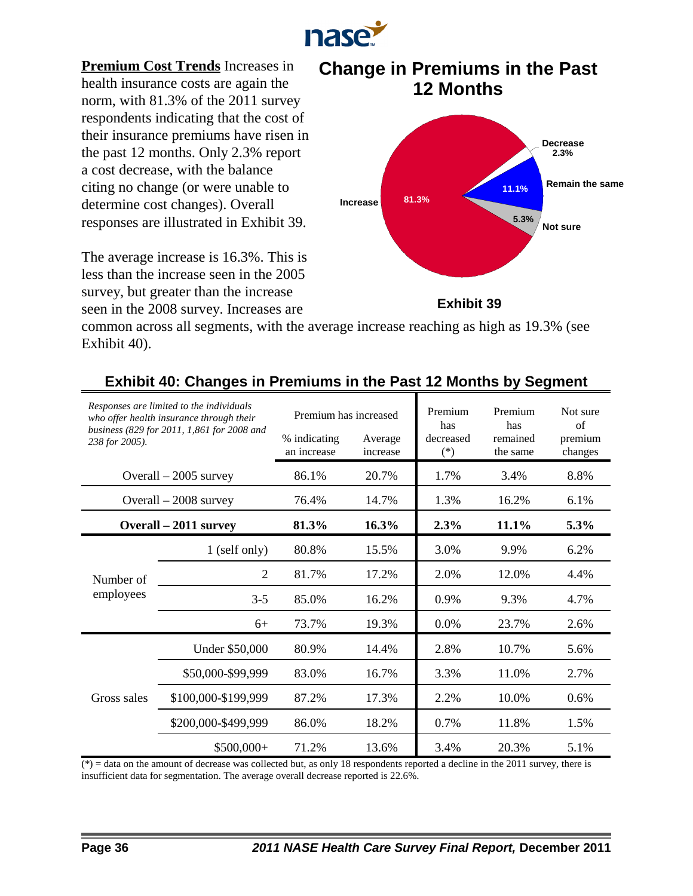**Premium Cost Trends** Increases in health insurance costs are again the norm, with 81.3% of the 2011 survey respondents indicating that the cost of their insurance premiums have risen in the past 12 months. Only 2.3% report a cost decrease, with the balance citing no change (or were unable to determine cost changes). Overall responses are illustrated in Exhibit 39.

The average increase is 16.3%. This is less than the increase seen in the 2005 survey, but greater than the increase seen in the 2008 survey. Increases are common across all segments, with the average increase reaching as high as 19.3% (see Exhibit 40).

## Change in Premiums in the Past 12 Months

- Increase: 81.3%
- Decrease: 2.3%
- Remain the same: 11.1%
- Not sure: 5.3%

Exhibit 39

## Exhibit 40: Changes in Premiums in the Past 12 Months by Segment

| *Responses are limited to the individuals who offer health insurance through their business (829 for 2011, 1,861 for 2008 and 238 for 2005).* | | Premium has increased | | Premium has decreased | Premium has remained the same | Not sure of premium changes |
|---|---|---|---|---|---|---|
| | | % indicating an increase | Average increase | (*) | | |
| Overall – 2005 survey | | 86.1% | 20.7% | 1.7% | 3.4% | 8.8% |
| Overall – 2008 survey | | 76.4% | 14.7% | 1.3% | 16.2% | 6.1% |
| **Overall – 2011 survey** | | **81.3%** | **16.3%** | **2.3%** | **11.1%** | **5.3%** |
| Number of employees | 1 (self only) | 80.8% | 15.5% | 3.0% | 9.9% | 6.2% |
| | 2 | 81.7% | 17.2% | 2.0% | 12.0% | 4.4% |
| | 3-5 | 85.0% | 16.2% | 0.9% | 9.3% | 4.7% |
| | 6+ | 73.7% | 19.3% | 0.0% | 23.7% | 2.6% |
| Gross sales | Under $50,000 | 80.9% | 14.4% | 2.8% | 10.7% | 5.6% |
| | $50,000-$99,999 | 83.0% | 16.7% | 3.3% | 11.0% | 2.7% |
| | $100,000-$199,999 | 87.2% | 17.3% | 2.2% | 10.0% | 0.6% |
| | $200,000-$499,999 | 86.0% | 18.2% | 0.7% | 11.8% | 1.5% |
| | $500,000+ | 71.2% | 13.6% | 3.4% | 20.3% | 5.1% |

(*) = data on the amount of decrease was collected but, as only 18 respondents reported a decline in the 2011 survey, there is insufficient data for segmentation. The average overall decrease reported is 22.6%.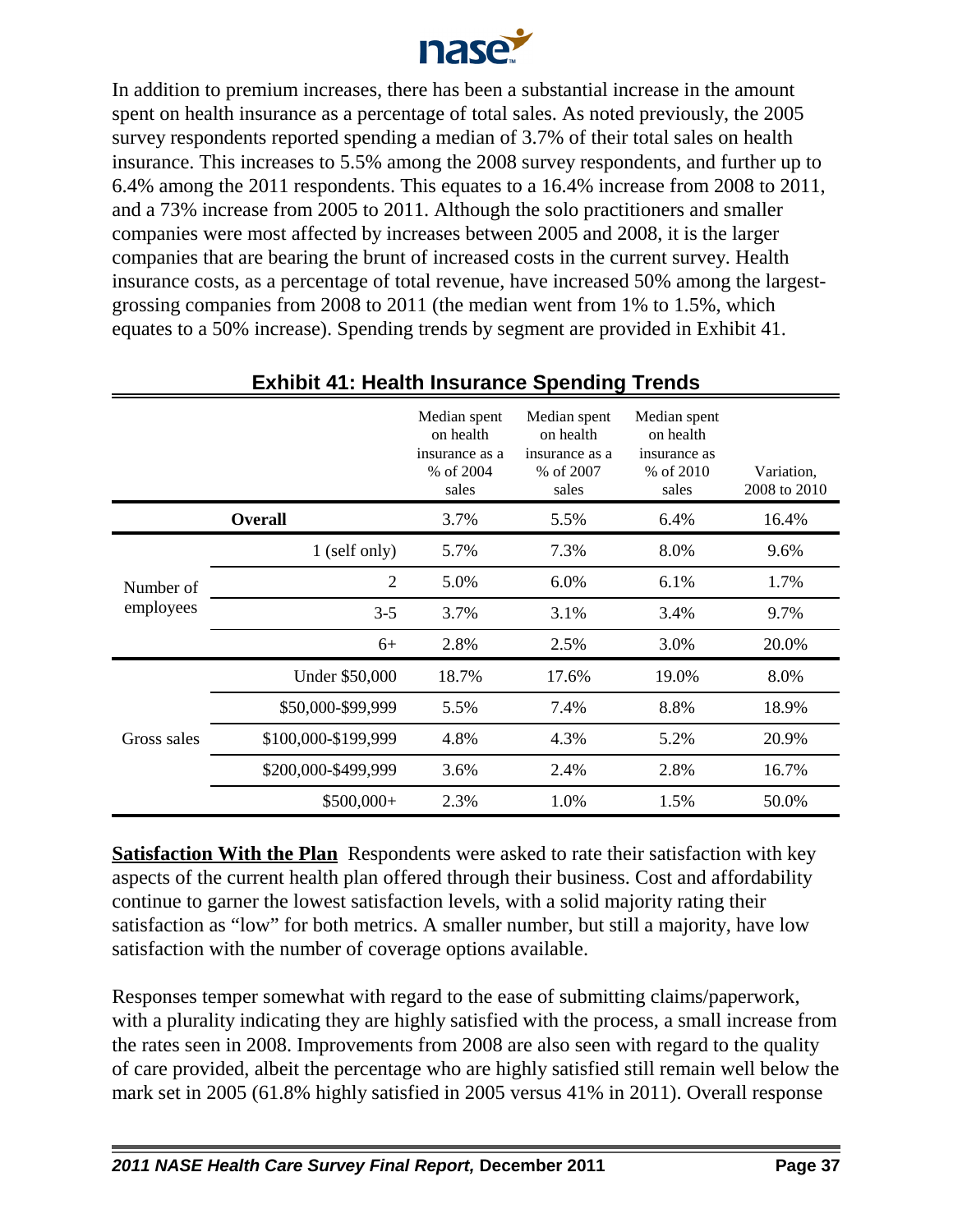In addition to premium increases, there has been a substantial increase in the amount spent on health insurance as a percentage of total sales. As noted previously, the 2005 survey respondents reported spending a median of 3.7% of their total sales on health insurance. This increases to 5.5% among the 2008 survey respondents, and further up to 6.4% among the 2011 respondents. This equates to a 16.4% increase from 2008 to 2011, and a 73% increase from 2005 to 2011. Although the solo practitioners and smaller companies were most affected by increases between 2005 and 2008, it is the larger companies that are bearing the brunt of increased costs in the current survey. Health insurance costs, as a percentage of total revenue, have increased 50% among the largest-grossing companies from 2008 to 2011 (the median went from 1% to 1.5%, which equates to a 50% increase). Spending trends by segment are provided in Exhibit 41.

**Exhibit 41: Health Insurance Spending Trends**

| | | Median spent on health insurance as a % of 2004 sales | Median spent on health insurance as a % of 2007 sales | Median spent on health insurance as % of 2010 sales | Variation, 2008 to 2010 |
|---|---|---|---|---|---|
| | **Overall** | 3.7% | 5.5% | 6.4% | 16.4% |
| Number of employees | 1 (self only) | 5.7% | 7.3% | 8.0% | 9.6% |
| | 2 | 5.0% | 6.0% | 6.1% | 1.7% |
| | 3-5 | 3.7% | 3.1% | 3.4% | 9.7% |
| | 6+ | 2.8% | 2.5% | 3.0% | 20.0% |
| Gross sales | Under $50,000 | 18.7% | 17.6% | 19.0% | 8.0% |
| | $50,000-$99,999 | 5.5% | 7.4% | 8.8% | 18.9% |
| | $100,000-$199,999 | 4.8% | 4.3% | 5.2% | 20.9% |
| | $200,000-$499,999 | 3.6% | 2.4% | 2.8% | 16.7% |
| | $500,000+ | 2.3% | 1.0% | 1.5% | 50.0% |

**Satisfaction With the Plan** Respondents were asked to rate their satisfaction with key aspects of the current health plan offered through their business. Cost and affordability continue to garner the lowest satisfaction levels, with a solid majority rating their satisfaction as "low" for both metrics. A smaller number, but still a majority, have low satisfaction with the number of coverage options available.

Responses temper somewhat with regard to the ease of submitting claims/paperwork, with a plurality indicating they are highly satisfied with the process, a small increase from the rates seen in 2008. Improvements from 2008 are also seen with regard to the quality of care provided, albeit the percentage who are highly satisfied still remain well below the mark set in 2005 (61.8% highly satisfied in 2005 versus 41% in 2011). Overall response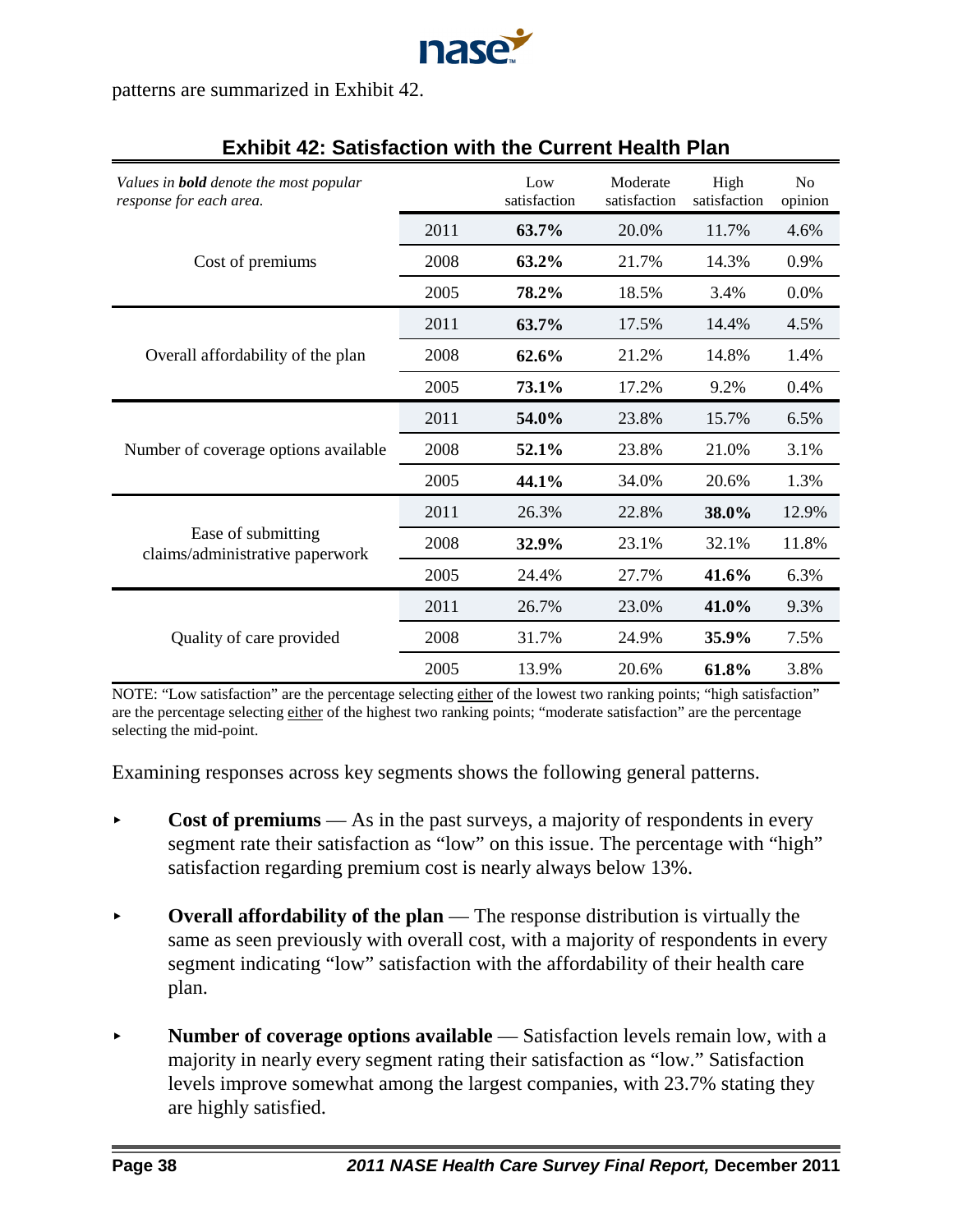patterns are summarized in Exhibit 42.

## Exhibit 42: Satisfaction with the Current Health Plan

| *Values in **bold** denote the most popular response for each area.* | | Low satisfaction | Moderate satisfaction | High satisfaction | No opinion |
|---|---|---|---|---|---|
| Cost of premiums | 2011 | **63.7%** | 20.0% | 11.7% | 4.6% |
| | 2008 | **63.2%** | 21.7% | 14.3% | 0.9% |
| | 2005 | **78.2%** | 18.5% | 3.4% | 0.0% |
| Overall affordability of the plan | 2011 | **63.7%** | 17.5% | 14.4% | 4.5% |
| | 2008 | **62.6%** | 21.2% | 14.8% | 1.4% |
| | 2005 | **73.1%** | 17.2% | 9.2% | 0.4% |
| Number of coverage options available | 2011 | **54.0%** | 23.8% | 15.7% | 6.5% |
| | 2008 | **52.1%** | 23.8% | 21.0% | 3.1% |
| | 2005 | **44.1%** | 34.0% | 20.6% | 1.3% |
| Ease of submitting claims/administrative paperwork | 2011 | 26.3% | 22.8% | **38.0%** | 12.9% |
| | 2008 | **32.9%** | 23.1% | 32.1% | 11.8% |
| | 2005 | 24.4% | 27.7% | **41.6%** | 6.3% |
| Quality of care provided | 2011 | 26.7% | 23.0% | **41.0%** | 9.3% |
| | 2008 | 31.7% | 24.9% | **35.9%** | 7.5% |
| | 2005 | 13.9% | 20.6% | **61.8%** | 3.8% |

NOTE: "Low satisfaction" are the percentage selecting either of the lowest two ranking points; "high satisfaction" are the percentage selecting either of the highest two ranking points; "moderate satisfaction" are the percentage selecting the mid-point.

Examining responses across key segments shows the following general patterns.

- **Cost of premiums** — As in the past surveys, a majority of respondents in every segment rate their satisfaction as "low" on this issue. The percentage with "high" satisfaction regarding premium cost is nearly always below 13%.

- **Overall affordability of the plan** — The response distribution is virtually the same as seen previously with overall cost, with a majority of respondents in every segment indicating "low" satisfaction with the affordability of their health care plan.

- **Number of coverage options available** — Satisfaction levels remain low, with a majority in nearly every segment rating their satisfaction as "low." Satisfaction levels improve somewhat among the largest companies, with 23.7% stating they are highly satisfied.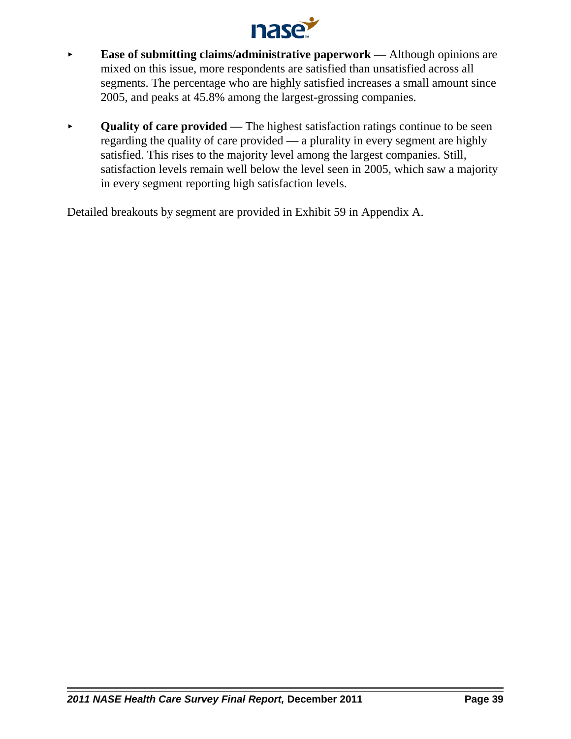- **Ease of submitting claims/administrative paperwork** — Although opinions are mixed on this issue, more respondents are satisfied than unsatisfied across all segments. The percentage who are highly satisfied increases a small amount since 2005, and peaks at 45.8% among the largest-grossing companies.

- **Quality of care provided** — The highest satisfaction ratings continue to be seen regarding the quality of care provided — a plurality in every segment are highly satisfied. This rises to the majority level among the largest companies. Still, satisfaction levels remain well below the level seen in 2005, which saw a majority in every segment reporting high satisfaction levels.

Detailed breakouts by segment are provided in Exhibit 59 in Appendix A.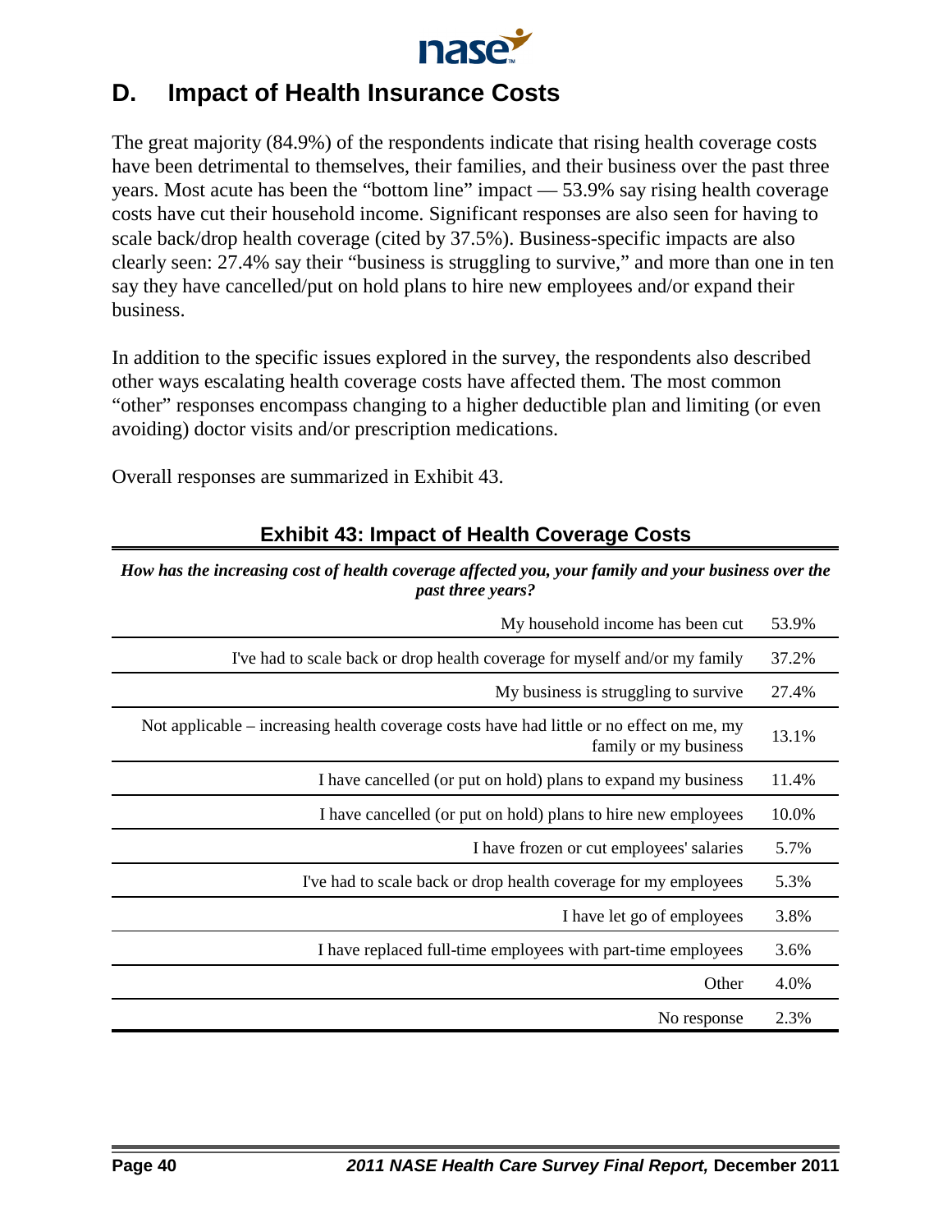## D. Impact of Health Insurance Costs

The great majority (84.9%) of the respondents indicate that rising health coverage costs have been detrimental to themselves, their families, and their business over the past three years. Most acute has been the "bottom line" impact — 53.9% say rising health coverage costs have cut their household income. Significant responses are also seen for having to scale back/drop health coverage (cited by 37.5%). Business-specific impacts are also clearly seen: 27.4% say their "business is struggling to survive," and more than one in ten say they have cancelled/put on hold plans to hire new employees and/or expand their business.

In addition to the specific issues explored in the survey, the respondents also described other ways escalating health coverage costs have affected them. The most common "other" responses encompass changing to a higher deductible plan and limiting (or even avoiding) doctor visits and/or prescription medications.

Overall responses are summarized in Exhibit 43.

### Exhibit 43: Impact of Health Coverage Costs

***How has the increasing cost of health coverage affected you, your family and your business over the past three years?***

| Response | % |
|---|---|
| My household income has been cut | 53.9% |
| I've had to scale back or drop health coverage for myself and/or my family | 37.2% |
| My business is struggling to survive | 27.4% |
| Not applicable – increasing health coverage costs have had little or no effect on me, my family or my business | 13.1% |
| I have cancelled (or put on hold) plans to expand my business | 11.4% |
| I have cancelled (or put on hold) plans to hire new employees | 10.0% |
| I have frozen or cut employees' salaries | 5.7% |
| I've had to scale back or drop health coverage for my employees | 5.3% |
| I have let go of employees | 3.8% |
| I have replaced full-time employees with part-time employees | 3.6% |
| Other | 4.0% |
| No response | 2.3% |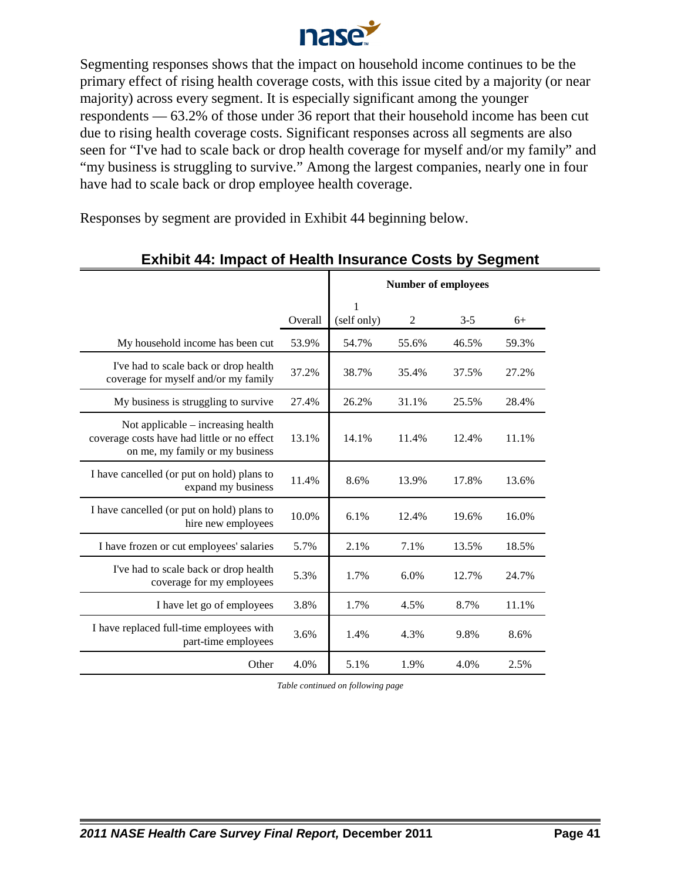Segmenting responses shows that the impact on household income continues to be the primary effect of rising health coverage costs, with this issue cited by a majority (or near majority) across every segment. It is especially significant among the younger respondents — 63.2% of those under 36 report that their household income has been cut due to rising health coverage costs. Significant responses across all segments are also seen for "I've had to scale back or drop health coverage for myself and/or my family" and "my business is struggling to survive." Among the largest companies, nearly one in four have had to scale back or drop employee health coverage.

Responses by segment are provided in Exhibit 44 beginning below.

## Exhibit 44: Impact of Health Insurance Costs by Segment

| | | Number of employees | | | |
|---|---|---|---|---|---|
| | Overall | 1 (self only) | 2 | 3-5 | 6+ |
| My household income has been cut | 53.9% | 54.7% | 55.6% | 46.5% | 59.3% |
| I've had to scale back or drop health coverage for myself and/or my family | 37.2% | 38.7% | 35.4% | 37.5% | 27.2% |
| My business is struggling to survive | 27.4% | 26.2% | 31.1% | 25.5% | 28.4% |
| Not applicable – increasing health coverage costs have had little or no effect on me, my family or my business | 13.1% | 14.1% | 11.4% | 12.4% | 11.1% |
| I have cancelled (or put on hold) plans to expand my business | 11.4% | 8.6% | 13.9% | 17.8% | 13.6% |
| I have cancelled (or put on hold) plans to hire new employees | 10.0% | 6.1% | 12.4% | 19.6% | 16.0% |
| I have frozen or cut employees' salaries | 5.7% | 2.1% | 7.1% | 13.5% | 18.5% |
| I've had to scale back or drop health coverage for my employees | 5.3% | 1.7% | 6.0% | 12.7% | 24.7% |
| I have let go of employees | 3.8% | 1.7% | 4.5% | 8.7% | 11.1% |
| I have replaced full-time employees with part-time employees | 3.6% | 1.4% | 4.3% | 9.8% | 8.6% |
| Other | 4.0% | 5.1% | 1.9% | 4.0% | 2.5% |

*Table continued on following page*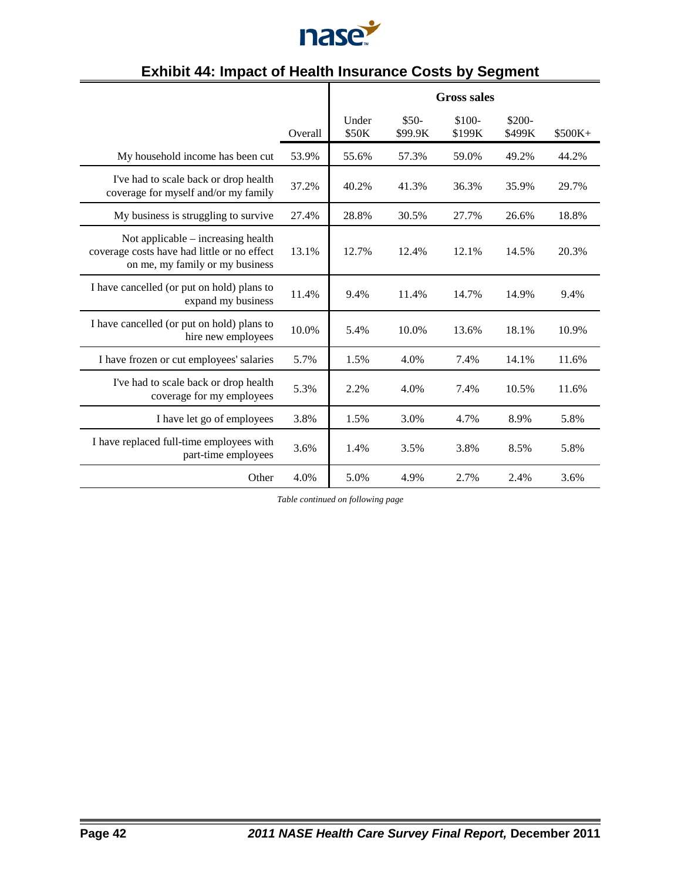## Exhibit 44: Impact of Health Insurance Costs by Segment

| | Overall | Gross sales | | | | |
|---|---|---|---|---|---|---|
| | | Under $50K | $50-$99.9K | $100-$199K | $200-$499K | $500K+ |
| My household income has been cut | 53.9% | 55.6% | 57.3% | 59.0% | 49.2% | 44.2% |
| I've had to scale back or drop health coverage for myself and/or my family | 37.2% | 40.2% | 41.3% | 36.3% | 35.9% | 29.7% |
| My business is struggling to survive | 27.4% | 28.8% | 30.5% | 27.7% | 26.6% | 18.8% |
| Not applicable – increasing health coverage costs have had little or no effect on me, my family or my business | 13.1% | 12.7% | 12.4% | 12.1% | 14.5% | 20.3% |
| I have cancelled (or put on hold) plans to expand my business | 11.4% | 9.4% | 11.4% | 14.7% | 14.9% | 9.4% |
| I have cancelled (or put on hold) plans to hire new employees | 10.0% | 5.4% | 10.0% | 13.6% | 18.1% | 10.9% |
| I have frozen or cut employees' salaries | 5.7% | 1.5% | 4.0% | 7.4% | 14.1% | 11.6% |
| I've had to scale back or drop health coverage for my employees | 5.3% | 2.2% | 4.0% | 7.4% | 10.5% | 11.6% |
| I have let go of employees | 3.8% | 1.5% | 3.0% | 4.7% | 8.9% | 5.8% |
| I have replaced full-time employees with part-time employees | 3.6% | 1.4% | 3.5% | 3.8% | 8.5% | 5.8% |
| Other | 4.0% | 5.0% | 4.9% | 2.7% | 2.4% | 3.6% |

*Table continued on following page*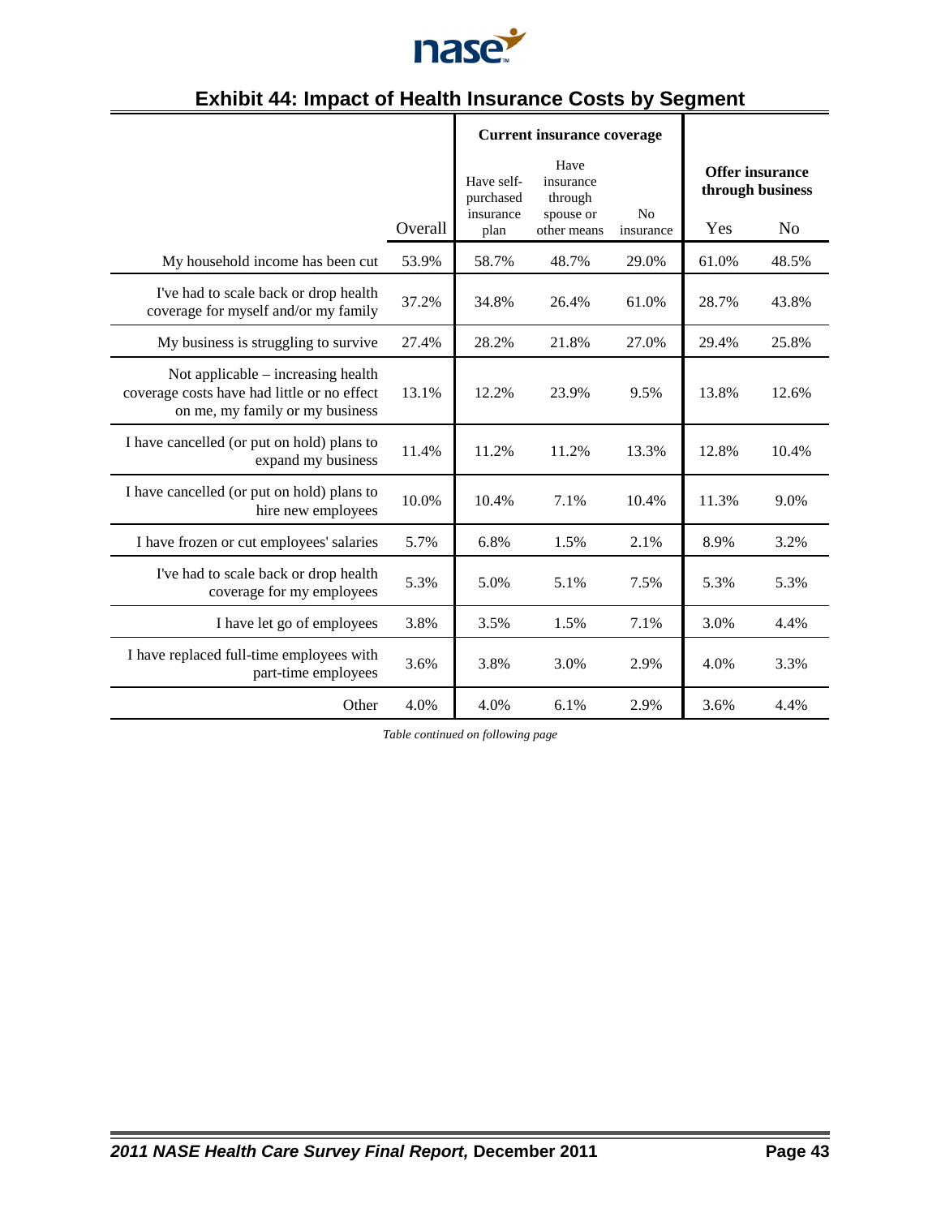## Exhibit 44: Impact of Health Insurance Costs by Segment

| | | Current insurance coverage | | | Offer insurance through business | |
|---|---|---|---|---|---|---|
| | Overall | Have self-purchased insurance plan | Have insurance through spouse or other means | No insurance | Yes | No |
| My household income has been cut | 53.9% | 58.7% | 48.7% | 29.0% | 61.0% | 48.5% |
| I've had to scale back or drop health coverage for myself and/or my family | 37.2% | 34.8% | 26.4% | 61.0% | 28.7% | 43.8% |
| My business is struggling to survive | 27.4% | 28.2% | 21.8% | 27.0% | 29.4% | 25.8% |
| Not applicable – increasing health coverage costs have had little or no effect on me, my family or my business | 13.1% | 12.2% | 23.9% | 9.5% | 13.8% | 12.6% |
| I have cancelled (or put on hold) plans to expand my business | 11.4% | 11.2% | 11.2% | 13.3% | 12.8% | 10.4% |
| I have cancelled (or put on hold) plans to hire new employees | 10.0% | 10.4% | 7.1% | 10.4% | 11.3% | 9.0% |
| I have frozen or cut employees' salaries | 5.7% | 6.8% | 1.5% | 2.1% | 8.9% | 3.2% |
| I've had to scale back or drop health coverage for my employees | 5.3% | 5.0% | 5.1% | 7.5% | 5.3% | 5.3% |
| I have let go of employees | 3.8% | 3.5% | 1.5% | 7.1% | 3.0% | 4.4% |
| I have replaced full-time employees with part-time employees | 3.6% | 3.8% | 3.0% | 2.9% | 4.0% | 3.3% |
| Other | 4.0% | 4.0% | 6.1% | 2.9% | 3.6% | 4.4% |

*Table continued on following page*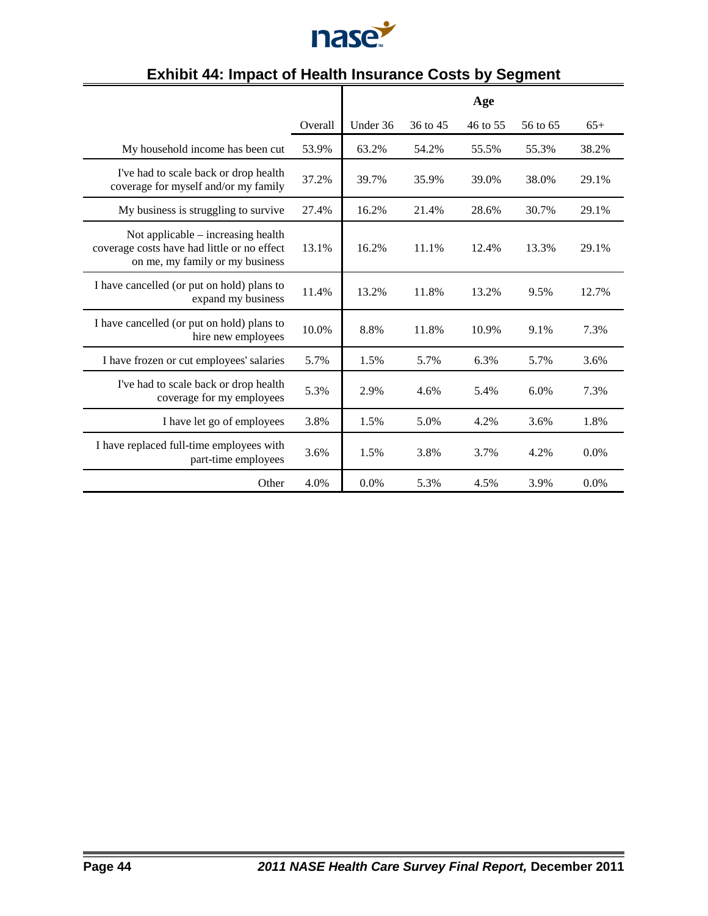## Exhibit 44: Impact of Health Insurance Costs by Segment

| | | Age | | | | |
|---|---|---|---|---|---|---|
| | Overall | Under 36 | 36 to 45 | 46 to 55 | 56 to 65 | 65+ |
| My household income has been cut | 53.9% | 63.2% | 54.2% | 55.5% | 55.3% | 38.2% |
| I've had to scale back or drop health coverage for myself and/or my family | 37.2% | 39.7% | 35.9% | 39.0% | 38.0% | 29.1% |
| My business is struggling to survive | 27.4% | 16.2% | 21.4% | 28.6% | 30.7% | 29.1% |
| Not applicable – increasing health coverage costs have had little or no effect on me, my family or my business | 13.1% | 16.2% | 11.1% | 12.4% | 13.3% | 29.1% |
| I have cancelled (or put on hold) plans to expand my business | 11.4% | 13.2% | 11.8% | 13.2% | 9.5% | 12.7% |
| I have cancelled (or put on hold) plans to hire new employees | 10.0% | 8.8% | 11.8% | 10.9% | 9.1% | 7.3% |
| I have frozen or cut employees' salaries | 5.7% | 1.5% | 5.7% | 6.3% | 5.7% | 3.6% |
| I've had to scale back or drop health coverage for my employees | 5.3% | 2.9% | 4.6% | 5.4% | 6.0% | 7.3% |
| I have let go of employees | 3.8% | 1.5% | 5.0% | 4.2% | 3.6% | 1.8% |
| I have replaced full-time employees with part-time employees | 3.6% | 1.5% | 3.8% | 3.7% | 4.2% | 0.0% |
| Other | 4.0% | 0.0% | 5.3% | 4.5% | 3.9% | 0.0% |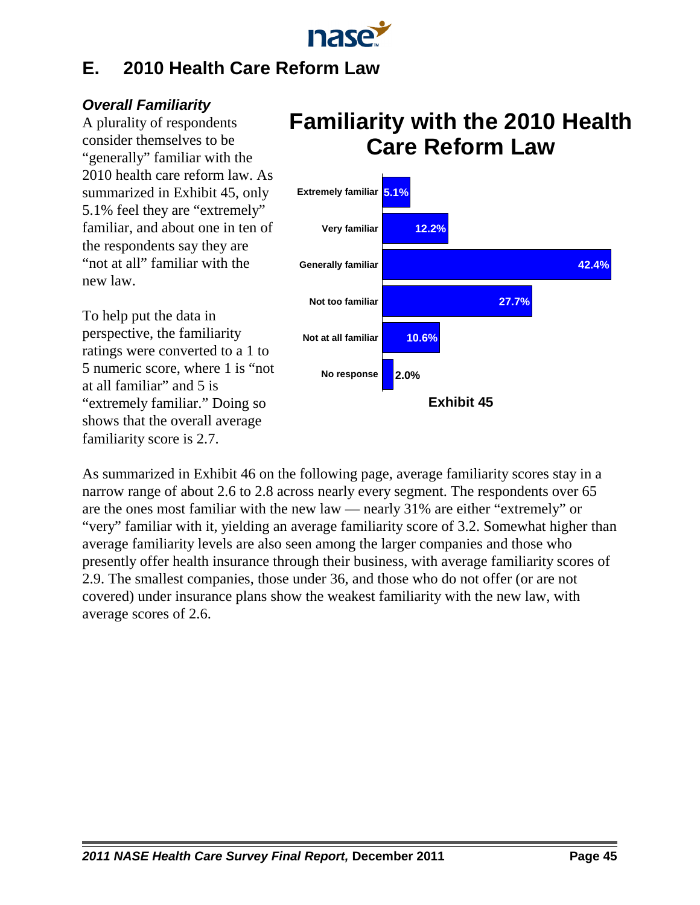## E. 2010 Health Care Reform Law

### *Overall Familiarity*

A plurality of respondents consider themselves to be "generally" familiar with the 2010 health care reform law. As summarized in Exhibit 45, only 5.1% feel they are "extremely" familiar, and about one in ten of the respondents say they are "not at all" familiar with the new law.

To help put the data in perspective, the familiarity ratings were converted to a 1 to 5 numeric score, where 1 is "not at all familiar" and 5 is "extremely familiar." Doing so shows that the overall average familiarity score is 2.7.

**Familiarity with the 2010 Health Care Reform Law**

| Familiarity | Percent |
|---|---|
| Extremely familiar | 5.1% |
| Very familiar | 12.2% |
| Generally familiar | 42.4% |
| Not too familiar | 27.7% |
| Not at all familiar | 10.6% |
| No response | 2.0% |

**Exhibit 45**

As summarized in Exhibit 46 on the following page, average familiarity scores stay in a narrow range of about 2.6 to 2.8 across nearly every segment. The respondents over 65 are the ones most familiar with the new law — nearly 31% are either "extremely" or "very" familiar with it, yielding an average familiarity score of 3.2. Somewhat higher than average familiarity levels are also seen among the larger companies and those who presently offer health insurance through their business, with average familiarity scores of 2.9. The smallest companies, those under 36, and those who do not offer (or are not covered) under insurance plans show the weakest familiarity with the new law, with average scores of 2.6.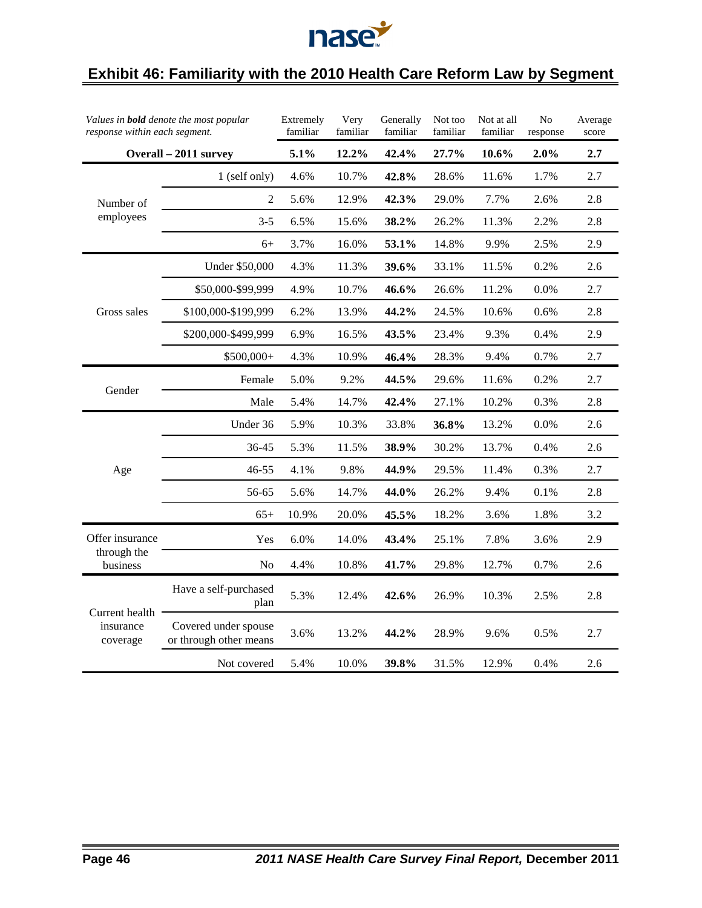## Exhibit 46: Familiarity with the 2010 Health Care Reform Law by Segment

| *Values in **bold** denote the most popular response within each segment.* | | Extremely familiar | Very familiar | Generally familiar | Not too familiar | Not at all familiar | No response | Average score |
|---|---|---|---|---|---|---|---|---|
| **Overall – 2011 survey** | | **5.1%** | **12.2%** | **42.4%** | **27.7%** | **10.6%** | **2.0%** | **2.7** |
| Number of employees | 1 (self only) | 4.6% | 10.7% | **42.8%** | 28.6% | 11.6% | 1.7% | 2.7 |
| | 2 | 5.6% | 12.9% | **42.3%** | 29.0% | 7.7% | 2.6% | 2.8 |
| | 3-5 | 6.5% | 15.6% | **38.2%** | 26.2% | 11.3% | 2.2% | 2.8 |
| | 6+ | 3.7% | 16.0% | **53.1%** | 14.8% | 9.9% | 2.5% | 2.9 |
| Gross sales | Under $50,000 | 4.3% | 11.3% | **39.6%** | 33.1% | 11.5% | 0.2% | 2.6 |
| | $50,000-$99,999 | 4.9% | 10.7% | **46.6%** | 26.6% | 11.2% | 0.0% | 2.7 |
| | $100,000-$199,999 | 6.2% | 13.9% | **44.2%** | 24.5% | 10.6% | 0.6% | 2.8 |
| | $200,000-$499,999 | 6.9% | 16.5% | **43.5%** | 23.4% | 9.3% | 0.4% | 2.9 |
| | $500,000+ | 4.3% | 10.9% | **46.4%** | 28.3% | 9.4% | 0.7% | 2.7 |
| Gender | Female | 5.0% | 9.2% | **44.5%** | 29.6% | 11.6% | 0.2% | 2.7 |
| | Male | 5.4% | 14.7% | **42.4%** | 27.1% | 10.2% | 0.3% | 2.8 |
| Age | Under 36 | 5.9% | 10.3% | 33.8% | **36.8%** | 13.2% | 0.0% | 2.6 |
| | 36-45 | 5.3% | 11.5% | **38.9%** | 30.2% | 13.7% | 0.4% | 2.6 |
| | 46-55 | 4.1% | 9.8% | **44.9%** | 29.5% | 11.4% | 0.3% | 2.7 |
| | 56-65 | 5.6% | 14.7% | **44.0%** | 26.2% | 9.4% | 0.1% | 2.8 |
| | 65+ | 10.9% | 20.0% | **45.5%** | 18.2% | 3.6% | 1.8% | 3.2 |
| Offer insurance through the business | Yes | 6.0% | 14.0% | **43.4%** | 25.1% | 7.8% | 3.6% | 2.9 |
| | No | 4.4% | 10.8% | **41.7%** | 29.8% | 12.7% | 0.7% | 2.6 |
| Current health insurance coverage | Have a self-purchased plan | 5.3% | 12.4% | **42.6%** | 26.9% | 10.3% | 2.5% | 2.8 |
| | Covered under spouse or through other means | 3.6% | 13.2% | **44.2%** | 28.9% | 9.6% | 0.5% | 2.7 |
| | Not covered | 5.4% | 10.0% | **39.8%** | 31.5% | 12.9% | 0.4% | 2.6 |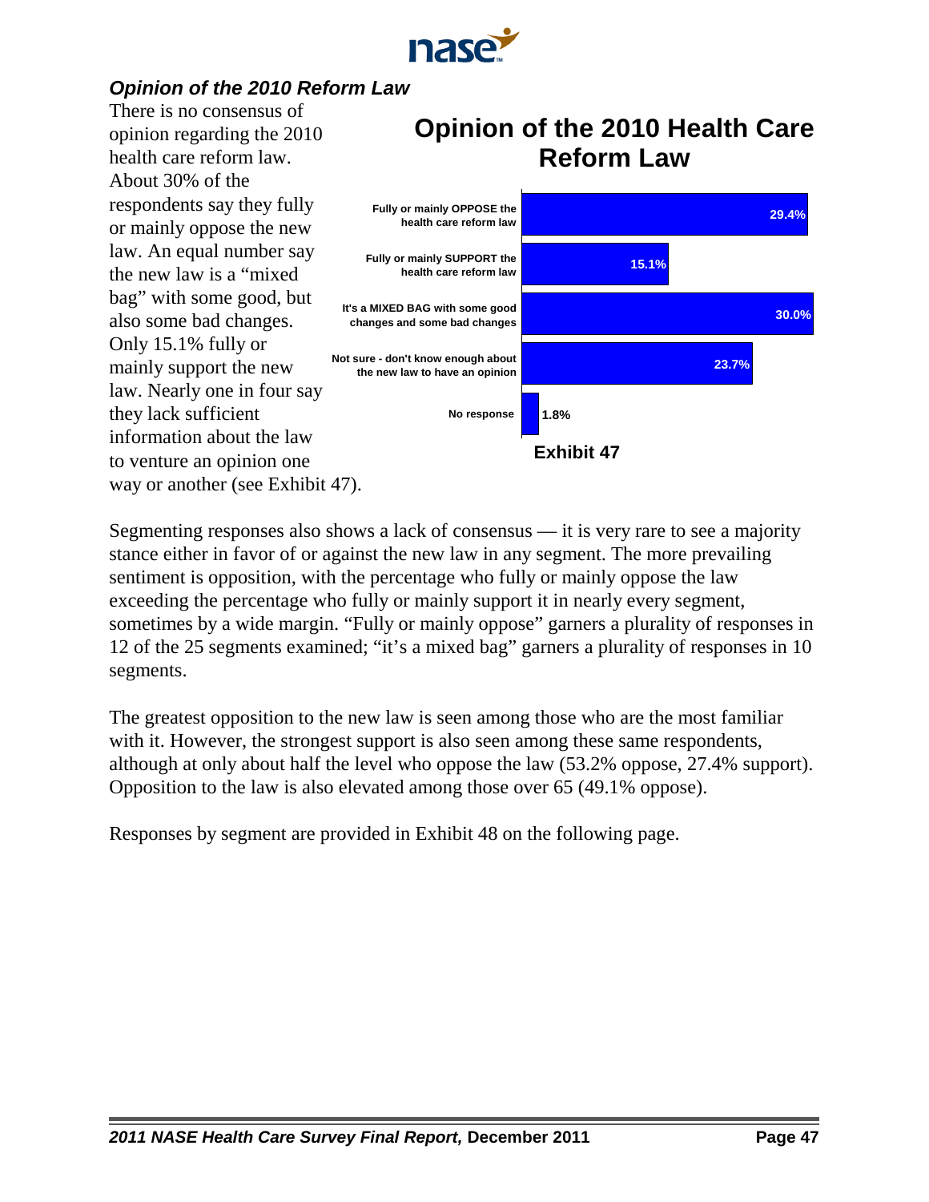### *Opinion of the 2010 Reform Law*

There is no consensus of opinion regarding the 2010 health care reform law. About 30% of the respondents say they fully or mainly oppose the new law. An equal number say the new law is a "mixed bag" with some good, but also some bad changes. Only 15.1% fully or mainly support the new law. Nearly one in four say they lack sufficient information about the law to venture an opinion one way or another (see Exhibit 47).

**Opinion of the 2010 Health Care Reform Law**

| Response | Percent |
|---|---|
| Fully or mainly OPPOSE the health care reform law | 29.4% |
| Fully or mainly SUPPORT the health care reform law | 15.1% |
| It's a MIXED BAG with some good changes and some bad changes | 30.0% |
| Not sure - don't know enough about the new law to have an opinion | 23.7% |
| No response | 1.8% |

**Exhibit 47**

Segmenting responses also shows a lack of consensus — it is very rare to see a majority stance either in favor of or against the new law in any segment. The more prevailing sentiment is opposition, with the percentage who fully or mainly oppose the law exceeding the percentage who fully or mainly support it in nearly every segment, sometimes by a wide margin. "Fully or mainly oppose" garners a plurality of responses in 12 of the 25 segments examined; "it's a mixed bag" garners a plurality of responses in 10 segments.

The greatest opposition to the new law is seen among those who are the most familiar with it. However, the strongest support is also seen among these same respondents, although at only about half the level who oppose the law (53.2% oppose, 27.4% support). Opposition to the law is also elevated among those over 65 (49.1% oppose).

Responses by segment are provided in Exhibit 48 on the following page.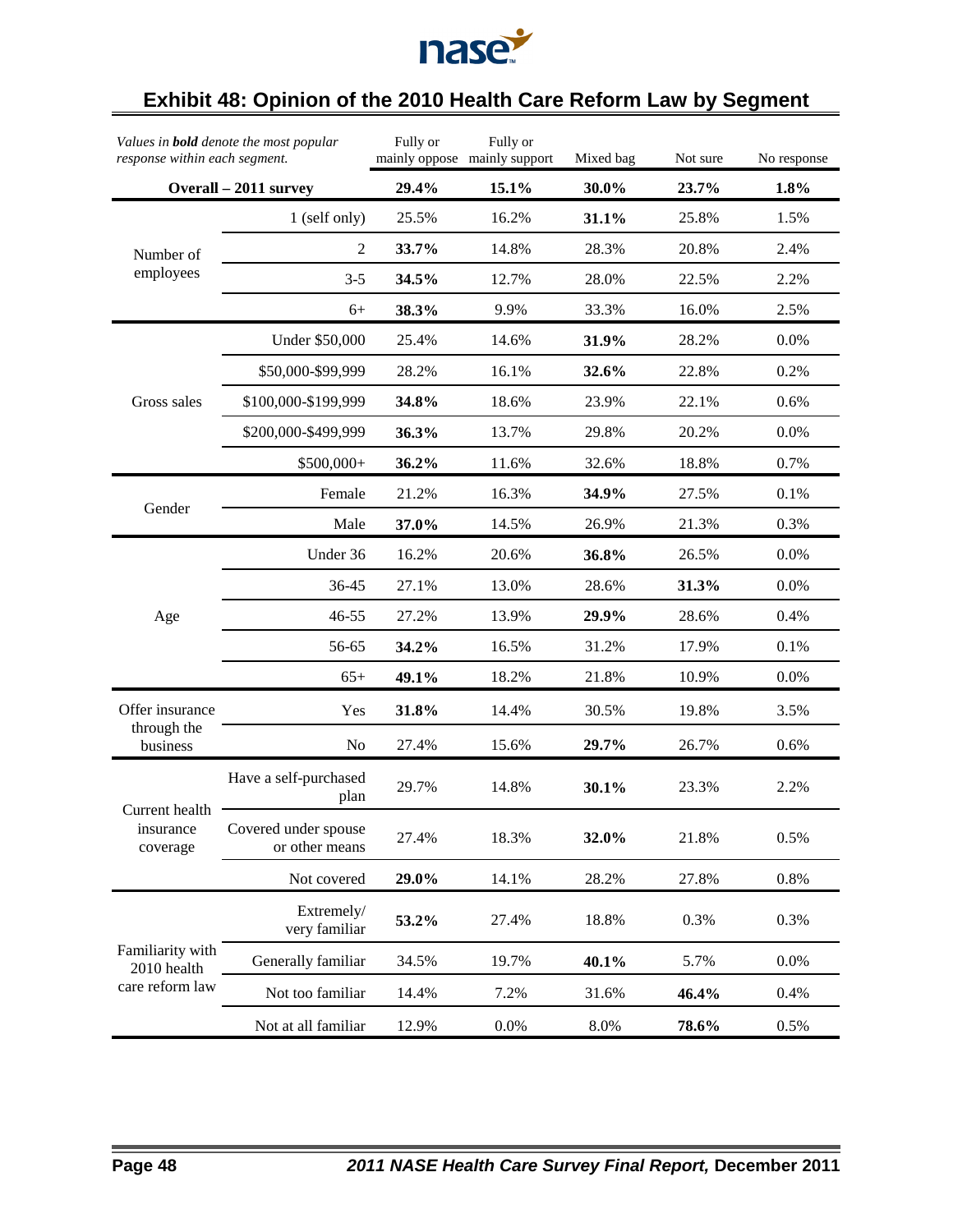## Exhibit 48: Opinion of the 2010 Health Care Reform Law by Segment

| *Values in **bold** denote the most popular response within each segment.* | | Fully or mainly oppose | Fully or mainly support | Mixed bag | Not sure | No response |
|---|---|---|---|---|---|---|
| **Overall – 2011 survey** | | **29.4%** | **15.1%** | **30.0%** | **23.7%** | **1.8%** |
| Number of employees | 1 (self only) | 25.5% | 16.2% | **31.1%** | 25.8% | 1.5% |
| | 2 | **33.7%** | 14.8% | 28.3% | 20.8% | 2.4% |
| | 3-5 | **34.5%** | 12.7% | 28.0% | 22.5% | 2.2% |
| | 6+ | **38.3%** | 9.9% | 33.3% | 16.0% | 2.5% |
| Gross sales | Under $50,000 | 25.4% | 14.6% | **31.9%** | 28.2% | 0.0% |
| | $50,000-$99,999 | 28.2% | 16.1% | **32.6%** | 22.8% | 0.2% |
| | $100,000-$199,999 | **34.8%** | 18.6% | 23.9% | 22.1% | 0.6% |
| | $200,000-$499,999 | **36.3%** | 13.7% | 29.8% | 20.2% | 0.0% |
| | $500,000+ | **36.2%** | 11.6% | 32.6% | 18.8% | 0.7% |
| Gender | Female | 21.2% | 16.3% | **34.9%** | 27.5% | 0.1% |
| | Male | **37.0%** | 14.5% | 26.9% | 21.3% | 0.3% |
| Age | Under 36 | 16.2% | 20.6% | **36.8%** | 26.5% | 0.0% |
| | 36-45 | 27.1% | 13.0% | 28.6% | **31.3%** | 0.0% |
| | 46-55 | 27.2% | 13.9% | **29.9%** | 28.6% | 0.4% |
| | 56-65 | **34.2%** | 16.5% | 31.2% | 17.9% | 0.1% |
| | 65+ | **49.1%** | 18.2% | 21.8% | 10.9% | 0.0% |
| Offer insurance through the business | Yes | **31.8%** | 14.4% | 30.5% | 19.8% | 3.5% |
| | No | 27.4% | 15.6% | **29.7%** | 26.7% | 0.6% |
| Current health insurance coverage | Have a self-purchased plan | 29.7% | 14.8% | **30.1%** | 23.3% | 2.2% |
| | Covered under spouse or other means | 27.4% | 18.3% | **32.0%** | 21.8% | 0.5% |
| | Not covered | **29.0%** | 14.1% | 28.2% | 27.8% | 0.8% |
| Familiarity with 2010 health care reform law | Extremely/ very familiar | **53.2%** | 27.4% | 18.8% | 0.3% | 0.3% |
| | Generally familiar | 34.5% | 19.7% | **40.1%** | 5.7% | 0.0% |
| | Not too familiar | 14.4% | 7.2% | 31.6% | **46.4%** | 0.4% |
| | Not at all familiar | 12.9% | 0.0% | 8.0% | **78.6%** | 0.5% |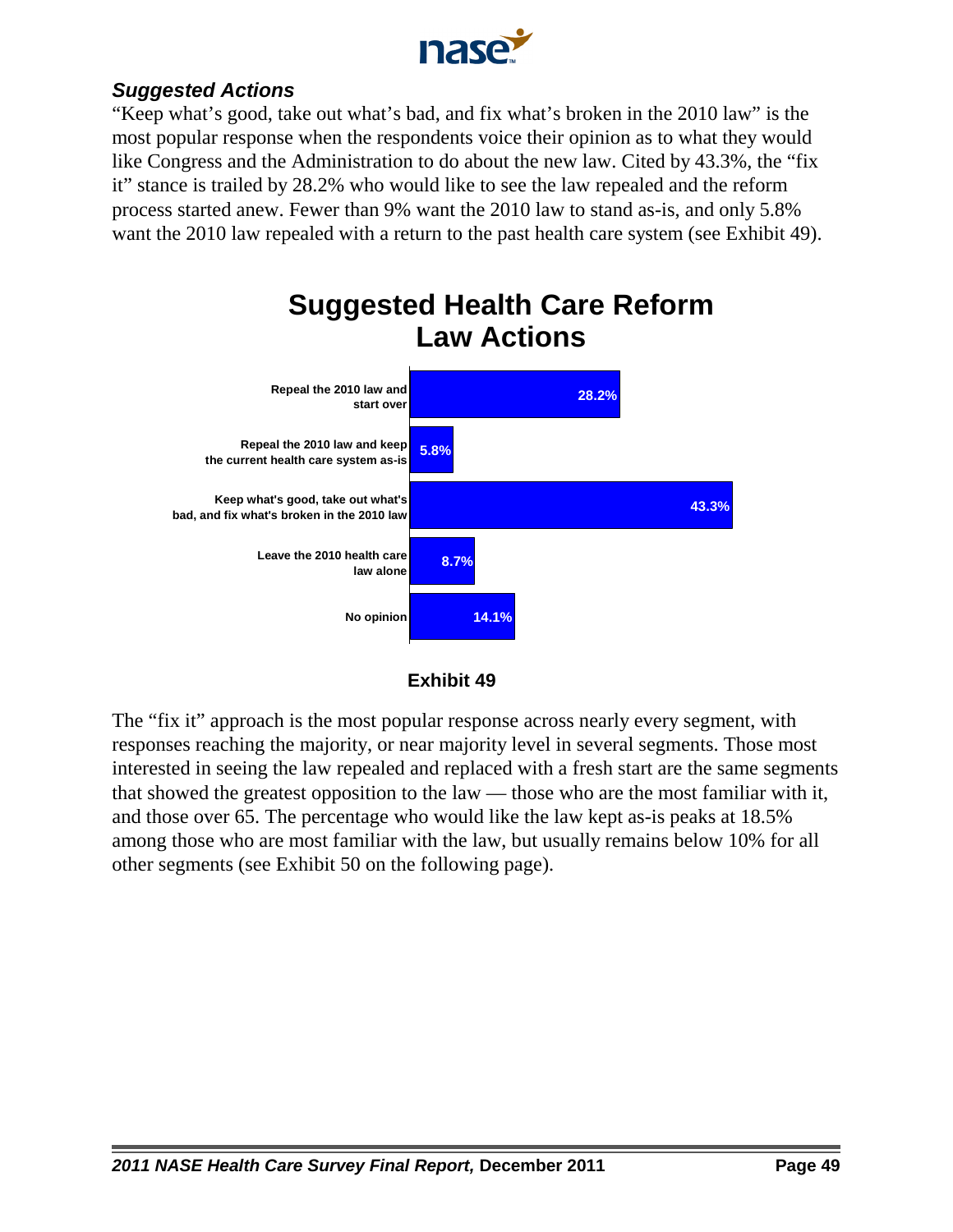### *Suggested Actions*

"Keep what's good, take out what's bad, and fix what's broken in the 2010 law" is the most popular response when the respondents voice their opinion as to what they would like Congress and the Administration to do about the new law. Cited by 43.3%, the "fix it" stance is trailed by 28.2% who would like to see the law repealed and the reform process started anew. Fewer than 9% want the 2010 law to stand as-is, and only 5.8% want the 2010 law repealed with a return to the past health care system (see Exhibit 49).

**Suggested Health Care Reform Law Actions**

| Action | Percent |
|---|---|
| Repeal the 2010 law and start over | 28.2% |
| Repeal the 2010 law and keep the current health care system as-is | 5.8% |
| Keep what's good, take out what's bad, and fix what's broken in the 2010 law | 43.3% |
| Leave the 2010 health care law alone | 8.7% |
| No opinion | 14.1% |

**Exhibit 49**

The "fix it" approach is the most popular response across nearly every segment, with responses reaching the majority, or near majority level in several segments. Those most interested in seeing the law repealed and replaced with a fresh start are the same segments that showed the greatest opposition to the law — those who are the most familiar with it, and those over 65. The percentage who would like the law kept as-is peaks at 18.5% among those who are most familiar with the law, but usually remains below 10% for all other segments (see Exhibit 50 on the following page).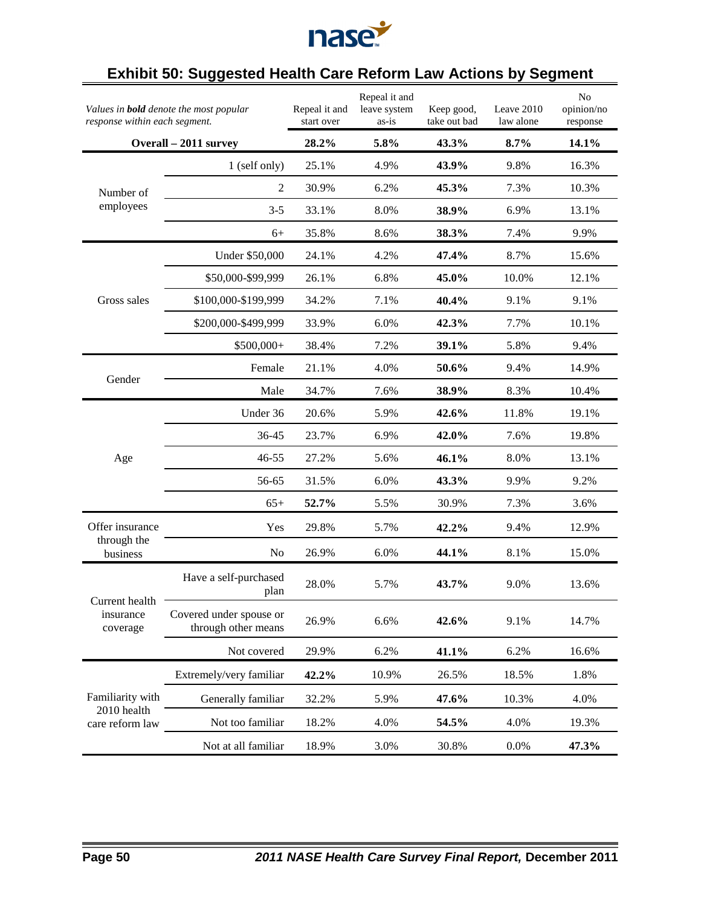## Exhibit 50: Suggested Health Care Reform Law Actions by Segment

| *Values in **bold** denote the most popular response within each segment.* | | Repeal it and start over | Repeal it and leave system as-is | Keep good, take out bad | Leave 2010 law alone | No opinion/no response |
|---|---|---|---|---|---|---|
| **Overall – 2011 survey** | | **28.2%** | **5.8%** | **43.3%** | **8.7%** | **14.1%** |
| Number of employees | 1 (self only) | 25.1% | 4.9% | **43.9%** | 9.8% | 16.3% |
| | 2 | 30.9% | 6.2% | **45.3%** | 7.3% | 10.3% |
| | 3-5 | 33.1% | 8.0% | **38.9%** | 6.9% | 13.1% |
| | 6+ | 35.8% | 8.6% | **38.3%** | 7.4% | 9.9% |
| Gross sales | Under $50,000 | 24.1% | 4.2% | **47.4%** | 8.7% | 15.6% |
| | $50,000-$99,999 | 26.1% | 6.8% | **45.0%** | 10.0% | 12.1% |
| | $100,000-$199,999 | 34.2% | 7.1% | **40.4%** | 9.1% | 9.1% |
| | $200,000-$499,999 | 33.9% | 6.0% | **42.3%** | 7.7% | 10.1% |
| | $500,000+ | 38.4% | 7.2% | **39.1%** | 5.8% | 9.4% |
| Gender | Female | 21.1% | 4.0% | **50.6%** | 9.4% | 14.9% |
| | Male | 34.7% | 7.6% | **38.9%** | 8.3% | 10.4% |
| Age | Under 36 | 20.6% | 5.9% | **42.6%** | 11.8% | 19.1% |
| | 36-45 | 23.7% | 6.9% | **42.0%** | 7.6% | 19.8% |
| | 46-55 | 27.2% | 5.6% | **46.1%** | 8.0% | 13.1% |
| | 56-65 | 31.5% | 6.0% | **43.3%** | 9.9% | 9.2% |
| | 65+ | **52.7%** | 5.5% | 30.9% | 7.3% | 3.6% |
| Offer insurance through the business | Yes | 29.8% | 5.7% | **42.2%** | 9.4% | 12.9% |
| | No | 26.9% | 6.0% | **44.1%** | 8.1% | 15.0% |
| Current health insurance coverage | Have a self-purchased plan | 28.0% | 5.7% | **43.7%** | 9.0% | 13.6% |
| | Covered under spouse or through other means | 26.9% | 6.6% | **42.6%** | 9.1% | 14.7% |
| | Not covered | 29.9% | 6.2% | **41.1%** | 6.2% | 16.6% |
| Familiarity with 2010 health care reform law | Extremely/very familiar | **42.2%** | 10.9% | 26.5% | 18.5% | 1.8% |
| | Generally familiar | 32.2% | 5.9% | **47.6%** | 10.3% | 4.0% |
| | Not too familiar | 18.2% | 4.0% | **54.5%** | 4.0% | 19.3% |
| | Not at all familiar | 18.9% | 3.0% | 30.8% | 0.0% | **47.3%** |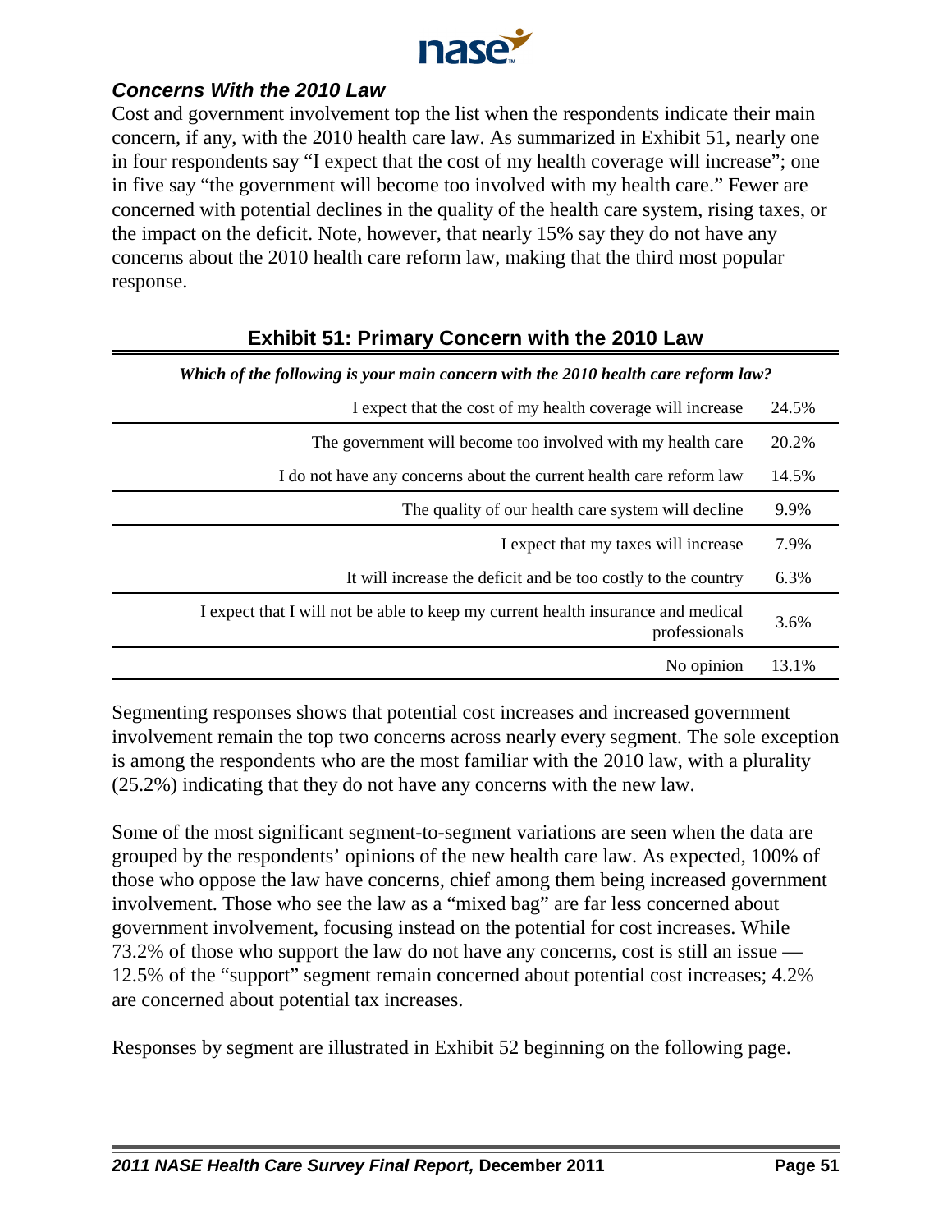## *Concerns With the 2010 Law*

Cost and government involvement top the list when the respondents indicate their main concern, if any, with the 2010 health care law. As summarized in Exhibit 51, nearly one in four respondents say "I expect that the cost of my health coverage will increase"; one in five say "the government will become too involved with my health care." Fewer are concerned with potential declines in the quality of the health care system, rising taxes, or the impact on the deficit. Note, however, that nearly 15% say they do not have any concerns about the 2010 health care reform law, making that the third most popular response.

### Exhibit 51: Primary Concern with the 2010 Law

| *Which of the following is your main concern with the 2010 health care reform law?* | |
|---:|---:|
| I expect that the cost of my health coverage will increase | 24.5% |
| The government will become too involved with my health care | 20.2% |
| I do not have any concerns about the current health care reform law | 14.5% |
| The quality of our health care system will decline | 9.9% |
| I expect that my taxes will increase | 7.9% |
| It will increase the deficit and be too costly to the country | 6.3% |
| I expect that I will not be able to keep my current health insurance and medical professionals | 3.6% |
| No opinion | 13.1% |

Segmenting responses shows that potential cost increases and increased government involvement remain the top two concerns across nearly every segment. The sole exception is among the respondents who are the most familiar with the 2010 law, with a plurality (25.2%) indicating that they do not have any concerns with the new law.

Some of the most significant segment-to-segment variations are seen when the data are grouped by the respondents' opinions of the new health care law. As expected, 100% of those who oppose the law have concerns, chief among them being increased government involvement. Those who see the law as a "mixed bag" are far less concerned about government involvement, focusing instead on the potential for cost increases. While 73.2% of those who support the law do not have any concerns, cost is still an issue — 12.5% of the "support" segment remain concerned about potential cost increases; 4.2% are concerned about potential tax increases.

Responses by segment are illustrated in Exhibit 52 beginning on the following page.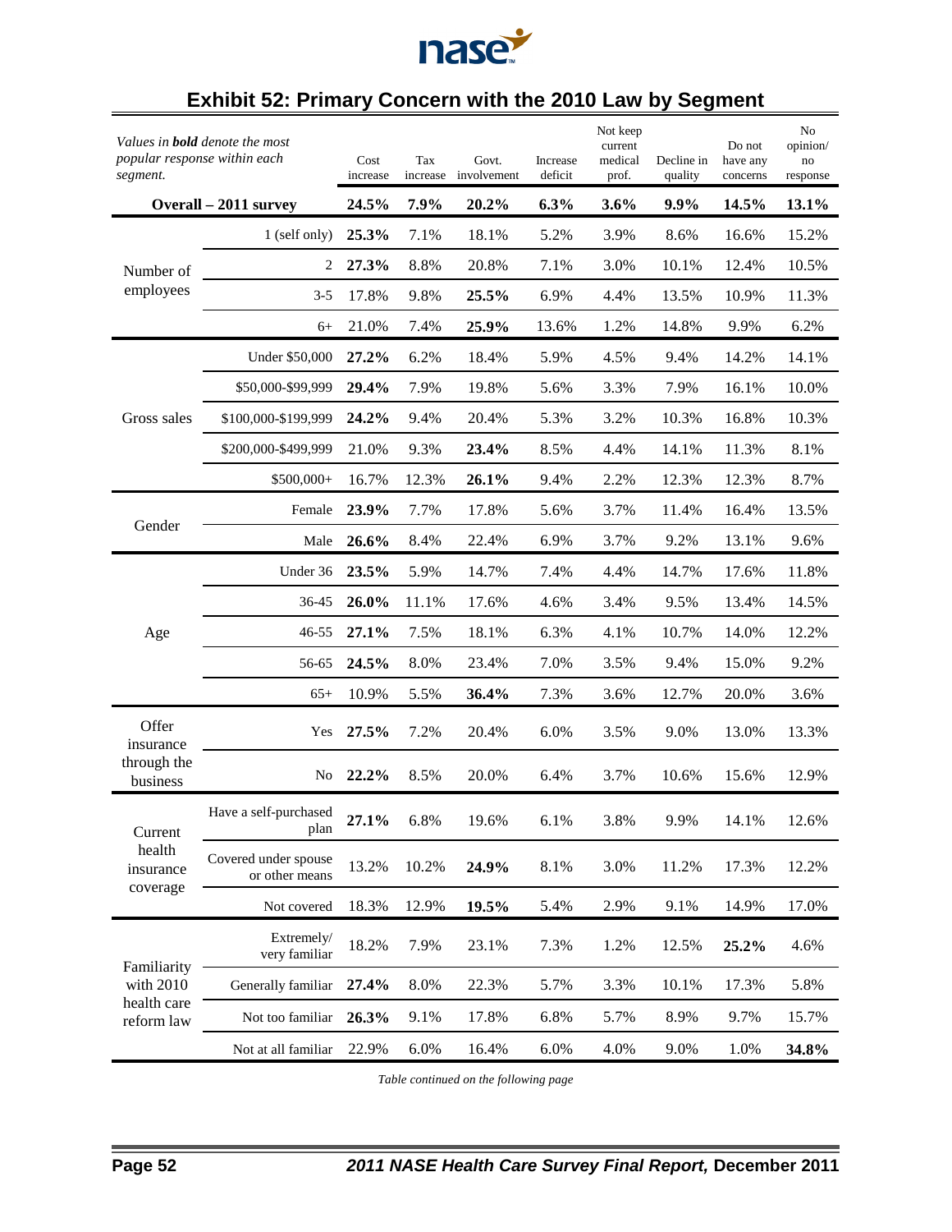## Exhibit 52: Primary Concern with the 2010 Law by Segment

| *Values in **bold** denote the most popular response within each segment.* | | Cost increase | Tax increase | Govt. involvement | Increase deficit | Not keep current medical prof. | Decline in quality | Do not have any concerns | No opinion/ no response |
|---|---|---|---|---|---|---|---|---|---|
| **Overall – 2011 survey** | | **24.5%** | **7.9%** | **20.2%** | **6.3%** | **3.6%** | **9.9%** | **14.5%** | **13.1%** |
| Number of employees | 1 (self only) | **25.3%** | 7.1% | 18.1% | 5.2% | 3.9% | 8.6% | 16.6% | 15.2% |
| | 2 | **27.3%** | 8.8% | 20.8% | 7.1% | 3.0% | 10.1% | 12.4% | 10.5% |
| | 3-5 | 17.8% | 9.8% | **25.5%** | 6.9% | 4.4% | 13.5% | 10.9% | 11.3% |
| | 6+ | 21.0% | 7.4% | **25.9%** | 13.6% | 1.2% | 14.8% | 9.9% | 6.2% |
| Gross sales | Under $50,000 | **27.2%** | 6.2% | 18.4% | 5.9% | 4.5% | 9.4% | 14.2% | 14.1% |
| | $50,000-$99,999 | **29.4%** | 7.9% | 19.8% | 5.6% | 3.3% | 7.9% | 16.1% | 10.0% |
| | $100,000-$199,999 | **24.2%** | 9.4% | 20.4% | 5.3% | 3.2% | 10.3% | 16.8% | 10.3% |
| | $200,000-$499,999 | 21.0% | 9.3% | **23.4%** | 8.5% | 4.4% | 14.1% | 11.3% | 8.1% |
| | $500,000+ | 16.7% | 12.3% | **26.1%** | 9.4% | 2.2% | 12.3% | 12.3% | 8.7% |
| Gender | Female | **23.9%** | 7.7% | 17.8% | 5.6% | 3.7% | 11.4% | 16.4% | 13.5% |
| | Male | **26.6%** | 8.4% | 22.4% | 6.9% | 3.7% | 9.2% | 13.1% | 9.6% |
| Age | Under 36 | **23.5%** | 5.9% | 14.7% | 7.4% | 4.4% | 14.7% | 17.6% | 11.8% |
| | 36-45 | **26.0%** | 11.1% | 17.6% | 4.6% | 3.4% | 9.5% | 13.4% | 14.5% |
| | 46-55 | **27.1%** | 7.5% | 18.1% | 6.3% | 4.1% | 10.7% | 14.0% | 12.2% |
| | 56-65 | **24.5%** | 8.0% | 23.4% | 7.0% | 3.5% | 9.4% | 15.0% | 9.2% |
| | 65+ | 10.9% | 5.5% | **36.4%** | 7.3% | 3.6% | 12.7% | 20.0% | 3.6% |
| Offer insurance through the business | Yes | **27.5%** | 7.2% | 20.4% | 6.0% | 3.5% | 9.0% | 13.0% | 13.3% |
| | No | **22.2%** | 8.5% | 20.0% | 6.4% | 3.7% | 10.6% | 15.6% | 12.9% |
| Current health insurance coverage | Have a self-purchased plan | **27.1%** | 6.8% | 19.6% | 6.1% | 3.8% | 9.9% | 14.1% | 12.6% |
| | Covered under spouse or other means | 13.2% | 10.2% | **24.9%** | 8.1% | 3.0% | 11.2% | 17.3% | 12.2% |
| | Not covered | 18.3% | 12.9% | **19.5%** | 5.4% | 2.9% | 9.1% | 14.9% | 17.0% |
| Familiarity with 2010 health care reform law | Extremely/ very familiar | 18.2% | 7.9% | 23.1% | 7.3% | 1.2% | 12.5% | **25.2%** | 4.6% |
| | Generally familiar | **27.4%** | 8.0% | 22.3% | 5.7% | 3.3% | 10.1% | 17.3% | 5.8% |
| | Not too familiar | **26.3%** | 9.1% | 17.8% | 6.8% | 5.7% | 8.9% | 9.7% | 15.7% |
| | Not at all familiar | 22.9% | 6.0% | 16.4% | 6.0% | 4.0% | 9.0% | 1.0% | **34.8%** |

*Table continued on the following page*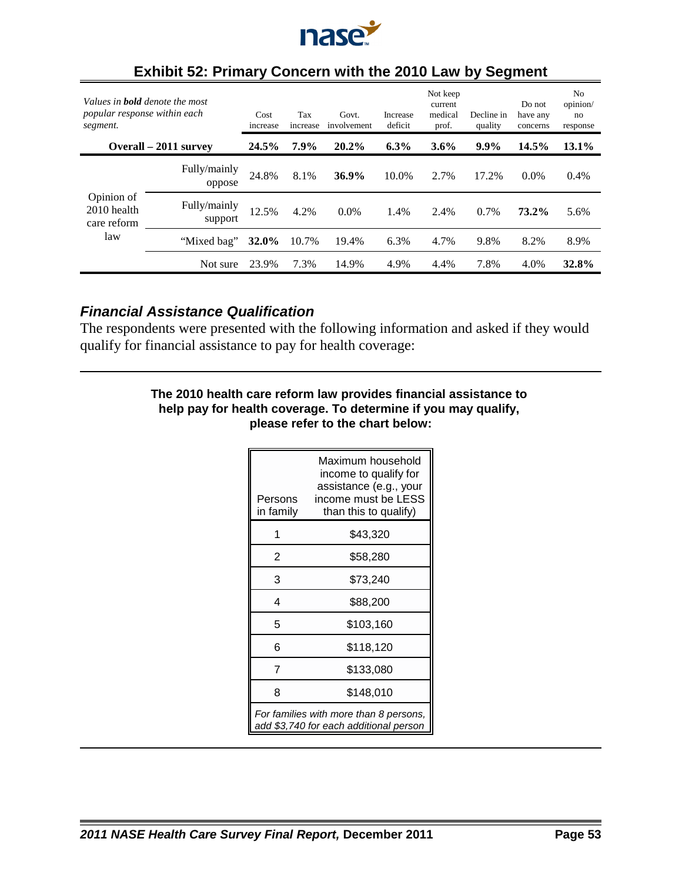## Exhibit 52: Primary Concern with the 2010 Law by Segment

| *Values in **bold** denote the most popular response within each segment.* | | Cost increase | Tax increase | Govt. involvement | Increase deficit | Not keep current medical prof. | Decline in quality | Do not have any concerns | No opinion/ no response |
|---|---|---|---|---|---|---|---|---|---|
| **Overall – 2011 survey** | | **24.5%** | **7.9%** | **20.2%** | **6.3%** | **3.6%** | **9.9%** | **14.5%** | **13.1%** |
| Opinion of 2010 health care reform law | Fully/mainly oppose | 24.8% | 8.1% | **36.9%** | 10.0% | 2.7% | 17.2% | 0.0% | 0.4% |
| | Fully/mainly support | 12.5% | 4.2% | 0.0% | 1.4% | 2.4% | 0.7% | **73.2%** | 5.6% |
| | "Mixed bag" | **32.0%** | 10.7% | 19.4% | 6.3% | 4.7% | 9.8% | 8.2% | 8.9% |
| | Not sure | 23.9% | 7.3% | 14.9% | 4.9% | 4.4% | 7.8% | 4.0% | **32.8%** |

### *Financial Assistance Qualification*

The respondents were presented with the following information and asked if they would qualify for financial assistance to pay for health coverage:

**The 2010 health care reform law provides financial assistance to help pay for health coverage. To determine if you may qualify, please refer to the chart below:**

| Persons in family | Maximum household income to qualify for assistance (e.g., your income must be LESS than this to qualify) |
|---|---|
| 1 | $43,320 |
| 2 | $58,280 |
| 3 | $73,240 |
| 4 | $88,200 |
| 5 | $103,160 |
| 6 | $118,120 |
| 7 | $133,080 |
| 8 | $148,010 |
| *For families with more than 8 persons, add $3,740 for each additional person* | |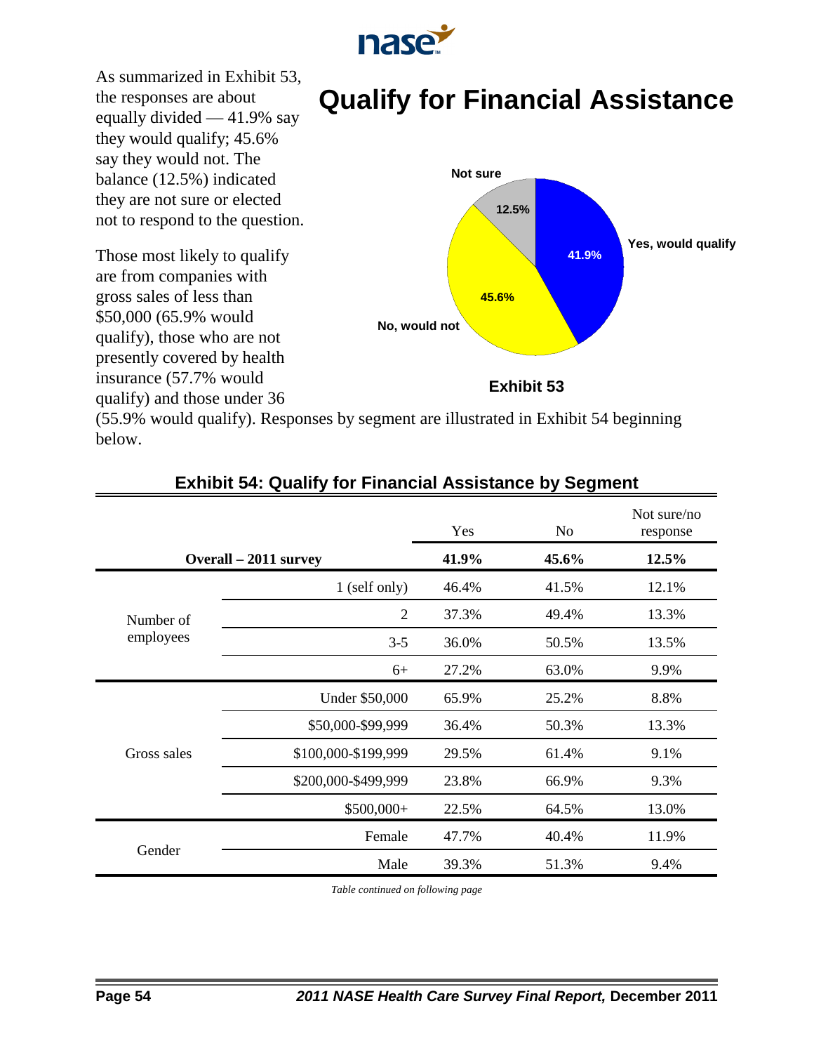# Qualify for Financial Assistance

As summarized in Exhibit 53, the responses are about equally divided — 41.9% say they would qualify; 45.6% say they would not. The balance (12.5%) indicated they are not sure or elected not to respond to the question.

Those most likely to qualify are from companies with gross sales of less than $50,000 (65.9% would qualify), those who are not presently covered by health insurance (57.7% would qualify) and those under 36 (55.9% would qualify). Responses by segment are illustrated in Exhibit 54 beginning below.

Not sure 12.5%
Yes, would qualify 41.9%
No, would not 45.6%

Exhibit 53

**Exhibit 54: Qualify for Financial Assistance by Segment**

| | | Yes | No | Not sure/no response |
|---|---|---|---|---|
| **Overall – 2011 survey** | | **41.9%** | **45.6%** | **12.5%** |
| Number of employees | 1 (self only) | 46.4% | 41.5% | 12.1% |
| | 2 | 37.3% | 49.4% | 13.3% |
| | 3-5 | 36.0% | 50.5% | 13.5% |
| | 6+ | 27.2% | 63.0% | 9.9% |
| Gross sales | Under $50,000 | 65.9% | 25.2% | 8.8% |
| | $50,000-$99,999 | 36.4% | 50.3% | 13.3% |
| | $100,000-$199,999 | 29.5% | 61.4% | 9.1% |
| | $200,000-$499,999 | 23.8% | 66.9% | 9.3% |
| | $500,000+ | 22.5% | 64.5% | 13.0% |
| Gender | Female | 47.7% | 40.4% | 11.9% |
| | Male | 39.3% | 51.3% | 9.4% |

*Table continued on following page*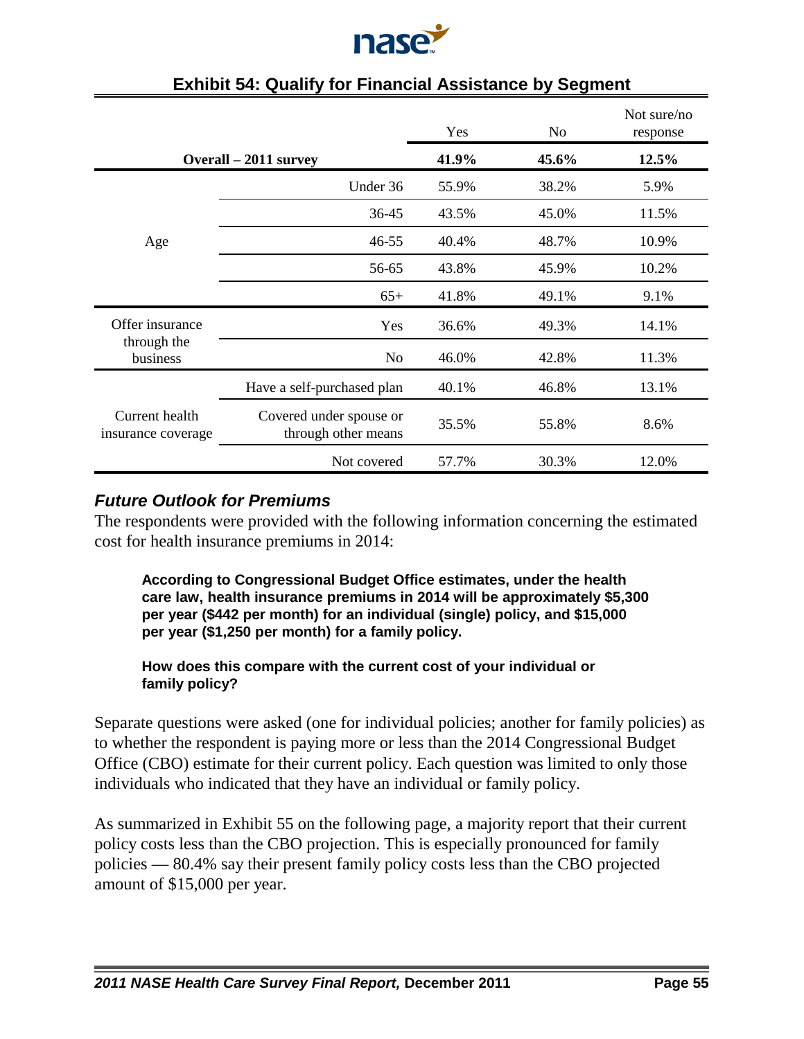## Exhibit 54: Qualify for Financial Assistance by Segment

| | | Yes | No | Not sure/no response |
|---|---|---|---|---|
| **Overall – 2011 survey** | | **41.9%** | **45.6%** | **12.5%** |
| Age | Under 36 | 55.9% | 38.2% | 5.9% |
| | 36-45 | 43.5% | 45.0% | 11.5% |
| | 46-55 | 40.4% | 48.7% | 10.9% |
| | 56-65 | 43.8% | 45.9% | 10.2% |
| | 65+ | 41.8% | 49.1% | 9.1% |
| Offer insurance through the business | Yes | 36.6% | 49.3% | 14.1% |
| | No | 46.0% | 42.8% | 11.3% |
| Current health insurance coverage | Have a self-purchased plan | 40.1% | 46.8% | 13.1% |
| | Covered under spouse or through other means | 35.5% | 55.8% | 8.6% |
| | Not covered | 57.7% | 30.3% | 12.0% |

### *Future Outlook for Premiums*

The respondents were provided with the following information concerning the estimated cost for health insurance premiums in 2014:

> **According to Congressional Budget Office estimates, under the health care law, health insurance premiums in 2014 will be approximately $5,300 per year ($442 per month) for an individual (single) policy, and $15,000 per year ($1,250 per month) for a family policy.**
>
> **How does this compare with the current cost of your individual or family policy?**

Separate questions were asked (one for individual policies; another for family policies) as to whether the respondent is paying more or less than the 2014 Congressional Budget Office (CBO) estimate for their current policy. Each question was limited to only those individuals who indicated that they have an individual or family policy.

As summarized in Exhibit 55 on the following page, a majority report that their current policy costs less than the CBO projection. This is especially pronounced for family policies — 80.4% say their present family policy costs less than the CBO projected amount of $15,000 per year.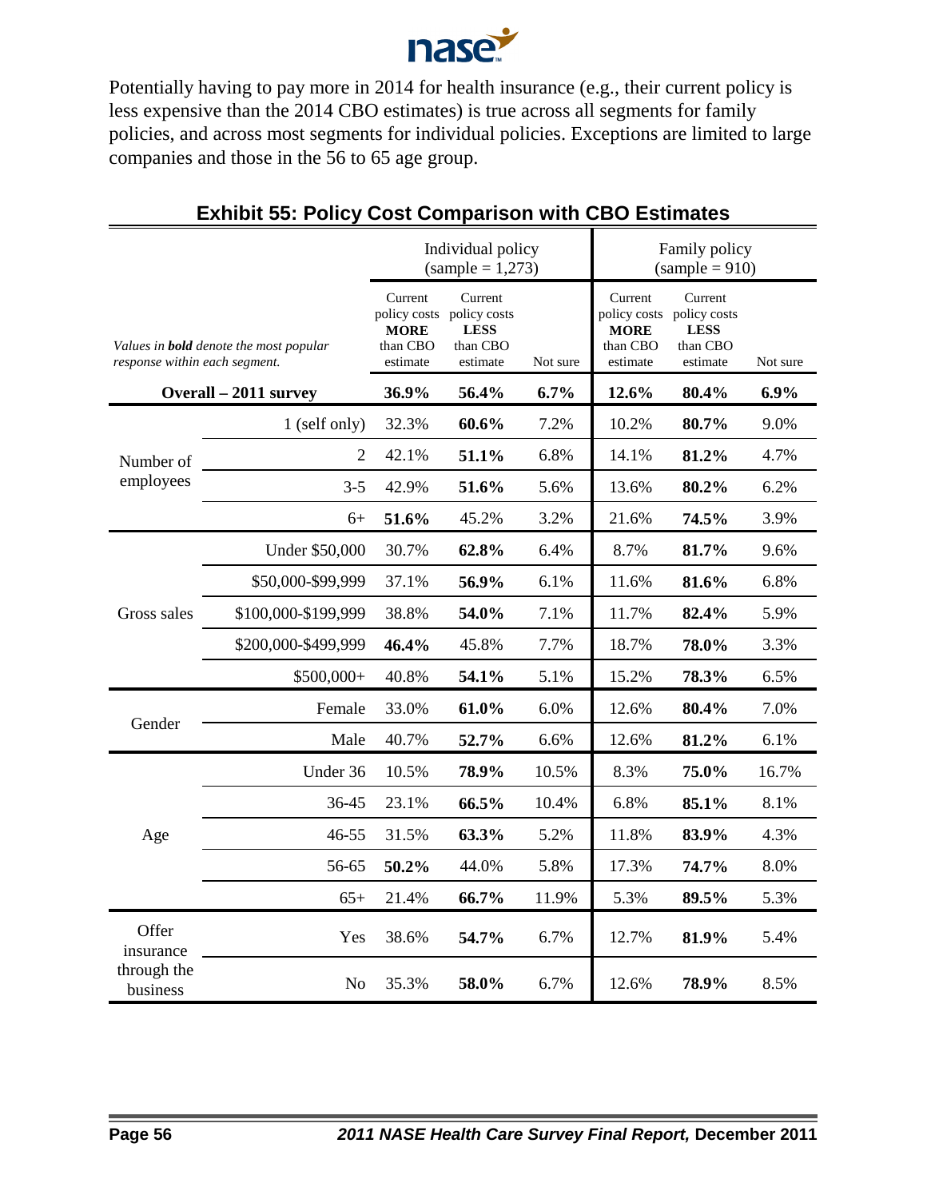Potentially having to pay more in 2014 for health insurance (e.g., their current policy is less expensive than the 2014 CBO estimates) is true across all segments for family policies, and across most segments for individual policies. Exceptions are limited to large companies and those in the 56 to 65 age group.

## Exhibit 55: Policy Cost Comparison with CBO Estimates

| | | Individual policy (sample = 1,273) | | | Family policy (sample = 910) | | |
|---|---|---|---|---|---|---|---|
| *Values in **bold** denote the most popular response within each segment.* | | Current policy costs **MORE** than CBO estimate | Current policy costs **LESS** than CBO estimate | Not sure | Current policy costs **MORE** than CBO estimate | Current policy costs **LESS** than CBO estimate | Not sure |
| **Overall – 2011 survey** | | **36.9%** | **56.4%** | **6.7%** | **12.6%** | **80.4%** | **6.9%** |
| Number of employees | 1 (self only) | 32.3% | **60.6%** | 7.2% | 10.2% | **80.7%** | 9.0% |
| | 2 | 42.1% | **51.1%** | 6.8% | 14.1% | **81.2%** | 4.7% |
| | 3-5 | 42.9% | **51.6%** | 5.6% | 13.6% | **80.2%** | 6.2% |
| | 6+ | **51.6%** | 45.2% | 3.2% | 21.6% | **74.5%** | 3.9% |
| Gross sales | Under $50,000 | 30.7% | **62.8%** | 6.4% | 8.7% | **81.7%** | 9.6% |
| | $50,000-$99,999 | 37.1% | **56.9%** | 6.1% | 11.6% | **81.6%** | 6.8% |
| | $100,000-$199,999 | 38.8% | **54.0%** | 7.1% | 11.7% | **82.4%** | 5.9% |
| | $200,000-$499,999 | **46.4%** | 45.8% | 7.7% | 18.7% | **78.0%** | 3.3% |
| | $500,000+ | 40.8% | **54.1%** | 5.1% | 15.2% | **78.3%** | 6.5% |
| Gender | Female | 33.0% | **61.0%** | 6.0% | 12.6% | **80.4%** | 7.0% |
| | Male | 40.7% | **52.7%** | 6.6% | 12.6% | **81.2%** | 6.1% |
| Age | Under 36 | 10.5% | **78.9%** | 10.5% | 8.3% | **75.0%** | 16.7% |
| | 36-45 | 23.1% | **66.5%** | 10.4% | 6.8% | **85.1%** | 8.1% |
| | 46-55 | 31.5% | **63.3%** | 5.2% | 11.8% | **83.9%** | 4.3% |
| | 56-65 | **50.2%** | 44.0% | 5.8% | 17.3% | **74.7%** | 8.0% |
| | 65+ | 21.4% | **66.7%** | 11.9% | 5.3% | **89.5%** | 5.3% |
| Offer insurance through the business | Yes | 38.6% | **54.7%** | 6.7% | 12.7% | **81.9%** | 5.4% |
| | No | 35.3% | **58.0%** | 6.7% | 12.6% | **78.9%** | 8.5% |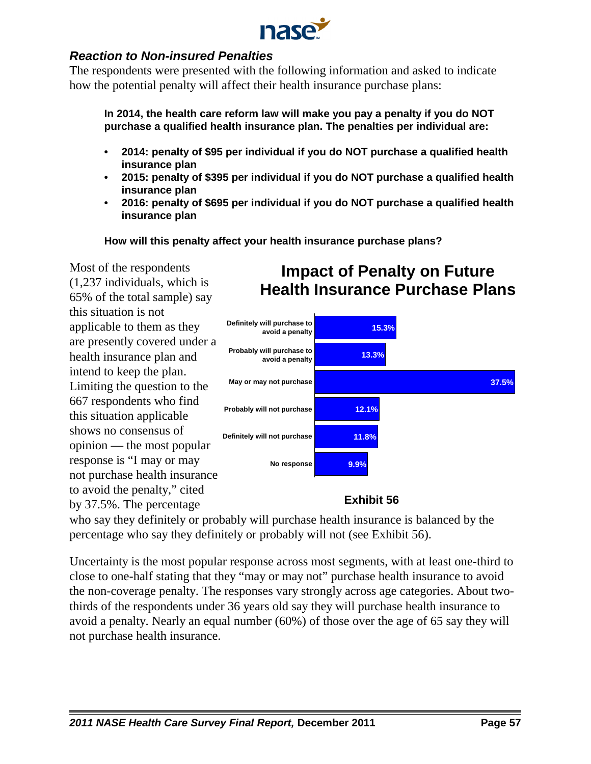### *Reaction to Non-insured Penalties*

The respondents were presented with the following information and asked to indicate how the potential penalty will affect their health insurance purchase plans:

**In 2014, the health care reform law will make you pay a penalty if you do NOT purchase a qualified health insurance plan. The penalties per individual are:**

- **2014: penalty of $95 per individual if you do NOT purchase a qualified health insurance plan**
- **2015: penalty of $395 per individual if you do NOT purchase a qualified health insurance plan**
- **2016: penalty of $695 per individual if you do NOT purchase a qualified health insurance plan**

**How will this penalty affect your health insurance purchase plans?**

Most of the respondents (1,237 individuals, which is 65% of the total sample) say this situation is not applicable to them as they are presently covered under a health insurance plan and intend to keep the plan. Limiting the question to the 667 respondents who find this situation applicable shows no consensus of opinion — the most popular response is "I may or may not purchase health insurance to avoid the penalty," cited by 37.5%. The percentage who say they definitely or probably will purchase health insurance is balanced by the percentage who say they definitely or probably will not (see Exhibit 56).

**Impact of Penalty on Future Health Insurance Purchase Plans**

| Response | Percentage |
|---|---|
| Definitely will purchase to avoid a penalty | 15.3% |
| Probably will purchase to avoid a penalty | 13.3% |
| May or may not purchase | 37.5% |
| Probably will not purchase | 12.1% |
| Definitely will not purchase | 11.8% |
| No response | 9.9% |

**Exhibit 56**

Uncertainty is the most popular response across most segments, with at least one-third to close to one-half stating that they "may or may not" purchase health insurance to avoid the non-coverage penalty. The responses vary strongly across age categories. About two-thirds of the respondents under 36 years old say they will purchase health insurance to avoid a penalty. Nearly an equal number (60%) of those over the age of 65 say they will not purchase health insurance.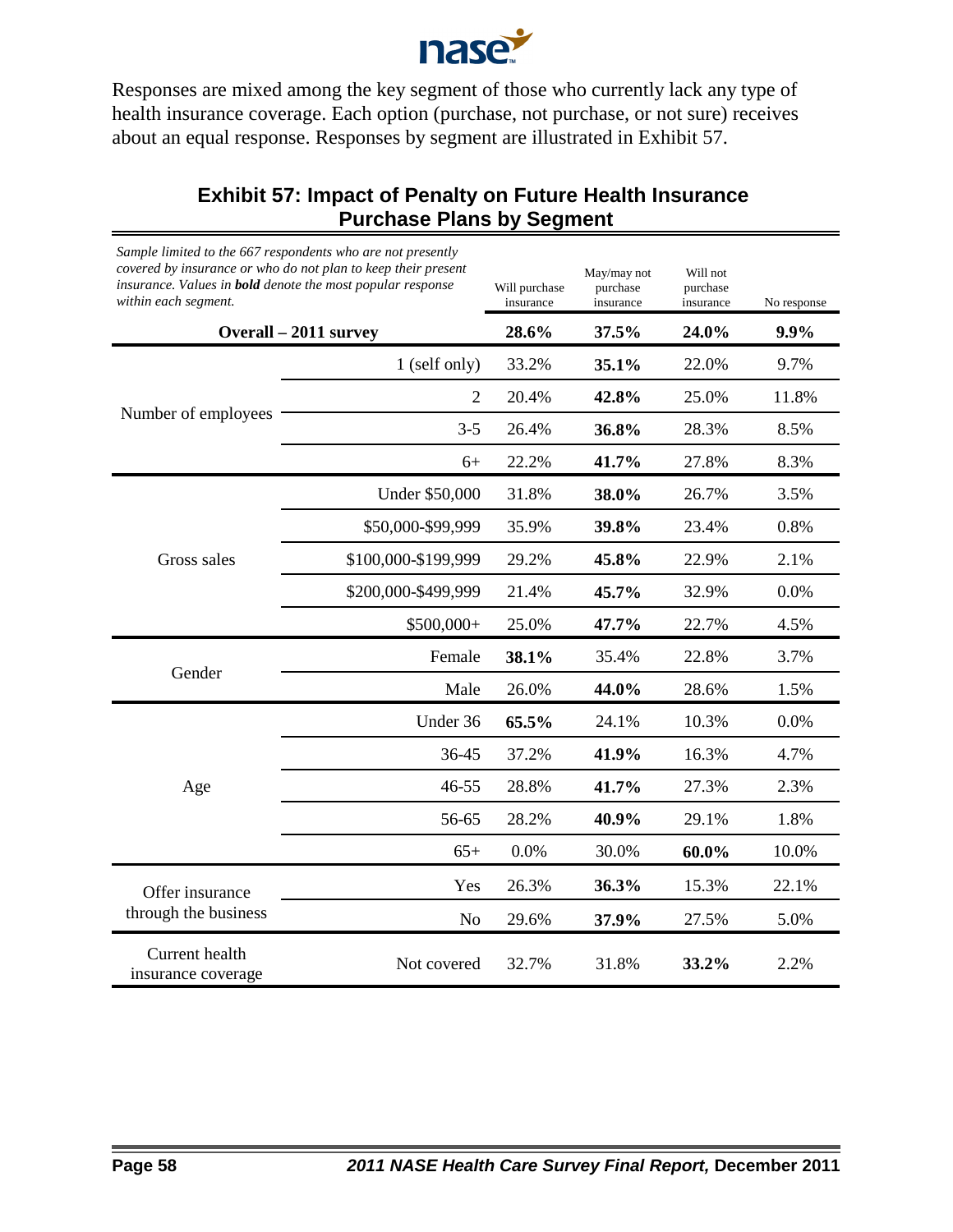Responses are mixed among the key segment of those who currently lack any type of health insurance coverage. Each option (purchase, not purchase, or not sure) receives about an equal response. Responses by segment are illustrated in Exhibit 57.

## Exhibit 57: Impact of Penalty on Future Health Insurance Purchase Plans by Segment

| *Sample limited to the 667 respondents who are not presently covered by insurance or who do not plan to keep their present insurance. Values in **bold** denote the most popular response within each segment.* | | Will purchase insurance | May/may not purchase insurance | Will not purchase insurance | No response |
|---|---|---|---|---|---|
| **Overall – 2011 survey** | | **28.6%** | **37.5%** | **24.0%** | **9.9%** |
| Number of employees | 1 (self only) | 33.2% | **35.1%** | 22.0% | 9.7% |
| | 2 | 20.4% | **42.8%** | 25.0% | 11.8% |
| | 3-5 | 26.4% | **36.8%** | 28.3% | 8.5% |
| | 6+ | 22.2% | **41.7%** | 27.8% | 8.3% |
| Gross sales | Under $50,000 | 31.8% | **38.0%** | 26.7% | 3.5% |
| | $50,000-$99,999 | 35.9% | **39.8%** | 23.4% | 0.8% |
| | $100,000-$199,999 | 29.2% | **45.8%** | 22.9% | 2.1% |
| | $200,000-$499,999 | 21.4% | **45.7%** | 32.9% | 0.0% |
| | $500,000+ | 25.0% | **47.7%** | 22.7% | 4.5% |
| Gender | Female | **38.1%** | 35.4% | 22.8% | 3.7% |
| | Male | 26.0% | **44.0%** | 28.6% | 1.5% |
| Age | Under 36 | **65.5%** | 24.1% | 10.3% | 0.0% |
| | 36-45 | 37.2% | **41.9%** | 16.3% | 4.7% |
| | 46-55 | 28.8% | **41.7%** | 27.3% | 2.3% |
| | 56-65 | 28.2% | **40.9%** | 29.1% | 1.8% |
| | 65+ | 0.0% | 30.0% | **60.0%** | 10.0% |
| Offer insurance through the business | Yes | 26.3% | **36.3%** | 15.3% | 22.1% |
| | No | 29.6% | **37.9%** | 27.5% | 5.0% |
| Current health insurance coverage | Not covered | 32.7% | 31.8% | **33.2%** | 2.2% |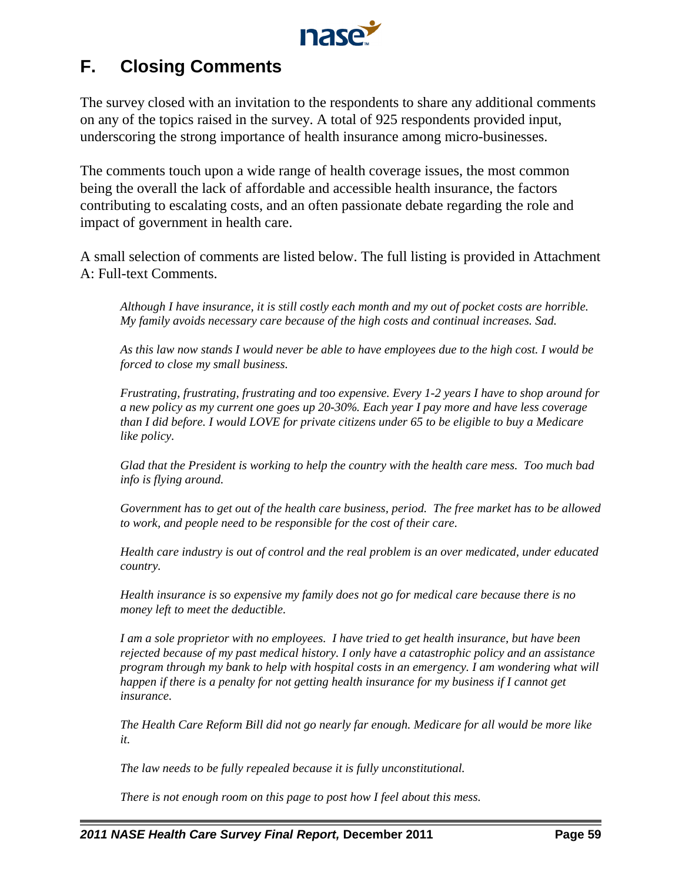## F. Closing Comments

The survey closed with an invitation to the respondents to share any additional comments on any of the topics raised in the survey. A total of 925 respondents provided input, underscoring the strong importance of health insurance among micro-businesses.

The comments touch upon a wide range of health coverage issues, the most common being the overall the lack of affordable and accessible health insurance, the factors contributing to escalating costs, and an often passionate debate regarding the role and impact of government in health care.

A small selection of comments are listed below. The full listing is provided in Attachment A: Full-text Comments.

> *Although I have insurance, it is still costly each month and my out of pocket costs are horrible. My family avoids necessary care because of the high costs and continual increases. Sad.*
>
> *As this law now stands I would never be able to have employees due to the high cost. I would be forced to close my small business.*
>
> *Frustrating, frustrating, frustrating and too expensive. Every 1-2 years I have to shop around for a new policy as my current one goes up 20-30%. Each year I pay more and have less coverage than I did before. I would LOVE for private citizens under 65 to be eligible to buy a Medicare like policy.*
>
> *Glad that the President is working to help the country with the health care mess. Too much bad info is flying around.*
>
> *Government has to get out of the health care business, period. The free market has to be allowed to work, and people need to be responsible for the cost of their care.*
>
> *Health care industry is out of control and the real problem is an over medicated, under educated country.*
>
> *Health insurance is so expensive my family does not go for medical care because there is no money left to meet the deductible.*
>
> *I am a sole proprietor with no employees. I have tried to get health insurance, but have been rejected because of my past medical history. I only have a catastrophic policy and an assistance program through my bank to help with hospital costs in an emergency. I am wondering what will happen if there is a penalty for not getting health insurance for my business if I cannot get insurance.*
>
> *The Health Care Reform Bill did not go nearly far enough. Medicare for all would be more like it.*
>
> *The law needs to be fully repealed because it is fully unconstitutional.*
>
> *There is not enough room on this page to post how I feel about this mess.*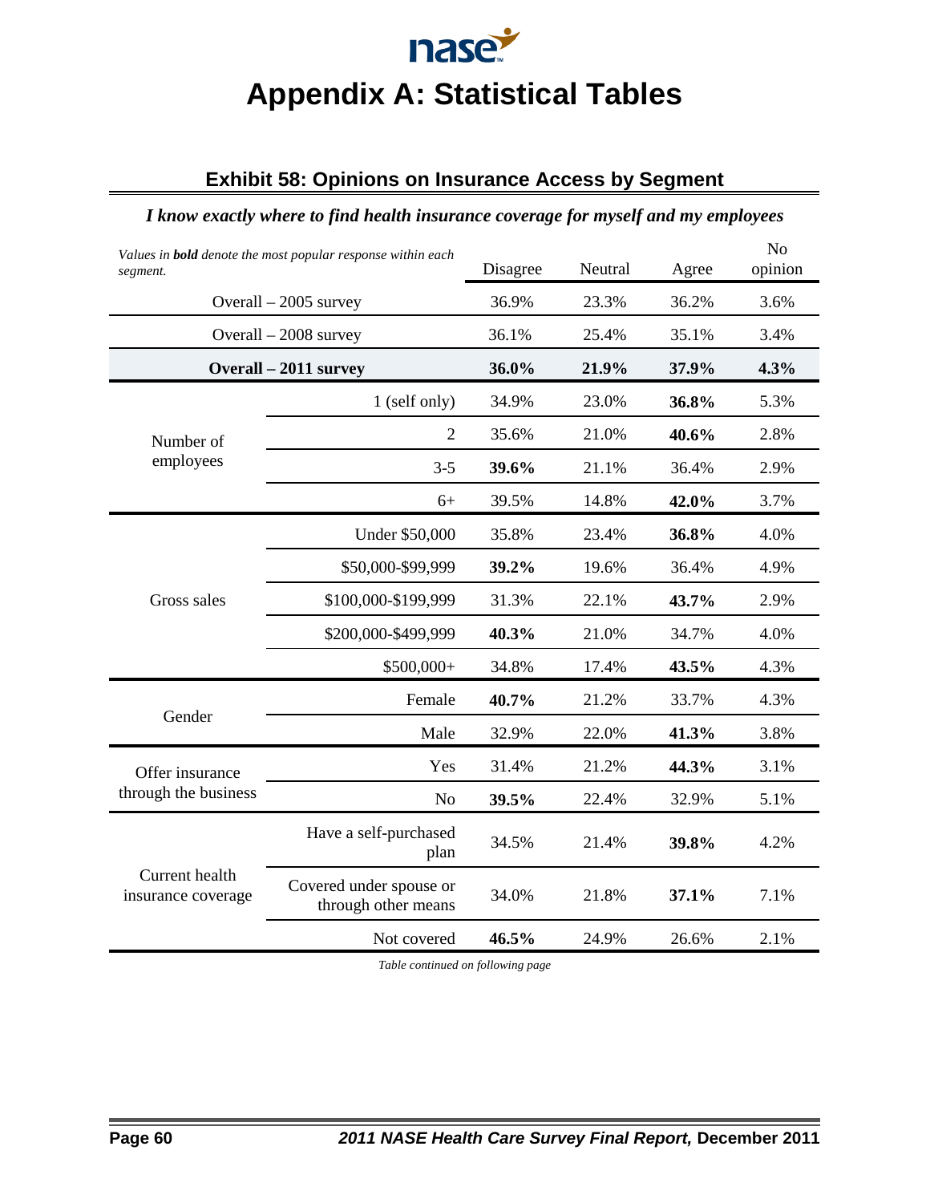# Appendix A: Statistical Tables

## Exhibit 58: Opinions on Insurance Access by Segment

*I know exactly where to find health insurance coverage for myself and my employees*

| *Values in **bold** denote the most popular response within each segment.* | | Disagree | Neutral | Agree | No opinion |
|---|---|---|---|---|---|
| Overall – 2005 survey | | 36.9% | 23.3% | 36.2% | 3.6% |
| Overall – 2008 survey | | 36.1% | 25.4% | 35.1% | 3.4% |
| **Overall – 2011 survey** | | **36.0%** | **21.9%** | **37.9%** | **4.3%** |
| Number of employees | 1 (self only) | 34.9% | 23.0% | **36.8%** | 5.3% |
| | 2 | 35.6% | 21.0% | **40.6%** | 2.8% |
| | 3-5 | **39.6%** | 21.1% | 36.4% | 2.9% |
| | 6+ | 39.5% | 14.8% | **42.0%** | 3.7% |
| Gross sales | Under $50,000 | 35.8% | 23.4% | **36.8%** | 4.0% |
| | $50,000-$99,999 | **39.2%** | 19.6% | 36.4% | 4.9% |
| | $100,000-$199,999 | 31.3% | 22.1% | **43.7%** | 2.9% |
| | $200,000-$499,999 | **40.3%** | 21.0% | 34.7% | 4.0% |
| | $500,000+ | 34.8% | 17.4% | **43.5%** | 4.3% |
| Gender | Female | **40.7%** | 21.2% | 33.7% | 4.3% |
| | Male | 32.9% | 22.0% | **41.3%** | 3.8% |
| Offer insurance through the business | Yes | 31.4% | 21.2% | **44.3%** | 3.1% |
| | No | **39.5%** | 22.4% | 32.9% | 5.1% |
| Current health insurance coverage | Have a self-purchased plan | 34.5% | 21.4% | **39.8%** | 4.2% |
| | Covered under spouse or through other means | 34.0% | 21.8% | **37.1%** | 7.1% |
| | Not covered | **46.5%** | 24.9% | 26.6% | 2.1% |

*Table continued on following page*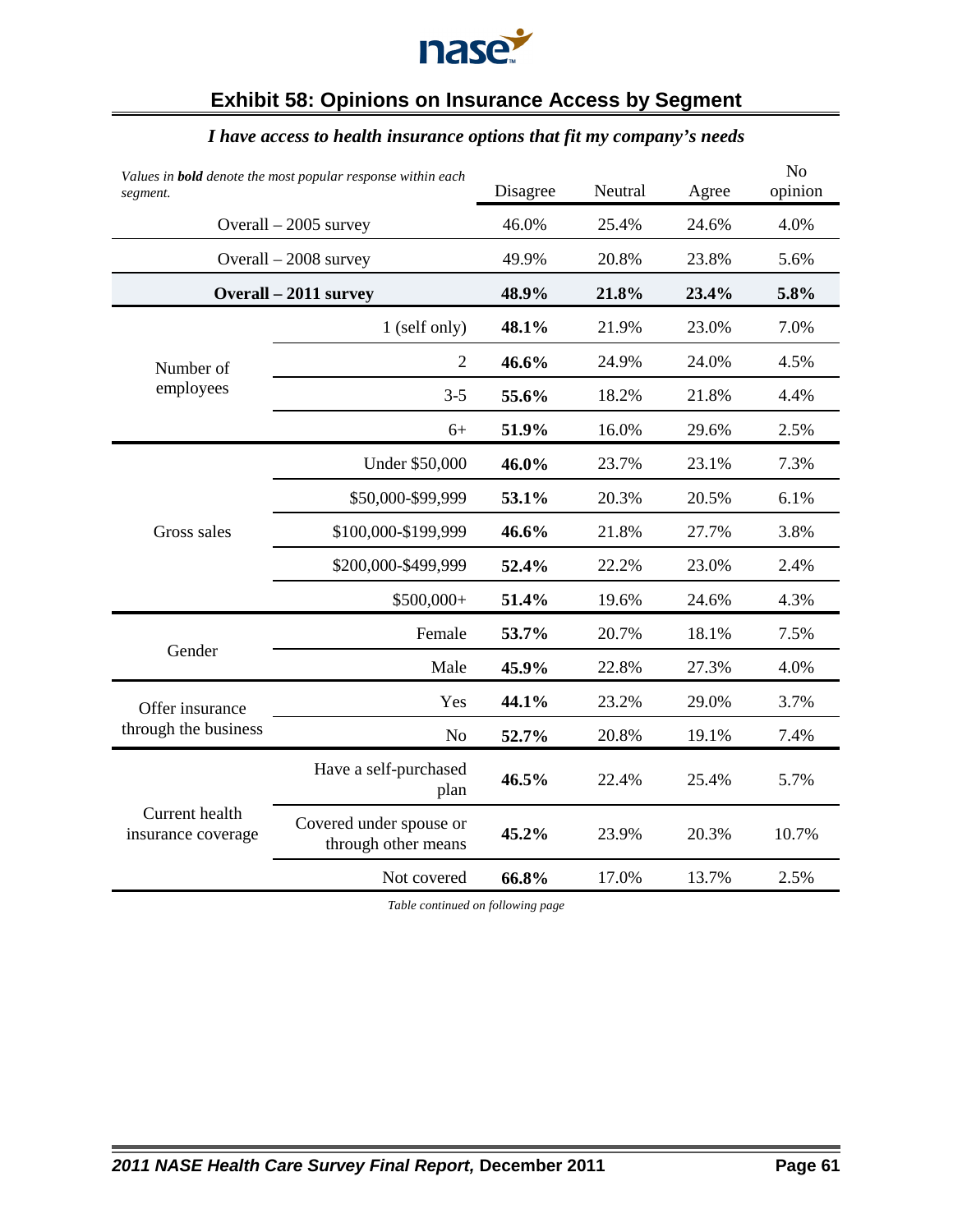## Exhibit 58: Opinions on Insurance Access by Segment

*I have access to health insurance options that fit my company's needs*

| *Values in **bold** denote the most popular response within each segment.* | | Disagree | Neutral | Agree | No opinion |
|---|---|---|---|---|---|
| Overall – 2005 survey | | 46.0% | 25.4% | 24.6% | 4.0% |
| Overall – 2008 survey | | 49.9% | 20.8% | 23.8% | 5.6% |
| **Overall – 2011 survey** | | **48.9%** | **21.8%** | **23.4%** | **5.8%** |
| Number of employees | 1 (self only) | **48.1%** | 21.9% | 23.0% | 7.0% |
| | 2 | **46.6%** | 24.9% | 24.0% | 4.5% |
| | 3-5 | **55.6%** | 18.2% | 21.8% | 4.4% |
| | 6+ | **51.9%** | 16.0% | 29.6% | 2.5% |
| Gross sales | Under $50,000 | **46.0%** | 23.7% | 23.1% | 7.3% |
| | $50,000-$99,999 | **53.1%** | 20.3% | 20.5% | 6.1% |
| | $100,000-$199,999 | **46.6%** | 21.8% | 27.7% | 3.8% |
| | $200,000-$499,999 | **52.4%** | 22.2% | 23.0% | 2.4% |
| | $500,000+ | **51.4%** | 19.6% | 24.6% | 4.3% |
| Gender | Female | **53.7%** | 20.7% | 18.1% | 7.5% |
| | Male | **45.9%** | 22.8% | 27.3% | 4.0% |
| Offer insurance through the business | Yes | **44.1%** | 23.2% | 29.0% | 3.7% |
| | No | **52.7%** | 20.8% | 19.1% | 7.4% |
| Current health insurance coverage | Have a self-purchased plan | **46.5%** | 22.4% | 25.4% | 5.7% |
| | Covered under spouse or through other means | **45.2%** | 23.9% | 20.3% | 10.7% |
| | Not covered | **66.8%** | 17.0% | 13.7% | 2.5% |

*Table continued on following page*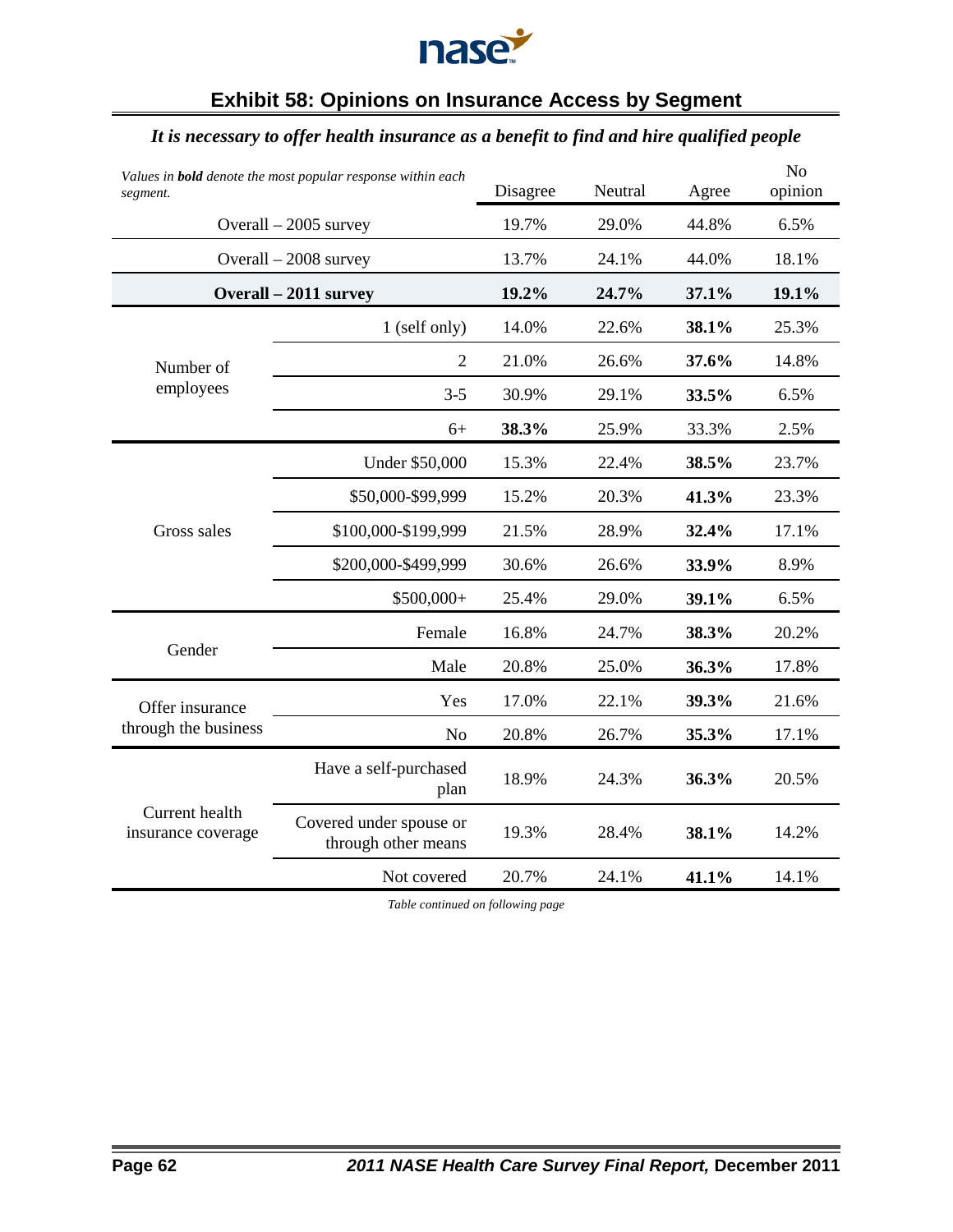## Exhibit 58: Opinions on Insurance Access by Segment

### *It is necessary to offer health insurance as a benefit to find and hire qualified people*

| *Values in **bold** denote the most popular response within each segment.* | | Disagree | Neutral | Agree | No opinion |
|---|---|---|---|---|---|
| Overall – 2005 survey | | 19.7% | 29.0% | 44.8% | 6.5% |
| Overall – 2008 survey | | 13.7% | 24.1% | 44.0% | 18.1% |
| **Overall – 2011 survey** | | **19.2%** | **24.7%** | **37.1%** | **19.1%** |
| Number of employees | 1 (self only) | 14.0% | 22.6% | **38.1%** | 25.3% |
| | 2 | 21.0% | 26.6% | **37.6%** | 14.8% |
| | 3-5 | 30.9% | 29.1% | **33.5%** | 6.5% |
| | 6+ | **38.3%** | 25.9% | 33.3% | 2.5% |
| Gross sales | Under $50,000 | 15.3% | 22.4% | **38.5%** | 23.7% |
| | $50,000-$99,999 | 15.2% | 20.3% | **41.3%** | 23.3% |
| | $100,000-$199,999 | 21.5% | 28.9% | **32.4%** | 17.1% |
| | $200,000-$499,999 | 30.6% | 26.6% | **33.9%** | 8.9% |
| | $500,000+ | 25.4% | 29.0% | **39.1%** | 6.5% |
| Gender | Female | 16.8% | 24.7% | **38.3%** | 20.2% |
| | Male | 20.8% | 25.0% | **36.3%** | 17.8% |
| Offer insurance through the business | Yes | 17.0% | 22.1% | **39.3%** | 21.6% |
| | No | 20.8% | 26.7% | **35.3%** | 17.1% |
| Current health insurance coverage | Have a self-purchased plan | 18.9% | 24.3% | **36.3%** | 20.5% |
| | Covered under spouse or through other means | 19.3% | 28.4% | **38.1%** | 14.2% |
| | Not covered | 20.7% | 24.1% | **41.1%** | 14.1% |

*Table continued on following page*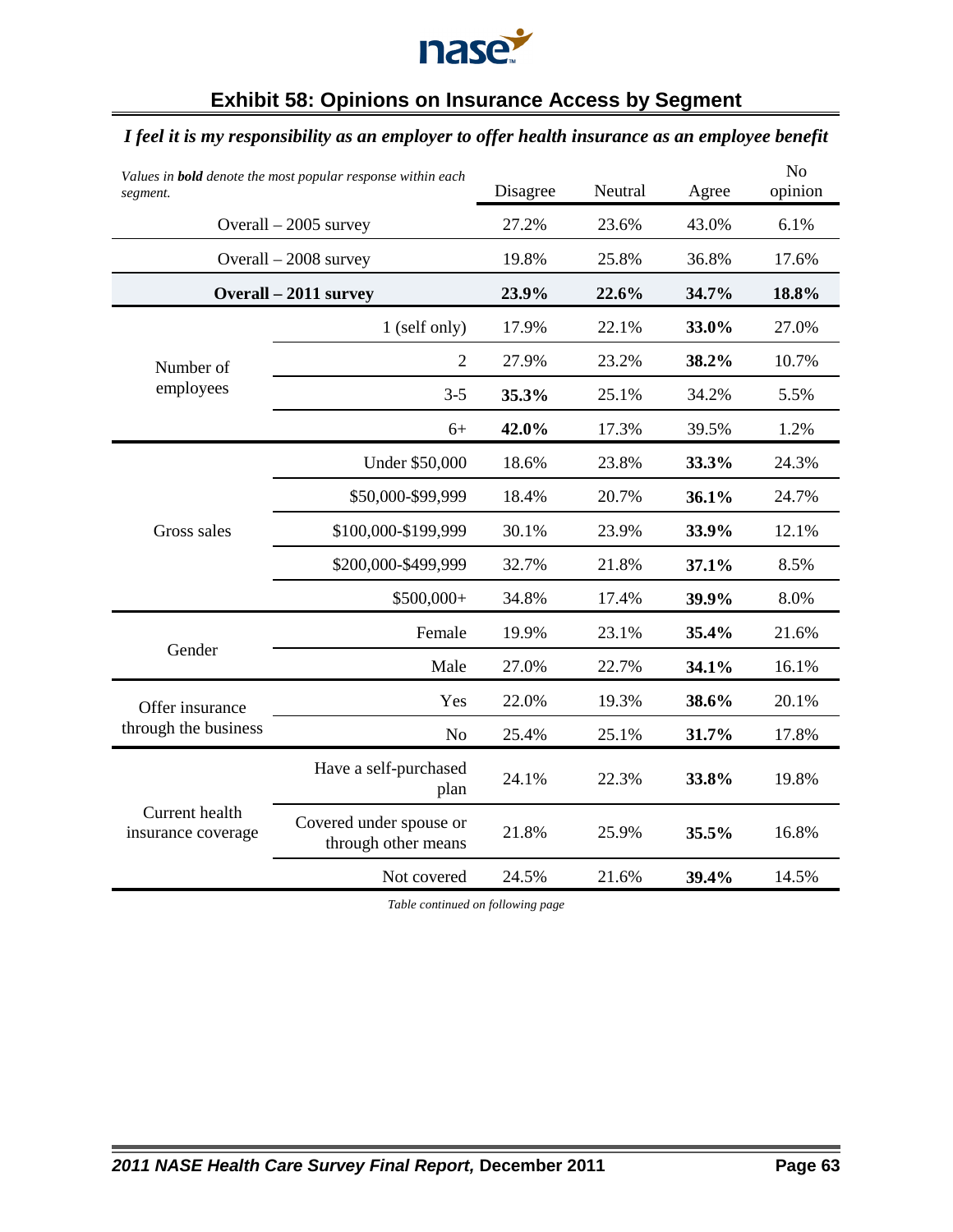## Exhibit 58: Opinions on Insurance Access by Segment

### *I feel it is my responsibility as an employer to offer health insurance as an employee benefit*

| *Values in **bold** denote the most popular response within each segment.* | | Disagree | Neutral | Agree | No opinion |
|---|---|---|---|---|---|
| Overall – 2005 survey | | 27.2% | 23.6% | 43.0% | 6.1% |
| Overall – 2008 survey | | 19.8% | 25.8% | 36.8% | 17.6% |
| **Overall – 2011 survey** | | **23.9%** | **22.6%** | **34.7%** | **18.8%** |
| Number of employees | 1 (self only) | 17.9% | 22.1% | **33.0%** | 27.0% |
| | 2 | 27.9% | 23.2% | **38.2%** | 10.7% |
| | 3-5 | **35.3%** | 25.1% | 34.2% | 5.5% |
| | 6+ | **42.0%** | 17.3% | 39.5% | 1.2% |
| Gross sales | Under $50,000 | 18.6% | 23.8% | **33.3%** | 24.3% |
| | $50,000-$99,999 | 18.4% | 20.7% | **36.1%** | 24.7% |
| | $100,000-$199,999 | 30.1% | 23.9% | **33.9%** | 12.1% |
| | $200,000-$499,999 | 32.7% | 21.8% | **37.1%** | 8.5% |
| | $500,000+ | 34.8% | 17.4% | **39.9%** | 8.0% |
| Gender | Female | 19.9% | 23.1% | **35.4%** | 21.6% |
| | Male | 27.0% | 22.7% | **34.1%** | 16.1% |
| Offer insurance through the business | Yes | 22.0% | 19.3% | **38.6%** | 20.1% |
| | No | 25.4% | 25.1% | **31.7%** | 17.8% |
| Current health insurance coverage | Have a self-purchased plan | 24.1% | 22.3% | **33.8%** | 19.8% |
| | Covered under spouse or through other means | 21.8% | 25.9% | **35.5%** | 16.8% |
| | Not covered | 24.5% | 21.6% | **39.4%** | 14.5% |

*Table continued on following page*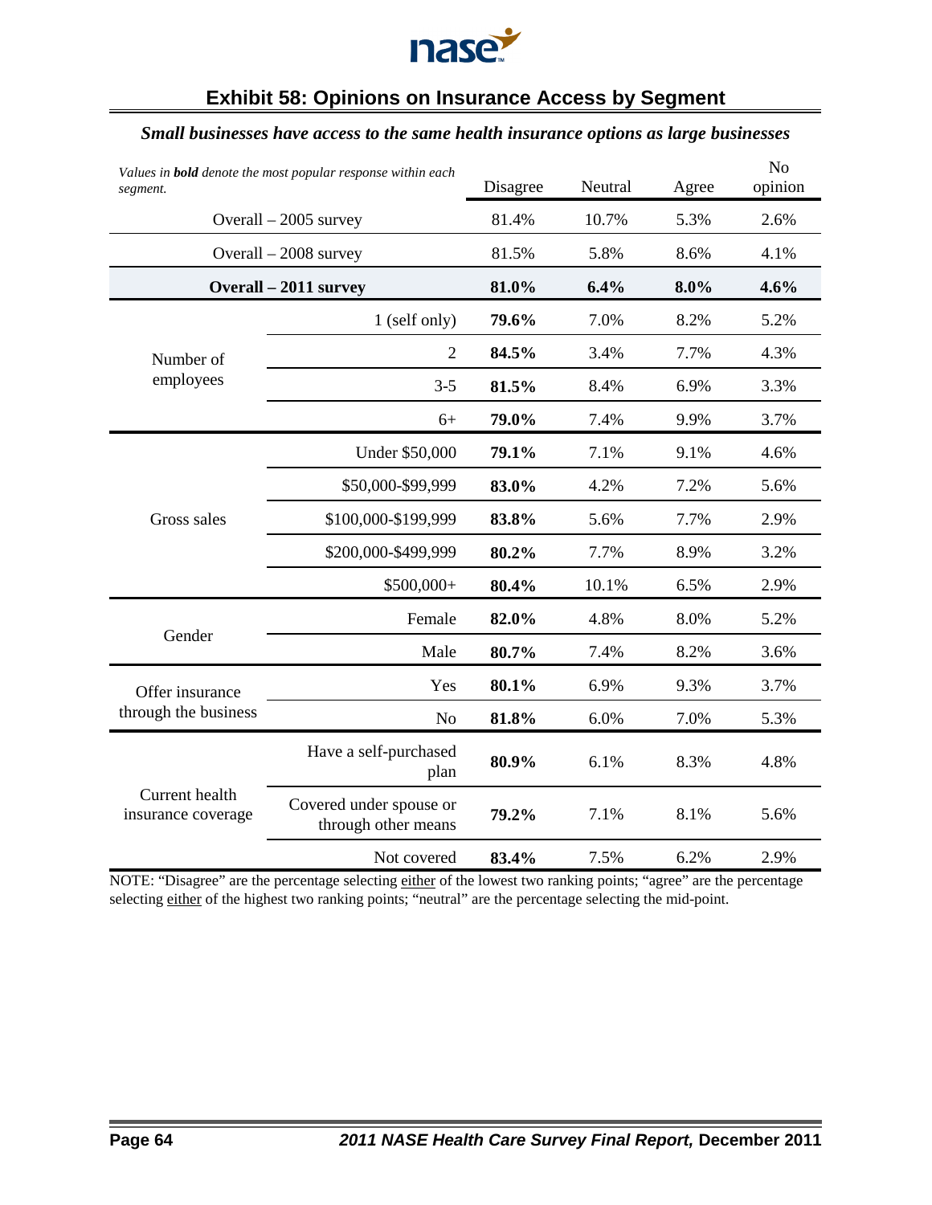## Exhibit 58: Opinions on Insurance Access by Segment

***Small businesses have access to the same health insurance options as large businesses***

| *Values in **bold** denote the most popular response within each segment.* | | Disagree | Neutral | Agree | No opinion |
|---|---|---|---|---|---|
| Overall – 2005 survey | | 81.4% | 10.7% | 5.3% | 2.6% |
| Overall – 2008 survey | | 81.5% | 5.8% | 8.6% | 4.1% |
| **Overall – 2011 survey** | | **81.0%** | **6.4%** | **8.0%** | **4.6%** |
| Number of employees | 1 (self only) | **79.6%** | 7.0% | 8.2% | 5.2% |
| | 2 | **84.5%** | 3.4% | 7.7% | 4.3% |
| | 3-5 | **81.5%** | 8.4% | 6.9% | 3.3% |
| | 6+ | **79.0%** | 7.4% | 9.9% | 3.7% |
| Gross sales | Under $50,000 | **79.1%** | 7.1% | 9.1% | 4.6% |
| | $50,000-$99,999 | **83.0%** | 4.2% | 7.2% | 5.6% |
| | $100,000-$199,999 | **83.8%** | 5.6% | 7.7% | 2.9% |
| | $200,000-$499,999 | **80.2%** | 7.7% | 8.9% | 3.2% |
| | $500,000+ | **80.4%** | 10.1% | 6.5% | 2.9% |
| Gender | Female | **82.0%** | 4.8% | 8.0% | 5.2% |
| | Male | **80.7%** | 7.4% | 8.2% | 3.6% |
| Offer insurance through the business | Yes | **80.1%** | 6.9% | 9.3% | 3.7% |
| | No | **81.8%** | 6.0% | 7.0% | 5.3% |
| Current health insurance coverage | Have a self-purchased plan | **80.9%** | 6.1% | 8.3% | 4.8% |
| | Covered under spouse or through other means | **79.2%** | 7.1% | 8.1% | 5.6% |
| | Not covered | **83.4%** | 7.5% | 6.2% | 2.9% |

NOTE: "Disagree" are the percentage selecting either of the lowest two ranking points; "agree" are the percentage selecting either of the highest two ranking points; "neutral" are the percentage selecting the mid-point.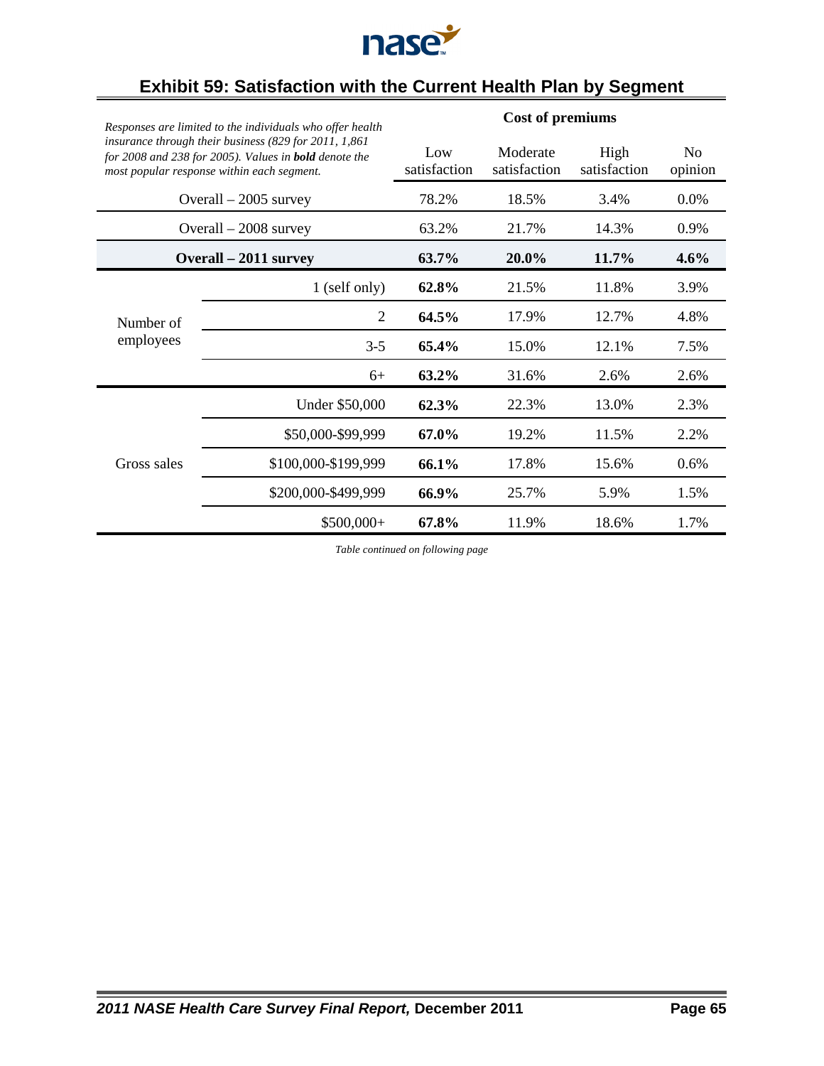## Exhibit 59: Satisfaction with the Current Health Plan by Segment

| *Responses are limited to the individuals who offer health insurance through their business (829 for 2011, 1,861 for 2008 and 238 for 2005). Values in **bold** denote the most popular response within each segment.* | | Cost of premiums | | | |
|---|---|---|---|---|---|
| | | Low satisfaction | Moderate satisfaction | High satisfaction | No opinion |
| Overall – 2005 survey | | 78.2% | 18.5% | 3.4% | 0.0% |
| Overall – 2008 survey | | 63.2% | 21.7% | 14.3% | 0.9% |
| **Overall – 2011 survey** | | **63.7%** | **20.0%** | **11.7%** | **4.6%** |
| Number of employees | 1 (self only) | **62.8%** | 21.5% | 11.8% | 3.9% |
| | 2 | **64.5%** | 17.9% | 12.7% | 4.8% |
| | 3-5 | **65.4%** | 15.0% | 12.1% | 7.5% |
| | 6+ | **63.2%** | 31.6% | 2.6% | 2.6% |
| Gross sales | Under $50,000 | **62.3%** | 22.3% | 13.0% | 2.3% |
| | $50,000-$99,999 | **67.0%** | 19.2% | 11.5% | 2.2% |
| | $100,000-$199,999 | **66.1%** | 17.8% | 15.6% | 0.6% |
| | $200,000-$499,999 | **66.9%** | 25.7% | 5.9% | 1.5% |
| | $500,000+ | **67.8%** | 11.9% | 18.6% | 1.7% |

*Table continued on following page*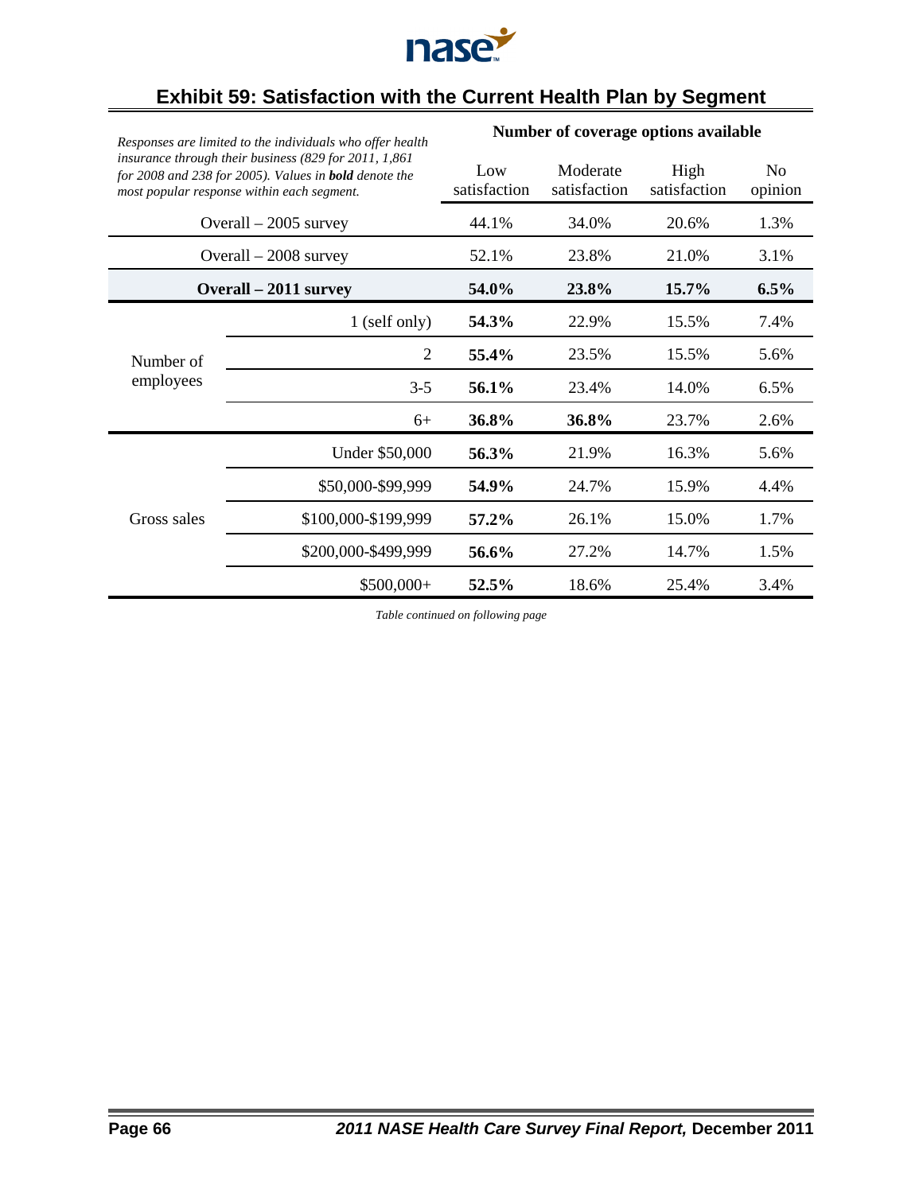## Exhibit 59: Satisfaction with the Current Health Plan by Segment

| *Responses are limited to the individuals who offer health insurance through their business (829 for 2011, 1,861 for 2008 and 238 for 2005). Values in **bold** denote the most popular response within each segment.* | | Number of coverage options available | | | |
|---|---|---|---|---|---|
| | | Low satisfaction | Moderate satisfaction | High satisfaction | No opinion |
| Overall – 2005 survey | | 44.1% | 34.0% | 20.6% | 1.3% |
| Overall – 2008 survey | | 52.1% | 23.8% | 21.0% | 3.1% |
| **Overall – 2011 survey** | | **54.0%** | **23.8%** | **15.7%** | **6.5%** |
| Number of employees | 1 (self only) | **54.3%** | 22.9% | 15.5% | 7.4% |
| | 2 | **55.4%** | 23.5% | 15.5% | 5.6% |
| | 3-5 | **56.1%** | 23.4% | 14.0% | 6.5% |
| | 6+ | **36.8%** | **36.8%** | 23.7% | 2.6% |
| Gross sales | Under $50,000 | **56.3%** | 21.9% | 16.3% | 5.6% |
| | $50,000-$99,999 | **54.9%** | 24.7% | 15.9% | 4.4% |
| | $100,000-$199,999 | **57.2%** | 26.1% | 15.0% | 1.7% |
| | $200,000-$499,999 | **56.6%** | 27.2% | 14.7% | 1.5% |
| | $500,000+ | **52.5%** | 18.6% | 25.4% | 3.4% |

*Table continued on following page*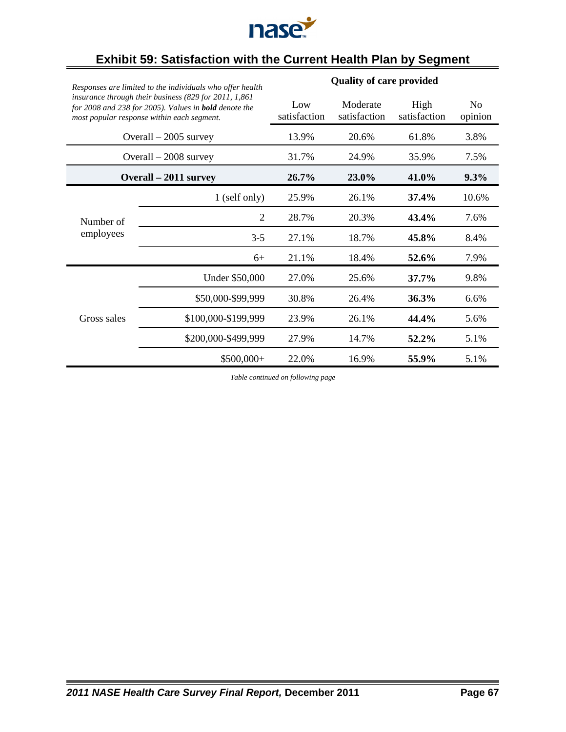## Exhibit 59: Satisfaction with the Current Health Plan by Segment

| *Responses are limited to the individuals who offer health insurance through their business (829 for 2011, 1,861 for 2008 and 238 for 2005). Values in **bold** denote the most popular response within each segment.* | | **Quality of care provided** | | | |
|---|---|---|---|---|---|
| | | Low satisfaction | Moderate satisfaction | High satisfaction | No opinion |
| Overall – 2005 survey | | 13.9% | 20.6% | 61.8% | 3.8% |
| Overall – 2008 survey | | 31.7% | 24.9% | 35.9% | 7.5% |
| **Overall – 2011 survey** | | **26.7%** | **23.0%** | **41.0%** | **9.3%** |
| Number of employees | 1 (self only) | 25.9% | 26.1% | **37.4%** | 10.6% |
| | 2 | 28.7% | 20.3% | **43.4%** | 7.6% |
| | 3-5 | 27.1% | 18.7% | **45.8%** | 8.4% |
| | 6+ | 21.1% | 18.4% | **52.6%** | 7.9% |
| Gross sales | Under $50,000 | 27.0% | 25.6% | **37.7%** | 9.8% |
| | $50,000-$99,999 | 30.8% | 26.4% | **36.3%** | 6.6% |
| | $100,000-$199,999 | 23.9% | 26.1% | **44.4%** | 5.6% |
| | $200,000-$499,999 | 27.9% | 14.7% | **52.2%** | 5.1% |
| | $500,000+ | 22.0% | 16.9% | **55.9%** | 5.1% |

*Table continued on following page*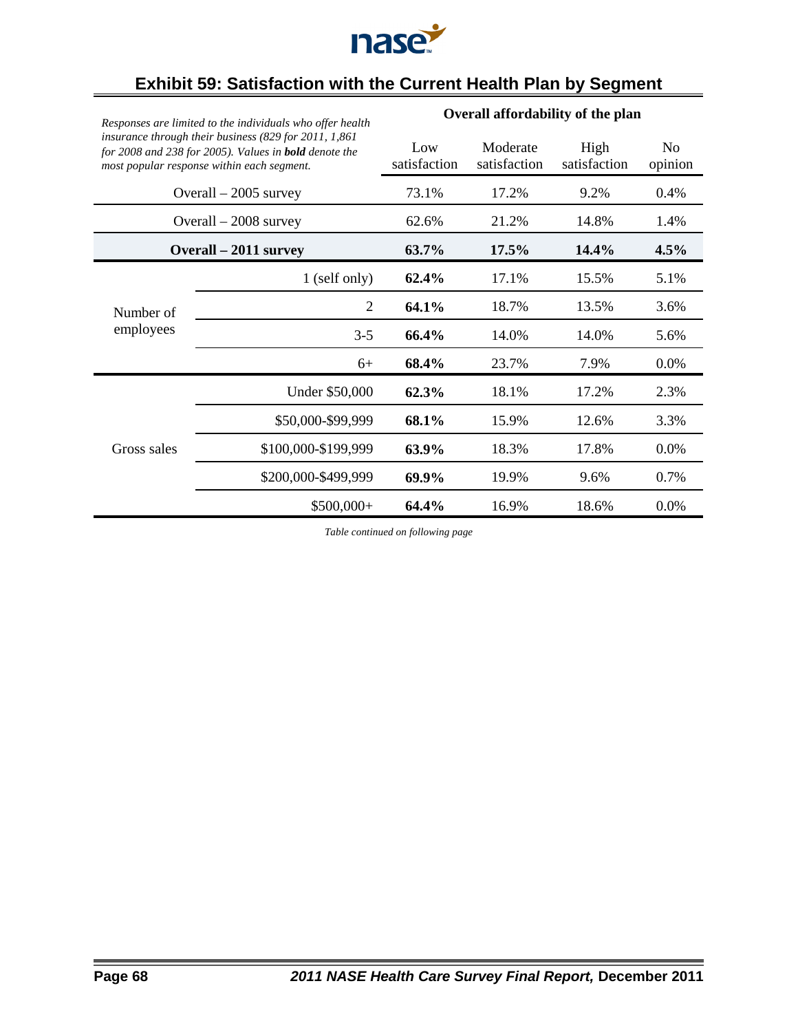## Exhibit 59: Satisfaction with the Current Health Plan by Segment

| *Responses are limited to the individuals who offer health insurance through their business (829 for 2011, 1,861 for 2008 and 238 for 2005). Values in **bold** denote the most popular response within each segment.* | | **Overall affordability of the plan** | | | |
|---|---|---|---|---|---|
| | | Low satisfaction | Moderate satisfaction | High satisfaction | No opinion |
| Overall – 2005 survey | | 73.1% | 17.2% | 9.2% | 0.4% |
| Overall – 2008 survey | | 62.6% | 21.2% | 14.8% | 1.4% |
| **Overall – 2011 survey** | | **63.7%** | **17.5%** | **14.4%** | **4.5%** |
| Number of employees | 1 (self only) | **62.4%** | 17.1% | 15.5% | 5.1% |
| | 2 | **64.1%** | 18.7% | 13.5% | 3.6% |
| | 3-5 | **66.4%** | 14.0% | 14.0% | 5.6% |
| | 6+ | **68.4%** | 23.7% | 7.9% | 0.0% |
| Gross sales | Under $50,000 | **62.3%** | 18.1% | 17.2% | 2.3% |
| | $50,000-$99,999 | **68.1%** | 15.9% | 12.6% | 3.3% |
| | $100,000-$199,999 | **63.9%** | 18.3% | 17.8% | 0.0% |
| | $200,000-$499,999 | **69.9%** | 19.9% | 9.6% | 0.7% |
| | $500,000+ | **64.4%** | 16.9% | 18.6% | 0.0% |

*Table continued on following page*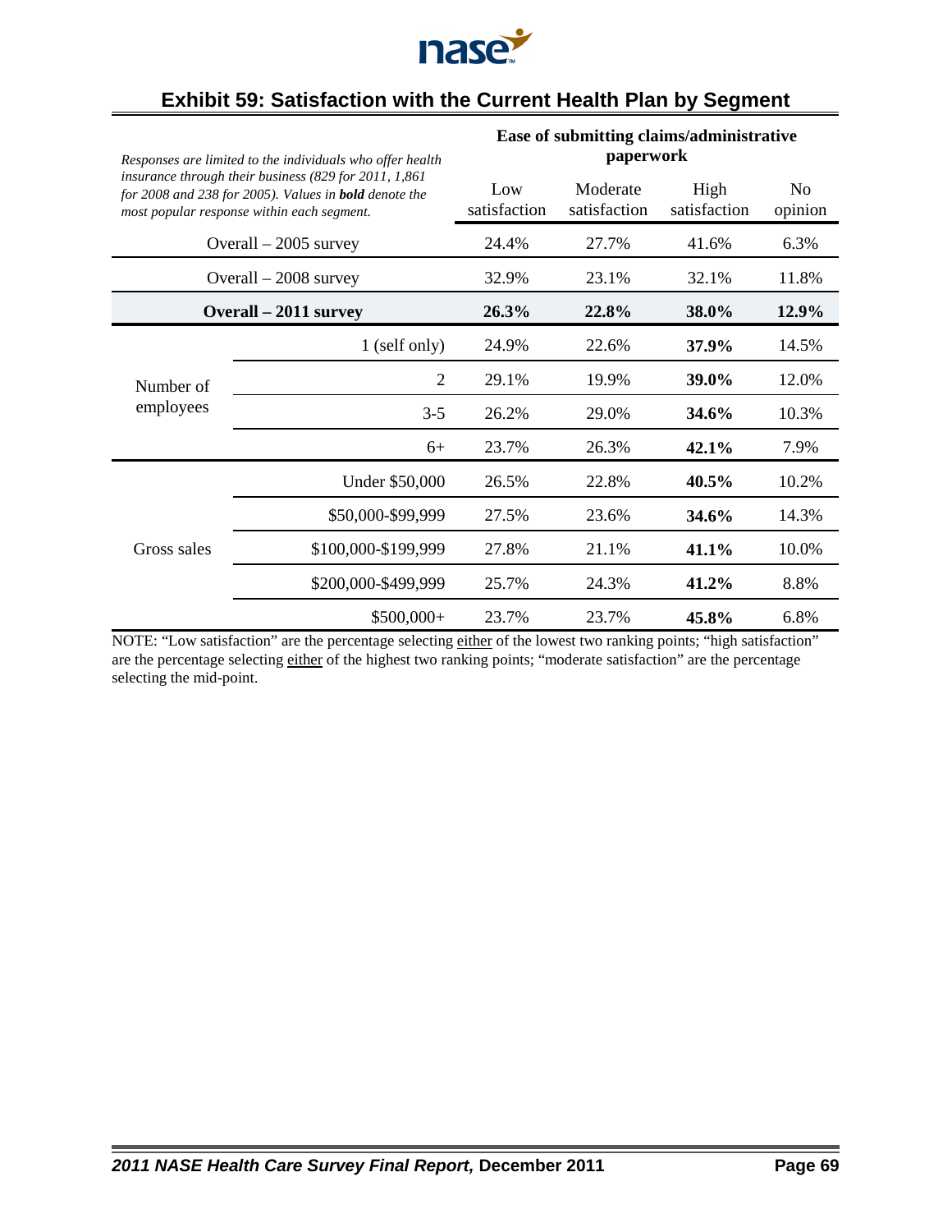## Exhibit 59: Satisfaction with the Current Health Plan by Segment

| *Responses are limited to the individuals who offer health insurance through their business (829 for 2011, 1,861 for 2008 and 238 for 2005). Values in **bold** denote the most popular response within each segment.* | | **Ease of submitting claims/administrative paperwork** | | | |
|---|---|---|---|---|---|
| | | Low satisfaction | Moderate satisfaction | High satisfaction | No opinion |
| Overall – 2005 survey | | 24.4% | 27.7% | 41.6% | 6.3% |
| Overall – 2008 survey | | 32.9% | 23.1% | 32.1% | 11.8% |
| **Overall – 2011 survey** | | **26.3%** | **22.8%** | **38.0%** | **12.9%** |
| Number of employees | 1 (self only) | 24.9% | 22.6% | **37.9%** | 14.5% |
| | 2 | 29.1% | 19.9% | **39.0%** | 12.0% |
| | 3-5 | 26.2% | 29.0% | **34.6%** | 10.3% |
| | 6+ | 23.7% | 26.3% | **42.1%** | 7.9% |
| Gross sales | Under $50,000 | 26.5% | 22.8% | **40.5%** | 10.2% |
| | $50,000-$99,999 | 27.5% | 23.6% | **34.6%** | 14.3% |
| | $100,000-$199,999 | 27.8% | 21.1% | **41.1%** | 10.0% |
| | $200,000-$499,999 | 25.7% | 24.3% | **41.2%** | 8.8% |
| | $500,000+ | 23.7% | 23.7% | **45.8%** | 6.8% |

NOTE: "Low satisfaction" are the percentage selecting either of the lowest two ranking points; "high satisfaction" are the percentage selecting either of the highest two ranking points; "moderate satisfaction" are the percentage selecting the mid-point.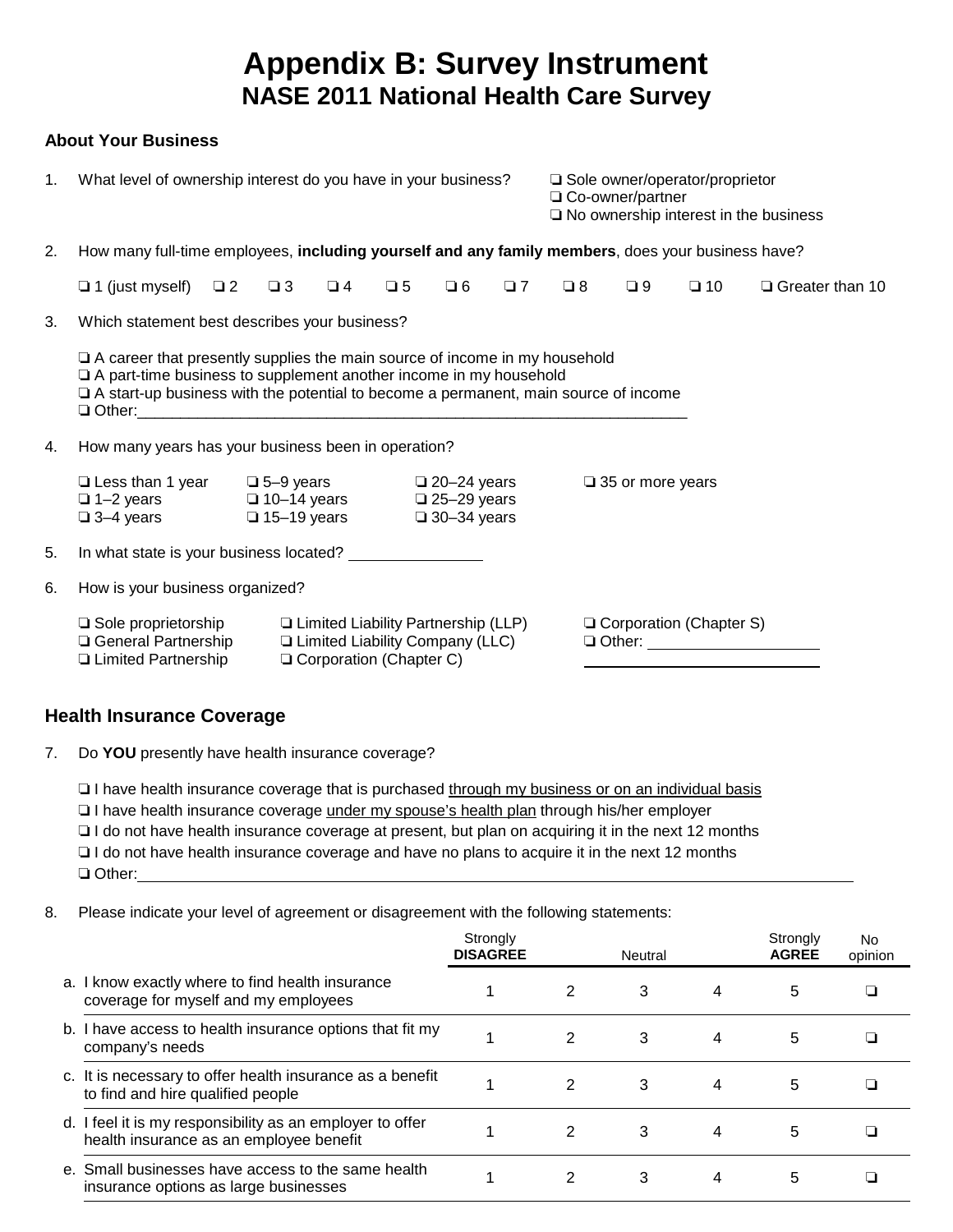# Appendix B: Survey Instrument

## NASE 2011 National Health Care Survey

### About Your Business

1. What level of ownership interest do you have in your business?
   - ❑ Sole owner/operator/proprietor
   - ❑ Co-owner/partner
   - ❑ No ownership interest in the business

2. How many full-time employees, **including yourself and any family members**, does your business have?

   ❑ 1 (just myself) ❑ 2 ❑ 3 ❑ 4 ❑ 5 ❑ 6 ❑ 7 ❑ 8 ❑ 9 ❑ 10 ❑ Greater than 10

3. Which statement best describes your business?

   - ❑ A career that presently supplies the main source of income in my household
   - ❑ A part-time business to supplement another income in my household
   - ❑ A start-up business with the potential to become a permanent, main source of income
   - ❑ Other:______________________________________________________________

4. How many years has your business been in operation?

   - ❑ Less than 1 year
   - ❑ 1–2 years
   - ❑ 3–4 years
   - ❑ 5–9 years
   - ❑ 10–14 years
   - ❑ 15–19 years
   - ❑ 20–24 years
   - ❑ 25–29 years
   - ❑ 30–34 years
   - ❑ 35 or more years

5. In what state is your business located? ______________

6. How is your business organized?

   - ❑ Sole proprietorship
   - ❑ General Partnership
   - ❑ Limited Partnership
   - ❑ Limited Liability Partnership (LLP)
   - ❑ Limited Liability Company (LLC)
   - ❑ Corporation (Chapter C)
   - ❑ Corporation (Chapter S)
   - ❑ Other: ____________________

### Health Insurance Coverage

7. Do **YOU** presently have health insurance coverage?

   - ❑ I have health insurance coverage that is purchased through my business or on an individual basis
   - ❑ I have health insurance coverage under my spouse's health plan through his/her employer
   - ❑ I do not have health insurance coverage at present, but plan on acquiring it in the next 12 months
   - ❑ I do not have health insurance coverage and have no plans to acquire it in the next 12 months
   - ❑ Other:______________________________________________________________

8. Please indicate your level of agreement or disagreement with the following statements:

| | Strongly **DISAGREE** | | Neutral | | Strongly **AGREE** | No opinion |
|---|---|---|---|---|---|---|
| a. I know exactly where to find health insurance coverage for myself and my employees | 1 | 2 | 3 | 4 | 5 | ❑ |
| b. I have access to health insurance options that fit my company's needs | 1 | 2 | 3 | 4 | 5 | ❑ |
| c. It is necessary to offer health insurance as a benefit to find and hire qualified people | 1 | 2 | 3 | 4 | 5 | ❑ |
| d. I feel it is my responsibility as an employer to offer health insurance as an employee benefit | 1 | 2 | 3 | 4 | 5 | ❑ |
| e. Small businesses have access to the same health insurance options as large businesses | 1 | 2 | 3 | 4 | 5 | ❑ |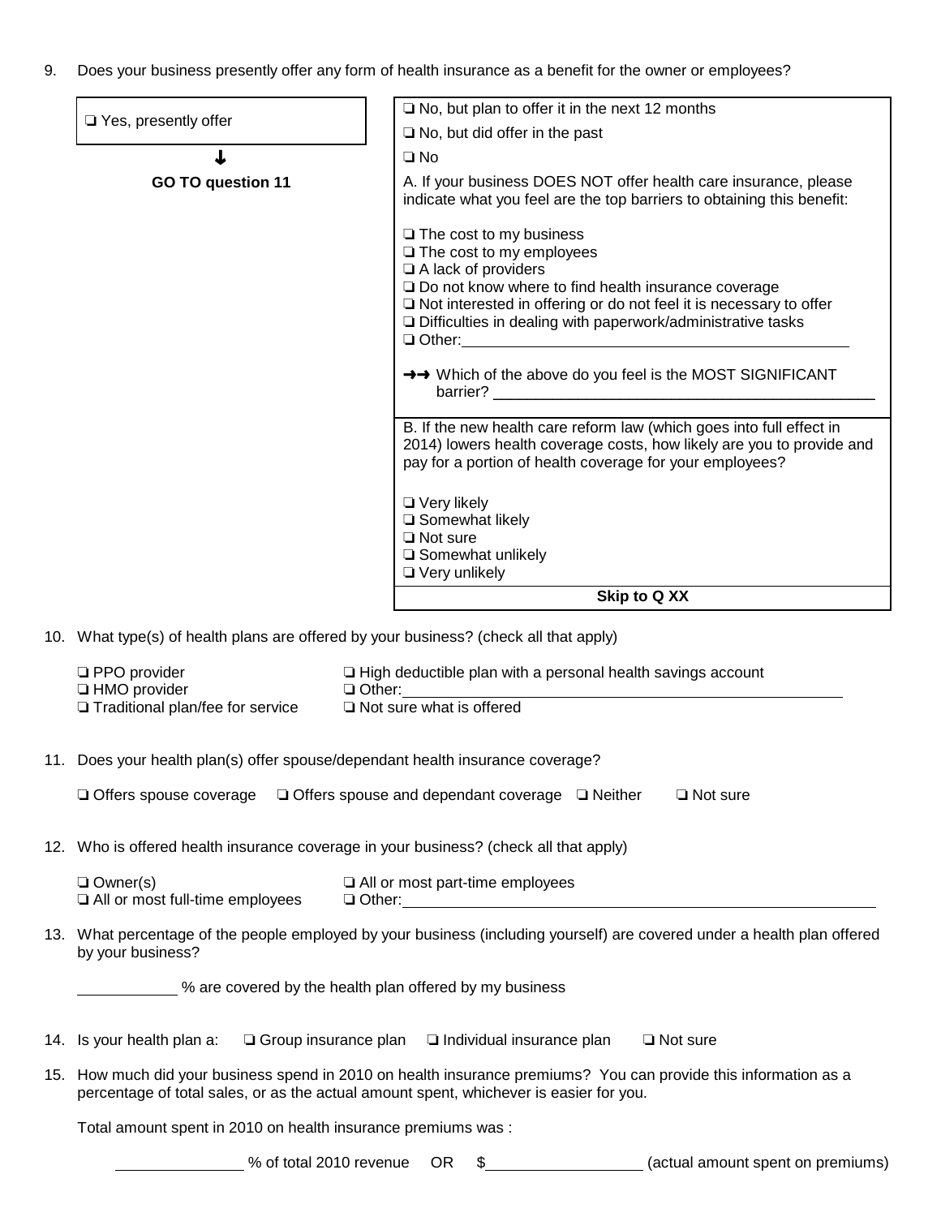9. Does your business presently offer any form of health insurance as a benefit for the owner or employees?

| ❑ Yes, presently offer | ❑ No, but plan to offer it in the next 12 months<br>❑ No, but did offer in the past<br>❑ No |
|---|---|
| ↓<br>**GO TO question 11** | A. If your business DOES NOT offer health care insurance, please indicate what you feel are the top barriers to obtaining this benefit:<br><br>❑ The cost to my business<br>❑ The cost to my employees<br>❑ A lack of providers<br>❑ Do not know where to find health insurance coverage<br>❑ Not interested in offering or do not feel it is necessary to offer<br>❑ Difficulties in dealing with paperwork/administrative tasks<br>❑ Other:\_\_\_\_\_\_\_\_\_\_\_\_\_\_\_\_\_\_\_\_\_\_\_\_\_\_\_\_\_\_\_\_\_\_\_\_<br><br>➜➜ Which of the above do you feel is the MOST SIGNIFICANT barrier? \_\_\_\_\_\_\_\_\_\_\_\_\_\_\_\_\_\_\_\_\_\_\_\_\_\_\_\_\_\_\_\_\_\_\_\_ |
| | B. If the new health care reform law (which goes into full effect in 2014) lowers health coverage costs, how likely are you to provide and pay for a portion of health coverage for your employees?<br><br>❑ Very likely<br>❑ Somewhat likely<br>❑ Not sure<br>❑ Somewhat unlikely<br>❑ Very unlikely |
| | **Skip to Q XX** |

10. What type(s) of health plans are offered by your business? (check all that apply)

❑ PPO provider ❑ High deductible plan with a personal health savings account
❑ HMO provider ❑ Other:\_\_\_\_\_\_\_\_\_\_\_\_\_\_\_\_\_\_\_\_\_\_\_\_\_\_\_\_\_\_\_\_\_\_\_\_\_\_\_\_
❑ Traditional plan/fee for service ❑ Not sure what is offered

11. Does your health plan(s) offer spouse/dependant health insurance coverage?

❑ Offers spouse coverage ❑ Offers spouse and dependant coverage ❑ Neither ❑ Not sure

12. Who is offered health insurance coverage in your business? (check all that apply)

❑ Owner(s) ❑ All or most part-time employees
❑ All or most full-time employees ❑ Other:\_\_\_\_\_\_\_\_\_\_\_\_\_\_\_\_\_\_\_\_\_\_\_\_\_\_\_\_\_\_\_\_\_\_\_\_\_\_\_\_

13. What percentage of the people employed by your business (including yourself) are covered under a health plan offered by your business?

\_\_\_\_\_\_\_\_\_\_ % are covered by the health plan offered by my business

14. Is your health plan a: ❑ Group insurance plan ❑ Individual insurance plan ❑ Not sure

15. How much did your business spend in 2010 on health insurance premiums? You can provide this information as a percentage of total sales, or as the actual amount spent, whichever is easier for you.

Total amount spent in 2010 on health insurance premiums was :

\_\_\_\_\_\_\_\_\_\_\_\_ % of total 2010 revenue OR $\_\_\_\_\_\_\_\_\_\_\_\_\_\_ (actual amount spent on premiums)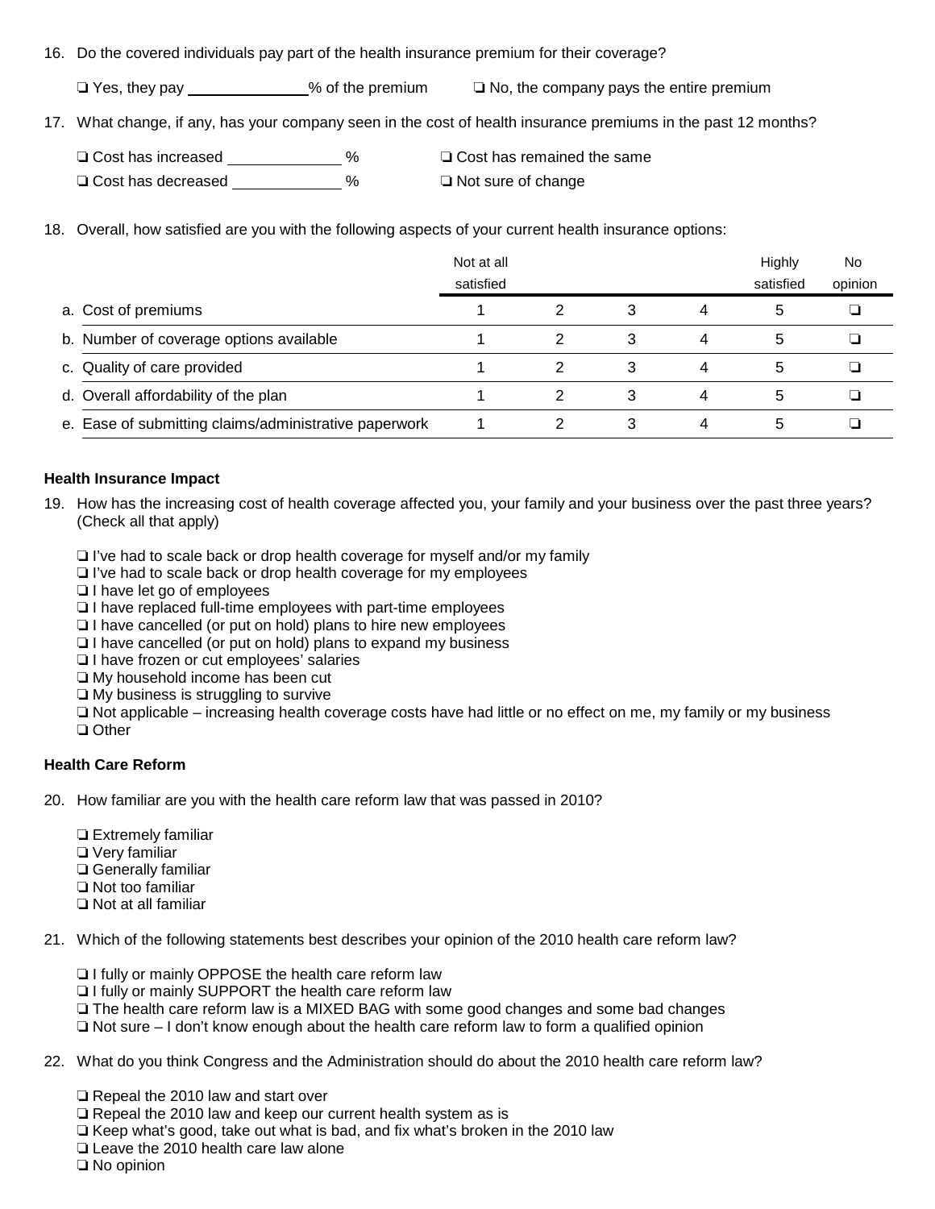16. Do the covered individuals pay part of the health insurance premium for their coverage?

    ❑ Yes, they pay ______________% of the premium ❑ No, the company pays the entire premium

17. What change, if any, has your company seen in the cost of health insurance premiums in the past 12 months?

    ❑ Cost has increased ____________ % ❑ Cost has remained the same
    ❑ Cost has decreased ____________ % ❑ Not sure of change

18. Overall, how satisfied are you with the following aspects of your current health insurance options:

| | Not at all satisfied | | | | Highly satisfied | No opinion |
|---|---|---|---|---|---|---|
| a. Cost of premiums | 1 | 2 | 3 | 4 | 5 | ❑ |
| b. Number of coverage options available | 1 | 2 | 3 | 4 | 5 | ❑ |
| c. Quality of care provided | 1 | 2 | 3 | 4 | 5 | ❑ |
| d. Overall affordability of the plan | 1 | 2 | 3 | 4 | 5 | ❑ |
| e. Ease of submitting claims/administrative paperwork | 1 | 2 | 3 | 4 | 5 | ❑ |

**Health Insurance Impact**

19. How has the increasing cost of health coverage affected you, your family and your business over the past three years? (Check all that apply)

    ❑ I've had to scale back or drop health coverage for myself and/or my family
    ❑ I've had to scale back or drop health coverage for my employees
    ❑ I have let go of employees
    ❑ I have replaced full-time employees with part-time employees
    ❑ I have cancelled (or put on hold) plans to hire new employees
    ❑ I have cancelled (or put on hold) plans to expand my business
    ❑ I have frozen or cut employees' salaries
    ❑ My household income has been cut
    ❑ My business is struggling to survive
    ❑ Not applicable – increasing health coverage costs have had little or no effect on me, my family or my business
    ❑ Other

**Health Care Reform**

20. How familiar are you with the health care reform law that was passed in 2010?

    ❑ Extremely familiar
    ❑ Very familiar
    ❑ Generally familiar
    ❑ Not too familiar
    ❑ Not at all familiar

21. Which of the following statements best describes your opinion of the 2010 health care reform law?

    ❑ I fully or mainly OPPOSE the health care reform law
    ❑ I fully or mainly SUPPORT the health care reform law
    ❑ The health care reform law is a MIXED BAG with some good changes and some bad changes
    ❑ Not sure – I don't know enough about the health care reform law to form a qualified opinion

22. What do you think Congress and the Administration should do about the 2010 health care reform law?

    ❑ Repeal the 2010 law and start over
    ❑ Repeal the 2010 law and keep our current health system as is
    ❑ Keep what's good, take out what is bad, and fix what's broken in the 2010 law
    ❑ Leave the 2010 health care law alone
    ❑ No opinion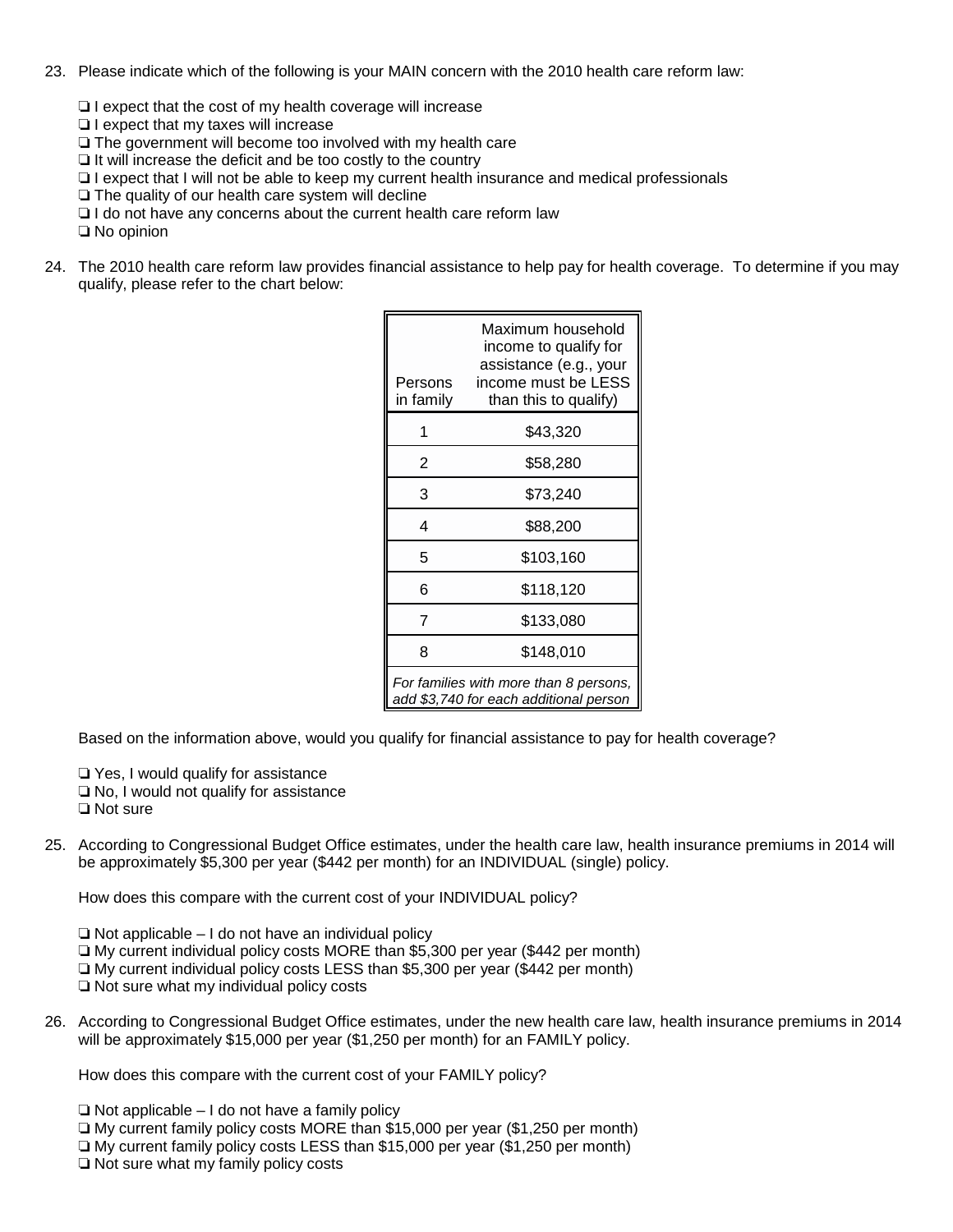23. Please indicate which of the following is your MAIN concern with the 2010 health care reform law:

    ❑ I expect that the cost of my health coverage will increase
    ❑ I expect that my taxes will increase
    ❑ The government will become too involved with my health care
    ❑ It will increase the deficit and be too costly to the country
    ❑ I expect that I will not be able to keep my current health insurance and medical professionals
    ❑ The quality of our health care system will decline
    ❑ I do not have any concerns about the current health care reform law
    ❑ No opinion

24. The 2010 health care reform law provides financial assistance to help pay for health coverage. To determine if you may qualify, please refer to the chart below:

| Persons in family | Maximum household income to qualify for assistance (e.g., your income must be LESS than this to qualify) |
|---|---|
| 1 | \$43,320 |
| 2 | \$58,280 |
| 3 | \$73,240 |
| 4 | \$88,200 |
| 5 | \$103,160 |
| 6 | \$118,120 |
| 7 | \$133,080 |
| 8 | \$148,010 |
| *For families with more than 8 persons, add \$3,740 for each additional person* | |

    Based on the information above, would you qualify for financial assistance to pay for health coverage?

    ❑ Yes, I would qualify for assistance
    ❑ No, I would not qualify for assistance
    ❑ Not sure

25. According to Congressional Budget Office estimates, under the health care law, health insurance premiums in 2014 will be approximately \$5,300 per year (\$442 per month) for an INDIVIDUAL (single) policy.

    How does this compare with the current cost of your INDIVIDUAL policy?

    ❑ Not applicable – I do not have an individual policy
    ❑ My current individual policy costs MORE than \$5,300 per year (\$442 per month)
    ❑ My current individual policy costs LESS than \$5,300 per year (\$442 per month)
    ❑ Not sure what my individual policy costs

26. According to Congressional Budget Office estimates, under the new health care law, health insurance premiums in 2014 will be approximately \$15,000 per year (\$1,250 per month) for a FAMILY policy.

    How does this compare with the current cost of your FAMILY policy?

    ❑ Not applicable – I do not have a family policy
    ❑ My current family policy costs MORE than \$15,000 per year (\$1,250 per month)
    ❑ My current family policy costs LESS than \$15,000 per year (\$1,250 per month)
    ❑ Not sure what my family policy costs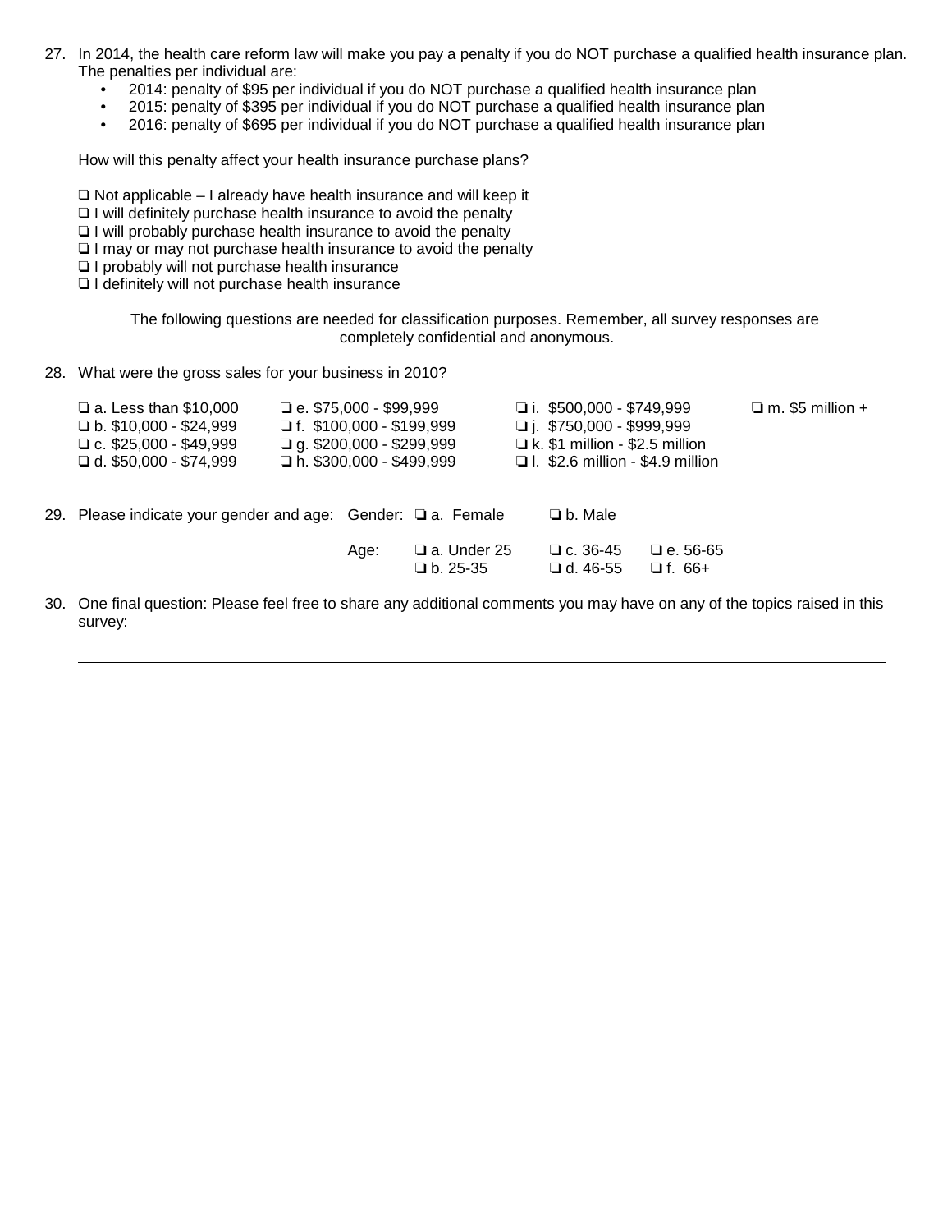27. In 2014, the health care reform law will make you pay a penalty if you do NOT purchase a qualified health insurance plan. The penalties per individual are:
    - 2014: penalty of $95 per individual if you do NOT purchase a qualified health insurance plan
    - 2015: penalty of $395 per individual if you do NOT purchase a qualified health insurance plan
    - 2016: penalty of $695 per individual if you do NOT purchase a qualified health insurance plan

    How will this penalty affect your health insurance purchase plans?

    ❑ Not applicable – I already have health insurance and will keep it
    ❑ I will definitely purchase health insurance to avoid the penalty
    ❑ I will probably purchase health insurance to avoid the penalty
    ❑ I may or may not purchase health insurance to avoid the penalty
    ❑ I probably will not purchase health insurance
    ❑ I definitely will not purchase health insurance

The following questions are needed for classification purposes. Remember, all survey responses are completely confidential and anonymous.

28. What were the gross sales for your business in 2010?

| | | | |
|---|---|---|---|
| ❑ a. Less than $10,000 | ❑ e. $75,000 - $99,999 | ❑ i. $500,000 - $749,999 | ❑ m. $5 million + |
| ❑ b. $10,000 - $24,999 | ❑ f. $100,000 - $199,999 | ❑ j. $750,000 - $999,999 | |
| ❑ c. $25,000 - $49,999 | ❑ g. $200,000 - $299,999 | ❑ k. $1 million - $2.5 million | |
| ❑ d. $50,000 - $74,999 | ❑ h. $300,000 - $499,999 | ❑ l. $2.6 million - $4.9 million | |

29. Please indicate your gender and age:

    Gender: ❑ a. Female ❑ b. Male

    Age: ❑ a. Under 25 ❑ b. 25-35 ❑ c. 36-45 ❑ d. 46-55 ❑ e. 56-65 ❑ f. 66+

30. One final question: Please feel free to share any additional comments you may have on any of the topics raised in this survey:

    ______________________________________________________________________